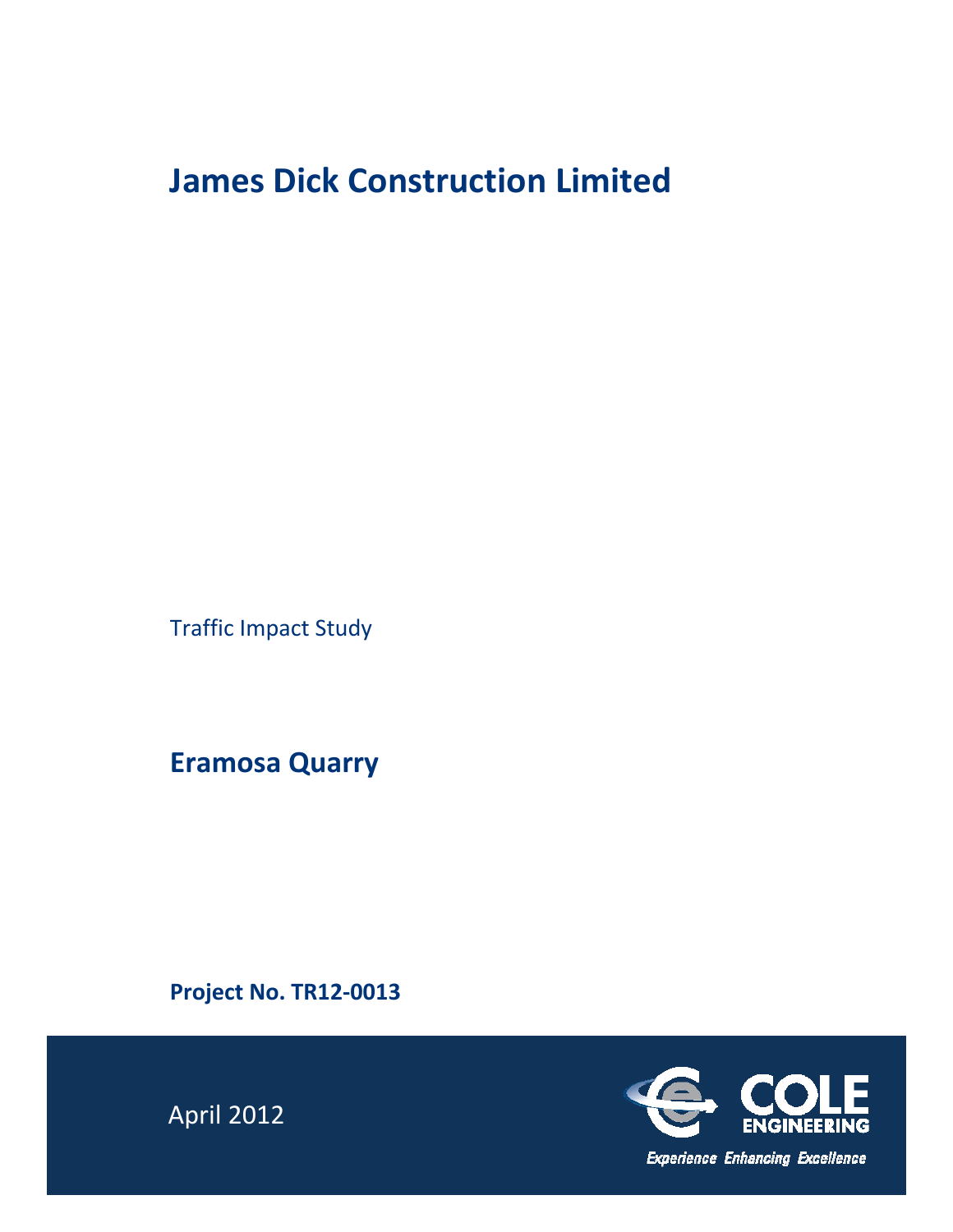# James Dick Construction Limited

Traffic Impact Study

## Eramosa Quarry

**Project No. TR12-0013**

April 2012

COLE ENGINEERING

*Experience Enhancing Excellence*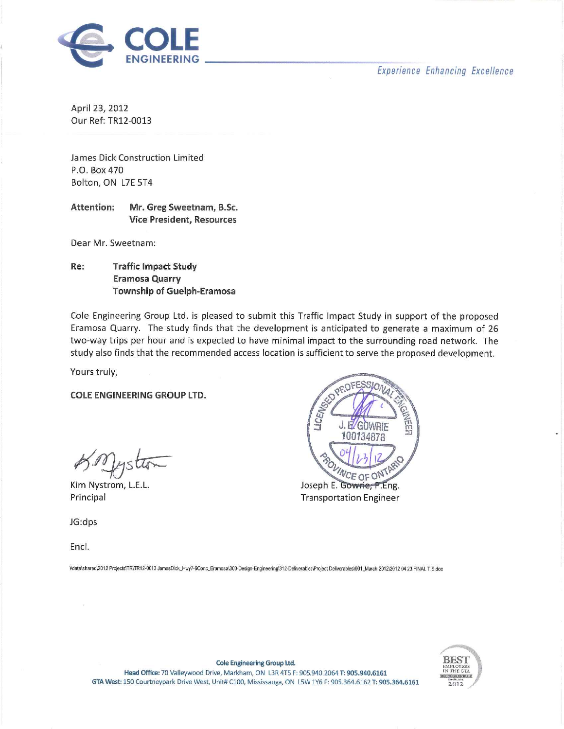**COLE ENGINEERING**

*Experience Enhancing Excellence*

April 23, 2012
Our Ref: TR12-0013

James Dick Construction Limited
P.O. Box 470
Bolton, ON L7E 5T4

**Attention:** **Mr. Greg Sweetnam, B.Sc.**
**Vice President, Resources**

Dear Mr. Sweetnam:

**Re:** **Traffic Impact Study**
**Eramosa Quarry**
**Township of Guelph-Eramosa**

Cole Engineering Group Ltd. is pleased to submit this Traffic Impact Study in support of the proposed Eramosa Quarry. The study finds that the development is anticipated to generate a maximum of 26 two-way trips per hour and is expected to have minimal impact to the surrounding road network. The study also finds that the recommended access location is sufficient to serve the proposed development.

Yours truly,

**COLE ENGINEERING GROUP LTD.**

Kim Nystrom, L.E.L.
Principal

LICENSED PROFESSIONAL ENGINEER
J. E. GOWRIE
100134878
04/23/12
PROVINCE OF ONTARIO

Joseph E. Gowrie, P.Eng.
Transportation Engineer

JG:dps

Encl.

\\data\shared\2012 Projects\TR\TR12-0013 JamesDick_Hwy7-6Conc_Eramosa\300-Design-Engineering\312-Deliverables\Project Deliverables\001_March 2012\2012 04 23 FINAL TIS.doc

**Cole Engineering Group Ltd.**
**Head Office:** 70 Valleywood Drive, Markham, ON L3R 4T5 F: 905.940.2064 **T: 905.940.6161**
**GTA West:** 150 Courtneypark Drive West, Unit# C100, Mississauga, ON L5W 1Y6 F: 905.364.6162 **T: 905.364.6161**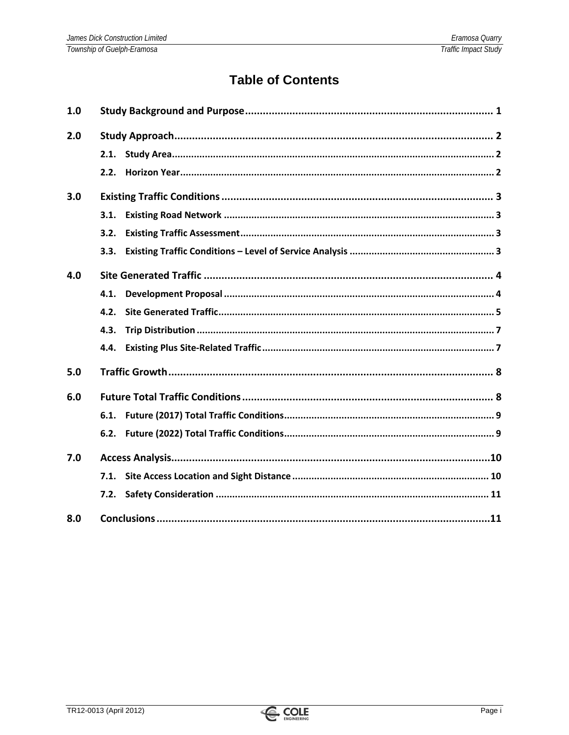# Table of Contents

| | | |
|---|---|---|
| **1.0** | **Study Background and Purpose** | **1** |
| **2.0** | **Study Approach** | **2** |
| | **2.1. Study Area** | **2** |
| | **2.2. Horizon Year** | **2** |
| **3.0** | **Existing Traffic Conditions** | **3** |
| | **3.1. Existing Road Network** | **3** |
| | **3.2. Existing Traffic Assessment** | **3** |
| | **3.3. Existing Traffic Conditions – Level of Service Analysis** | **3** |
| **4.0** | **Site Generated Traffic** | **4** |
| | **4.1. Development Proposal** | **4** |
| | **4.2. Site Generated Traffic** | **5** |
| | **4.3. Trip Distribution** | **7** |
| | **4.4. Existing Plus Site-Related Traffic** | **7** |
| **5.0** | **Traffic Growth** | **8** |
| **6.0** | **Future Total Traffic Conditions** | **8** |
| | **6.1. Future (2017) Total Traffic Conditions** | **9** |
| | **6.2. Future (2022) Total Traffic Conditions** | **9** |
| **7.0** | **Access Analysis** | **10** |
| | **7.1. Site Access Location and Sight Distance** | **10** |
| | **7.2. Safety Consideration** | **11** |
| **8.0** | **Conclusions** | **11** |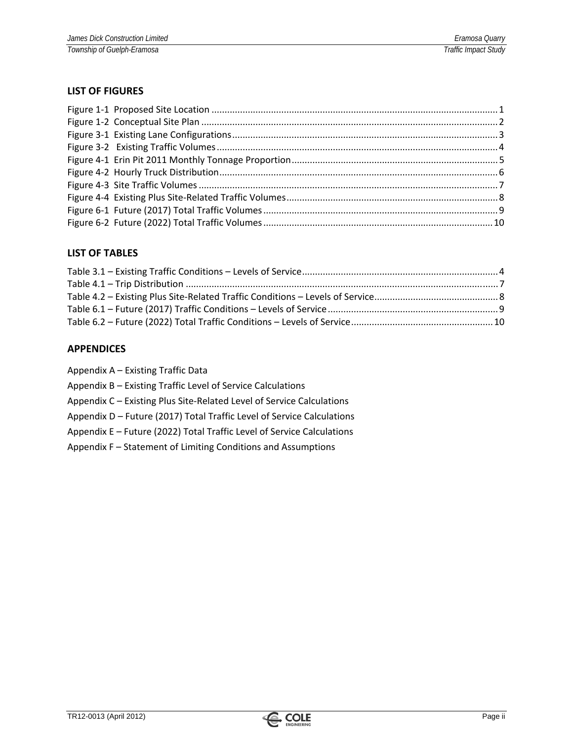## LIST OF FIGURES

Figure 1-1 Proposed Site Location ............................................................................................................. 1
Figure 1-2 Conceptual Site Plan .................................................................................................................. 2
Figure 3-1 Existing Lane Configurations ...................................................................................................... 3
Figure 3-2 Existing Traffic Volumes ............................................................................................................ 4
Figure 4-1 Erin Pit 2011 Monthly Tonnage Proportion ............................................................................... 5
Figure 4-2 Hourly Truck Distribution ........................................................................................................... 6
Figure 4-3 Site Traffic Volumes ................................................................................................................... 7
Figure 4-4 Existing Plus Site-Related Traffic Volumes ................................................................................. 8
Figure 6-1 Future (2017) Total Traffic Volumes .......................................................................................... 9
Figure 6-2 Future (2022) Total Traffic Volumes ........................................................................................ 10

## LIST OF TABLES

Table 3.1 – Existing Traffic Conditions – Levels of Service ........................................................................... 4
Table 4.1 – Trip Distribution ........................................................................................................................ 7
Table 4.2 – Existing Plus Site-Related Traffic Conditions – Levels of Service ................................................ 8
Table 6.1 – Future (2017) Traffic Conditions – Levels of Service ................................................................. 9
Table 6.2 – Future (2022) Total Traffic Conditions – Levels of Service ....................................................... 10

## APPENDICES

Appendix A – Existing Traffic Data

Appendix B – Existing Traffic Level of Service Calculations

Appendix C – Existing Plus Site-Related Level of Service Calculations

Appendix D – Future (2017) Total Traffic Level of Service Calculations

Appendix E – Future (2022) Total Traffic Level of Service Calculations

Appendix F – Statement of Limiting Conditions and Assumptions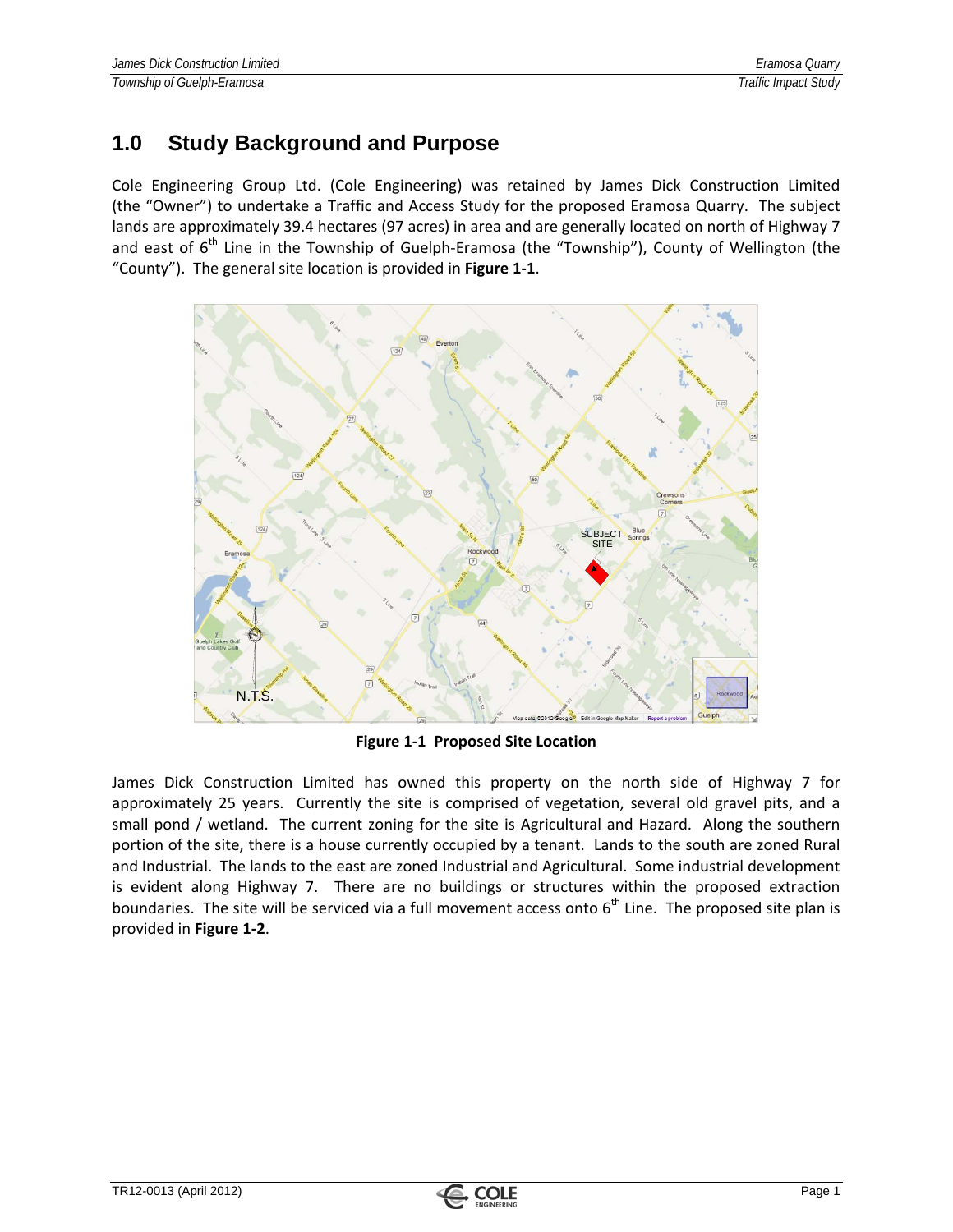# 1.0 Study Background and Purpose

Cole Engineering Group Ltd. (Cole Engineering) was retained by James Dick Construction Limited (the "Owner") to undertake a Traffic and Access Study for the proposed Eramosa Quarry. The subject lands are approximately 39.4 hectares (97 acres) in area and are generally located on north of Highway 7 and east of 6th Line in the Township of Guelph-Eramosa (the "Township"), County of Wellington (the "County"). The general site location is provided in **Figure 1-1**.

**Figure 1-1 Proposed Site Location**

James Dick Construction Limited has owned this property on the north side of Highway 7 for approximately 25 years. Currently the site is comprised of vegetation, several old gravel pits, and a small pond / wetland. The current zoning for the site is Agricultural and Hazard. Along the southern portion of the site, there is a house currently occupied by a tenant. Lands to the south are zoned Rural and Industrial. The lands to the east are zoned Industrial and Agricultural. Some industrial development is evident along Highway 7. There are no buildings or structures within the proposed extraction boundaries. The site will be serviced via a full movement access onto 6th Line. The proposed site plan is provided in **Figure 1-2**.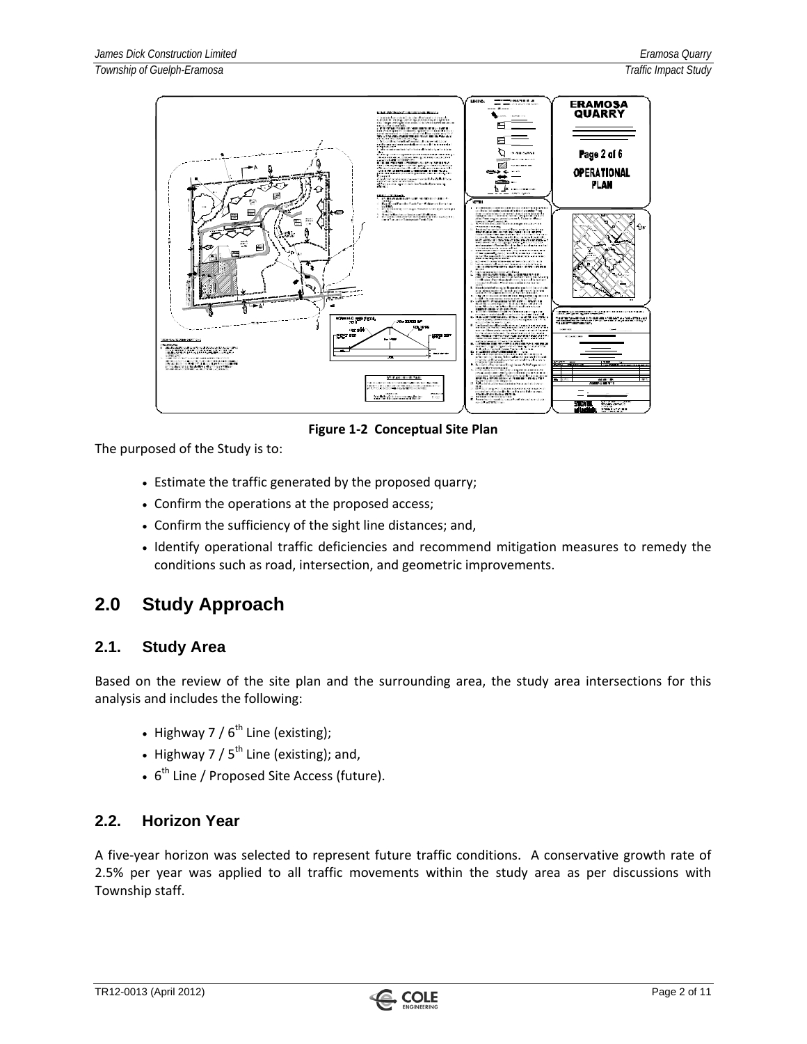Figure 1-2 Conceptual Site Plan

The purposed of the Study is to:

- Estimate the traffic generated by the proposed quarry;
- Confirm the operations at the proposed access;
- Confirm the sufficiency of the sight line distances; and,
- Identify operational traffic deficiencies and recommend mitigation measures to remedy the conditions such as road, intersection, and geometric improvements.

# 2.0 Study Approach

## 2.1. Study Area

Based on the review of the site plan and the surrounding area, the study area intersections for this analysis and includes the following:

- Highway 7 / 6th Line (existing);
- Highway 7 / 5th Line (existing); and,
- 6th Line / Proposed Site Access (future).

## 2.2. Horizon Year

A five-year horizon was selected to represent future traffic conditions. A conservative growth rate of 2.5% per year was applied to all traffic movements within the study area as per discussions with Township staff.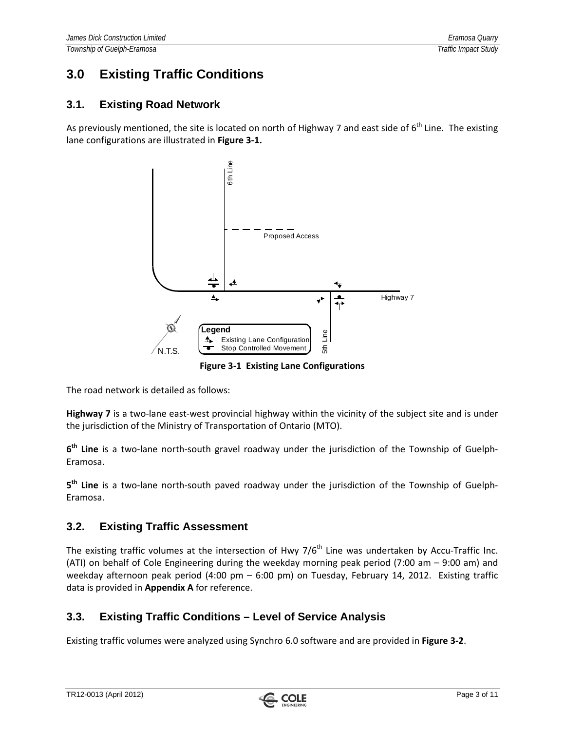# 3.0 Existing Traffic Conditions

## 3.1. Existing Road Network

As previously mentioned, the site is located on north of Highway 7 and east side of 6th Line. The existing lane configurations are illustrated in **Figure 3-1.**

6th Line

Proposed Access

Highway 7

5th Line

Legend

Existing Lane Configuration

Stop Controlled Movement

N.T.S.

**Figure 3-1 Existing Lane Configurations**

The road network is detailed as follows:

**Highway 7** is a two-lane east-west provincial highway within the vicinity of the subject site and is under the jurisdiction of the Ministry of Transportation of Ontario (MTO).

**6th Line** is a two-lane north-south gravel roadway under the jurisdiction of the Township of Guelph-Eramosa.

**5th Line** is a two-lane north-south paved roadway under the jurisdiction of the Township of Guelph-Eramosa.

## 3.2. Existing Traffic Assessment

The existing traffic volumes at the intersection of Hwy 7/6th Line was undertaken by Accu-Traffic Inc. (ATI) on behalf of Cole Engineering during the weekday morning peak period (7:00 am – 9:00 am) and weekday afternoon peak period (4:00 pm – 6:00 pm) on Tuesday, February 14, 2012. Existing traffic data is provided in **Appendix A** for reference.

## 3.3. Existing Traffic Conditions – Level of Service Analysis

Existing traffic volumes were analyzed using Synchro 6.0 software and are provided in **Figure 3-2**.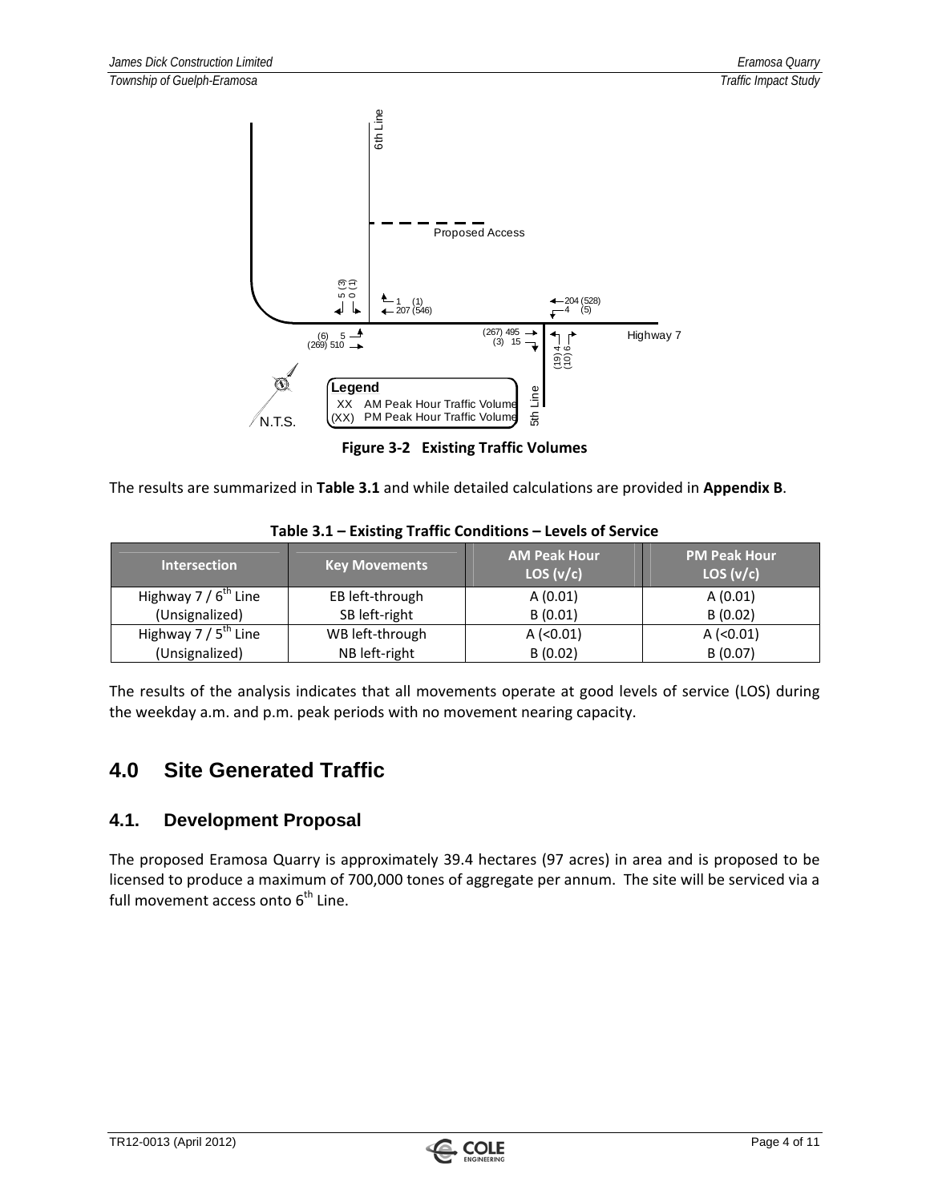6th Line

Proposed Access

5 (3)
0 (1)

1 (1)
207 (546)

204 (528)
4 (5)

(6) 5
(269) 510

(267) 495
(3) 15

(19) 4
(10) 6

Highway 7

Legend
XX AM Peak Hour Traffic Volume
(XX) PM Peak Hour Traffic Volume

5th Line

N.T.S.

**Figure 3-2 Existing Traffic Volumes**

The results are summarized in **Table 3.1** and while detailed calculations are provided in **Appendix B**.

**Table 3.1 – Existing Traffic Conditions – Levels of Service**

| Intersection | Key Movements | AM Peak Hour LOS (v/c) | PM Peak Hour LOS (v/c) |
|---|---|---|---|
| Highway 7 / 6th Line (Unsignalized) | EB left-through | A (0.01) | A (0.01) |
| | SB left-right | B (0.01) | B (0.02) |
| Highway 7 / 5th Line (Unsignalized) | WB left-through | A (<0.01) | A (<0.01) |
| | NB left-right | B (0.02) | B (0.07) |

The results of the analysis indicates that all movements operate at good levels of service (LOS) during the weekday a.m. and p.m. peak periods with no movement nearing capacity.

# 4.0 Site Generated Traffic

## 4.1. Development Proposal

The proposed Eramosa Quarry is approximately 39.4 hectares (97 acres) in area and is proposed to be licensed to produce a maximum of 700,000 tones of aggregate per annum. The site will be serviced via a full movement access onto 6th Line.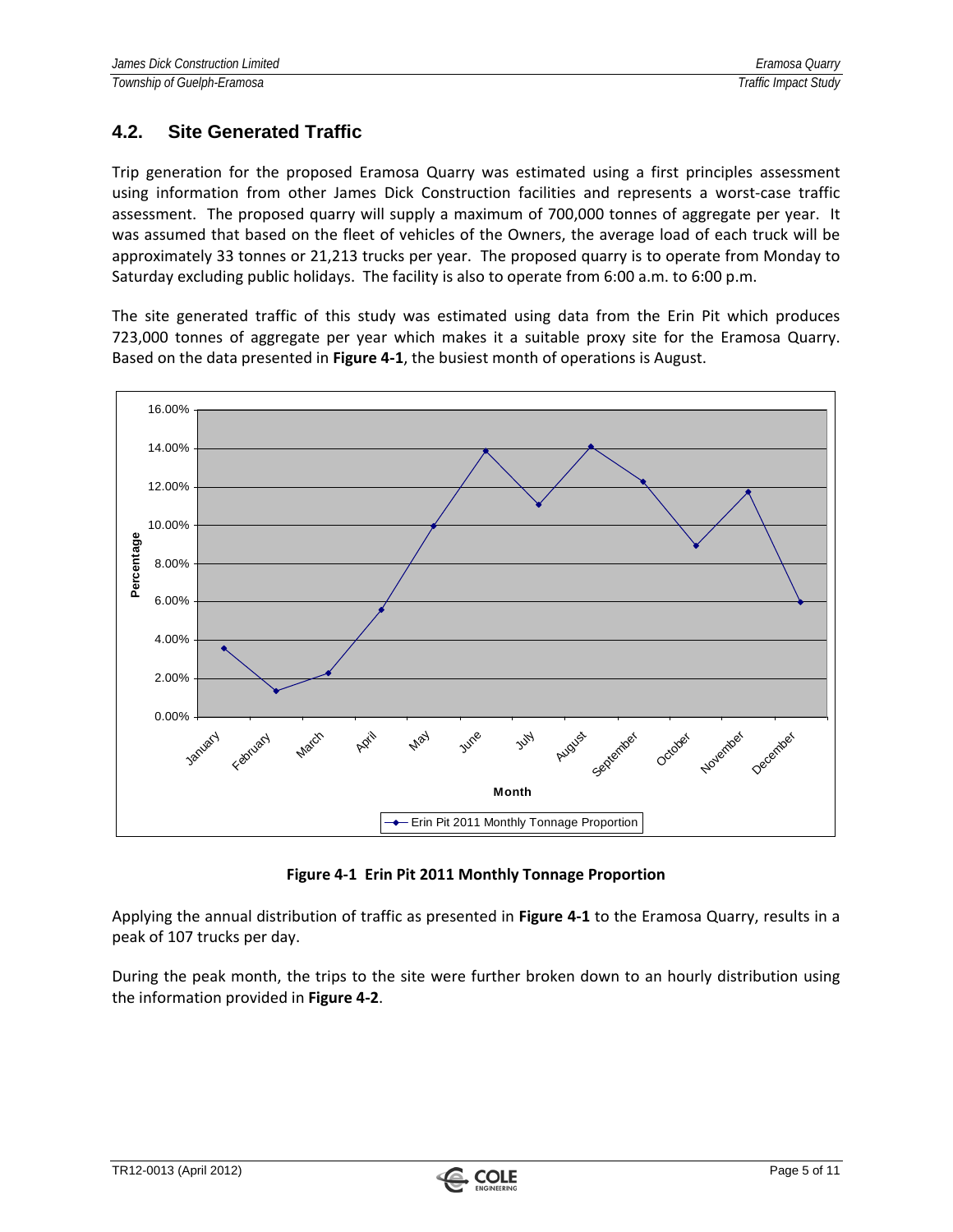## 4.2. Site Generated Traffic

Trip generation for the proposed Eramosa Quarry was estimated using a first principles assessment using information from other James Dick Construction facilities and represents a worst-case traffic assessment. The proposed quarry will supply a maximum of 700,000 tonnes of aggregate per year. It was assumed that based on the fleet of vehicles of the Owners, the average load of each truck will be approximately 33 tonnes or 21,213 trucks per year. The proposed quarry is to operate from Monday to Saturday excluding public holidays. The facility is also to operate from 6:00 a.m. to 6:00 p.m.

The site generated traffic of this study was estimated using data from the Erin Pit which produces 723,000 tonnes of aggregate per year which makes it a suitable proxy site for the Eramosa Quarry. Based on the data presented in **Figure 4-1**, the busiest month of operations is August.

Percentage

16.00%
14.00%
12.00%
10.00%
8.00%
6.00%
4.00%
2.00%
0.00%

January
February
March
April
May
June
July
August
September
October
November
December

Month

Erin Pit 2011 Monthly Tonnage Proportion

**Figure 4-1 Erin Pit 2011 Monthly Tonnage Proportion**

Applying the annual distribution of traffic as presented in **Figure 4-1** to the Eramosa Quarry, results in a peak of 107 trucks per day.

During the peak month, the trips to the site were further broken down to an hourly distribution using the information provided in **Figure 4-2**.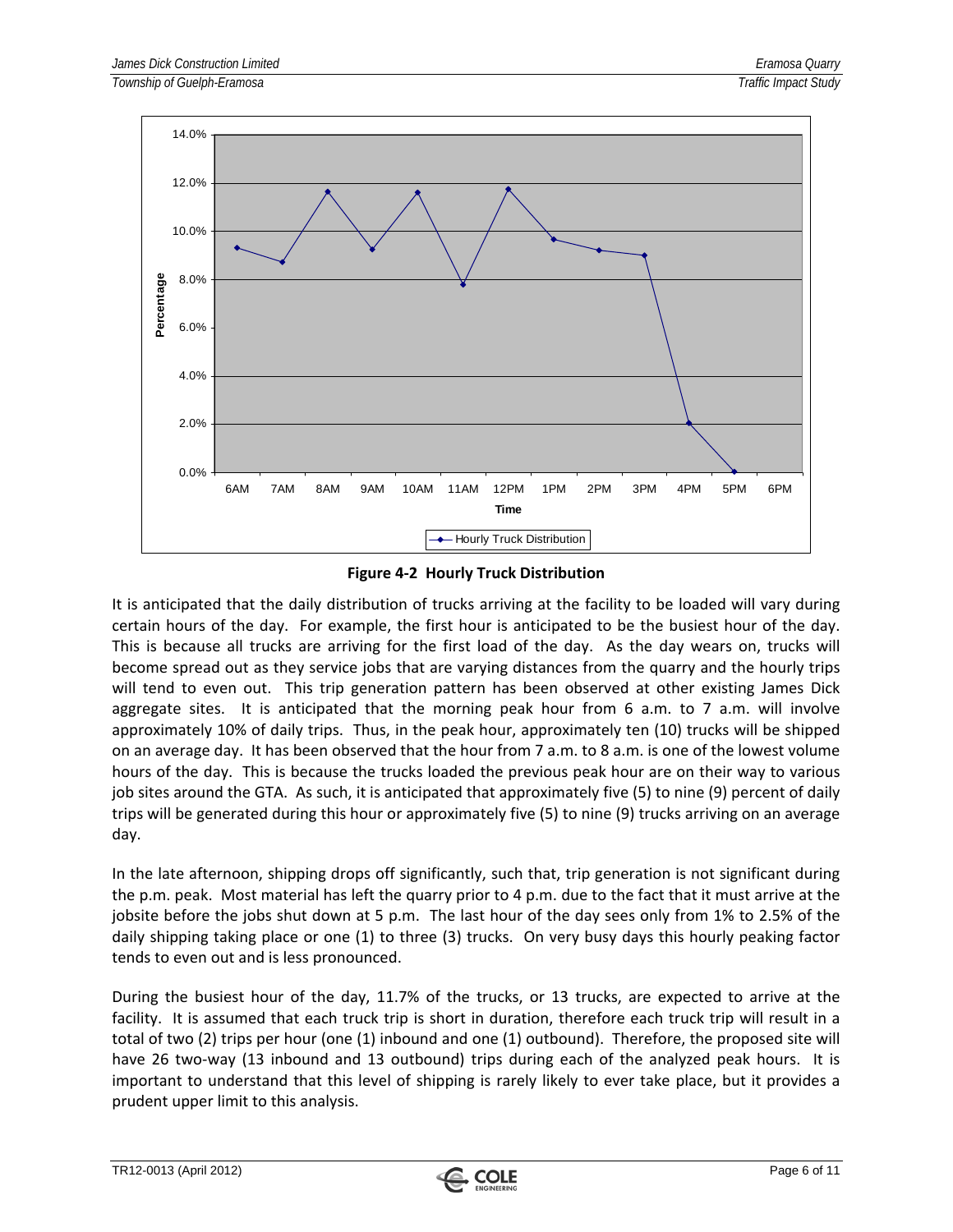**Figure 4-2 Hourly Truck Distribution**

It is anticipated that the daily distribution of trucks arriving at the facility to be loaded will vary during certain hours of the day. For example, the first hour is anticipated to be the busiest hour of the day. This is because all trucks are arriving for the first load of the day. As the day wears on, trucks will become spread out as they service jobs that are varying distances from the quarry and the hourly trips will tend to even out. This trip generation pattern has been observed at other existing James Dick aggregate sites. It is anticipated that the morning peak hour from 6 a.m. to 7 a.m. will involve approximately 10% of daily trips. Thus, in the peak hour, approximately ten (10) trucks will be shipped on an average day. It has been observed that the hour from 7 a.m. to 8 a.m. is one of the lowest volume hours of the day. This is because the trucks loaded the previous peak hour are on their way to various job sites around the GTA. As such, it is anticipated that approximately five (5) to nine (9) percent of daily trips will be generated during this hour or approximately five (5) to nine (9) trucks arriving on an average day.

In the late afternoon, shipping drops off significantly, such that, trip generation is not significant during the p.m. peak. Most material has left the quarry prior to 4 p.m. due to the fact that it must arrive at the jobsite before the jobs shut down at 5 p.m. The last hour of the day sees only from 1% to 2.5% of the daily shipping taking place or one (1) to three (3) trucks. On very busy days this hourly peaking factor tends to even out and is less pronounced.

During the busiest hour of the day, 11.7% of the trucks, or 13 trucks, are expected to arrive at the facility. It is assumed that each truck trip is short in duration, therefore each truck trip will result in a total of two (2) trips per hour (one (1) inbound and one (1) outbound). Therefore, the proposed site will have 26 two-way (13 inbound and 13 outbound) trips during each of the analyzed peak hours. It is important to understand that this level of shipping is rarely likely to ever take place, but it provides a prudent upper limit to this analysis.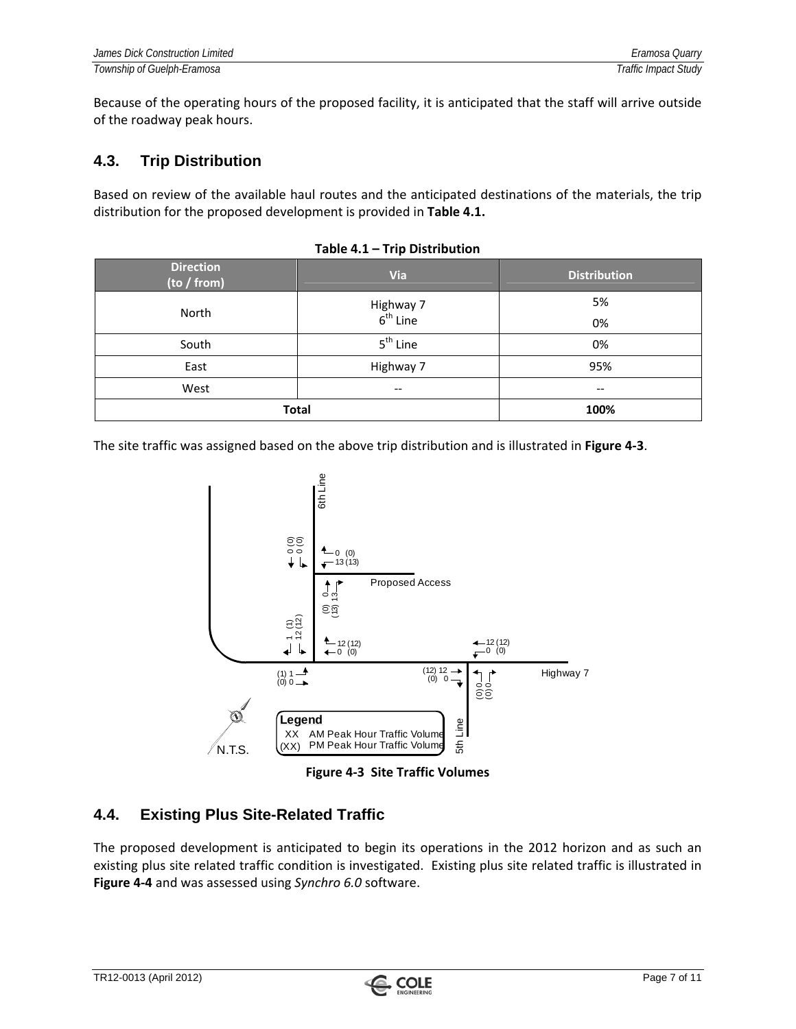Because of the operating hours of the proposed facility, it is anticipated that the staff will arrive outside of the roadway peak hours.

## 4.3. Trip Distribution

Based on review of the available haul routes and the anticipated destinations of the materials, the trip distribution for the proposed development is provided in **Table 4.1.**

**Table 4.1 – Trip Distribution**

| Direction (to / from) | Via | Distribution |
|---|---|---|
| North | Highway 7 | 5% |
| | 6th Line | 0% |
| South | 5th Line | 0% |
| East | Highway 7 | 95% |
| West | -- | -- |
| **Total** | | **100%** |

The site traffic was assigned based on the above trip distribution and is illustrated in **Figure 4-3**.

6th Line
Proposed Access
Highway 7
5th Line
0 (0)
0 (0)
0 (0)
13 (13)
0
13
(0)
(13)
1 (1)
12 (12)
12 (12)
0 (0)
12 (12)
0 (0)
(1) 1
(0) 0
(12) 12
(0) 0
(0) 0
(0) 0
Legend
XX AM Peak Hour Traffic Volume
(XX) PM Peak Hour Traffic Volume
N.T.S.

**Figure 4-3 Site Traffic Volumes**

## 4.4. Existing Plus Site-Related Traffic

The proposed development is anticipated to begin its operations in the 2012 horizon and as such an existing plus site related traffic condition is investigated. Existing plus site related traffic is illustrated in **Figure 4-4** and was assessed using *Synchro 6.0* software.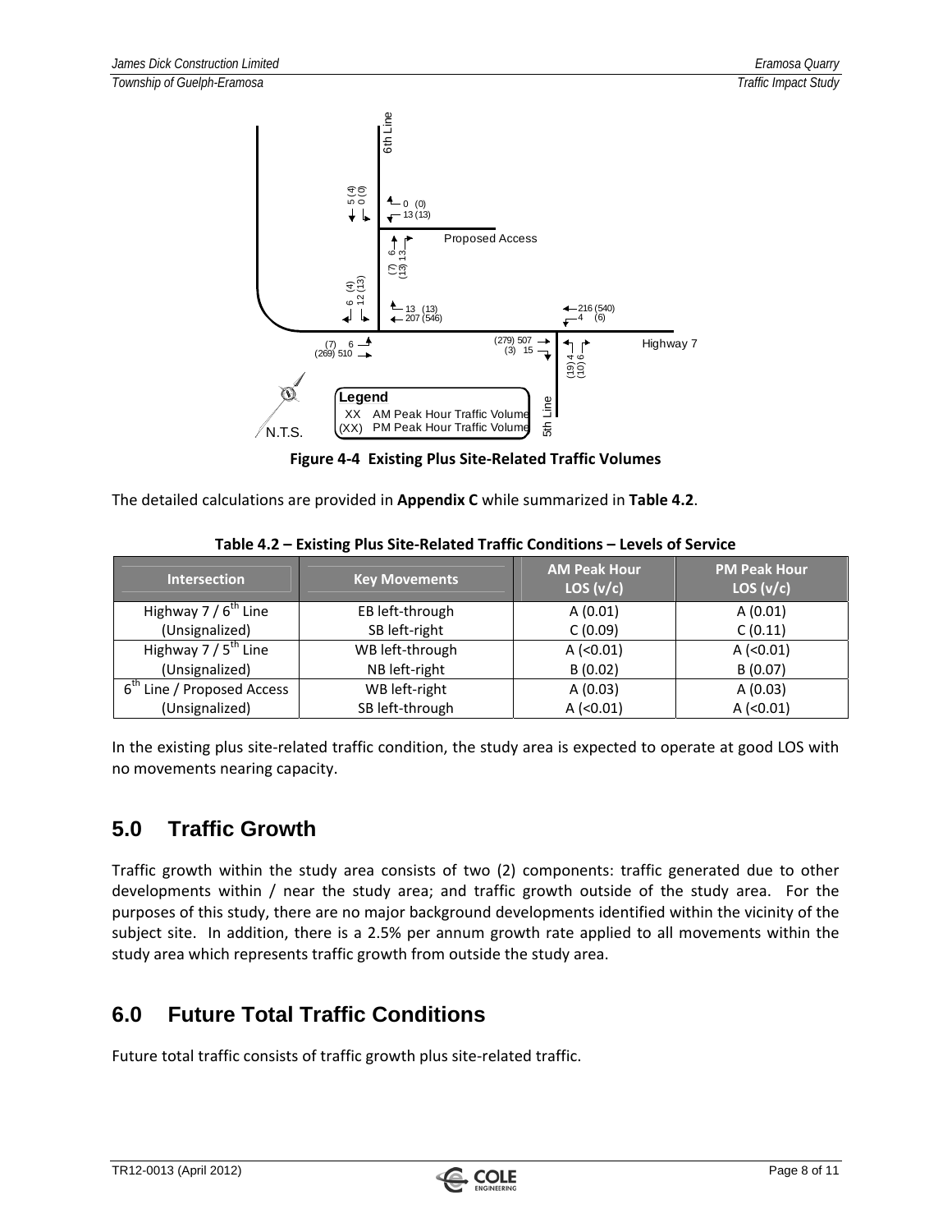6th Line

5 (4)
0 (0)

0 (0)
13 (13)

Proposed Access

(7) 6
(13) 13

6 (4)
12 (13)

13 (13)
207 (546)

216 (540)
4 (6)

(7) 6
(269) 510

(279) 507
(3) 15

Highway 7

(19) 4
(10) 6

Legend
XX AM Peak Hour Traffic Volume
(XX) PM Peak Hour Traffic Volume

5th Line

N.T.S.

**Figure 4-4 Existing Plus Site-Related Traffic Volumes**

The detailed calculations are provided in **Appendix C** while summarized in **Table 4.2**.

**Table 4.2 – Existing Plus Site-Related Traffic Conditions – Levels of Service**

| Intersection | Key Movements | AM Peak Hour LOS (v/c) | PM Peak Hour LOS (v/c) |
|---|---|---|---|
| Highway 7 / 6th Line (Unsignalized) | EB left-through | A (0.01) | A (0.01) |
| | SB left-right | C (0.09) | C (0.11) |
| Highway 7 / 5th Line (Unsignalized) | WB left-through | A (<0.01) | A (<0.01) |
| | NB left-right | B (0.02) | B (0.07) |
| 6th Line / Proposed Access (Unsignalized) | WB left-right | A (0.03) | A (0.03) |
| | SB left-through | A (<0.01) | A (<0.01) |

In the existing plus site-related traffic condition, the study area is expected to operate at good LOS with no movements nearing capacity.

## 5.0 Traffic Growth

Traffic growth within the study area consists of two (2) components: traffic generated due to other developments within / near the study area; and traffic growth outside of the study area. For the purposes of this study, there are no major background developments identified within the vicinity of the subject site. In addition, there is a 2.5% per annum growth rate applied to all movements within the study area which represents traffic growth from outside the study area.

## 6.0 Future Total Traffic Conditions

Future total traffic consists of traffic growth plus site-related traffic.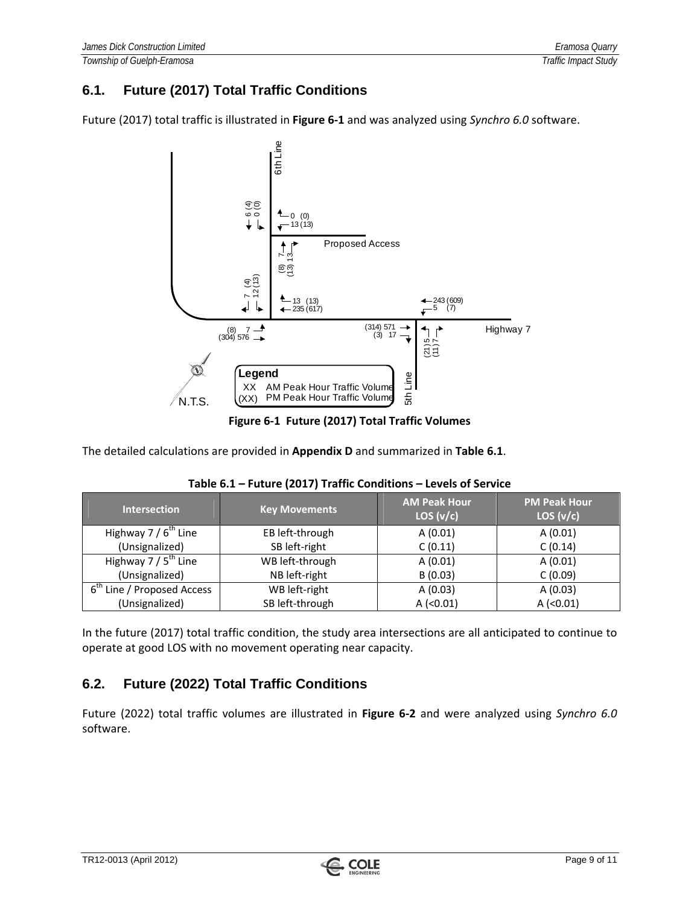## 6.1. Future (2017) Total Traffic Conditions

Future (2017) total traffic is illustrated in **Figure 6-1** and was analyzed using *Synchro 6.0* software.

6th Line

Proposed Access

Highway 7

5th Line

Legend
XX AM Peak Hour Traffic Volume
(XX) PM Peak Hour Traffic Volume

N.T.S.

6 (4)
0 (0)
0 (0)
13 (13)
7 (8)
13 (13)
7 (4)
12 (13)
13 (13)
235 (617)
(8) 7
(304) 576
(314) 571
(3) 17
243 (609)
5 (7)
(21) 5
(11) 7

**Figure 6-1 Future (2017) Total Traffic Volumes**

The detailed calculations are provided in **Appendix D** and summarized in **Table 6.1**.

**Table 6.1 – Future (2017) Traffic Conditions – Levels of Service**

| Intersection | Key Movements | AM Peak Hour LOS (v/c) | PM Peak Hour LOS (v/c) |
|---|---|---|---|
| Highway 7 / 6th Line (Unsignalized) | EB left-through | A (0.01) | A (0.01) |
| | SB left-right | C (0.11) | C (0.14) |
| Highway 7 / 5th Line (Unsignalized) | WB left-through | A (0.01) | A (0.01) |
| | NB left-right | B (0.03) | C (0.09) |
| 6th Line / Proposed Access (Unsignalized) | WB left-right | A (0.03) | A (0.03) |
| | SB left-through | A (<0.01) | A (<0.01) |

In the future (2017) total traffic condition, the study area intersections are all anticipated to continue to operate at good LOS with no movement operating near capacity.

## 6.2. Future (2022) Total Traffic Conditions

Future (2022) total traffic volumes are illustrated in **Figure 6-2** and were analyzed using *Synchro 6.0* software.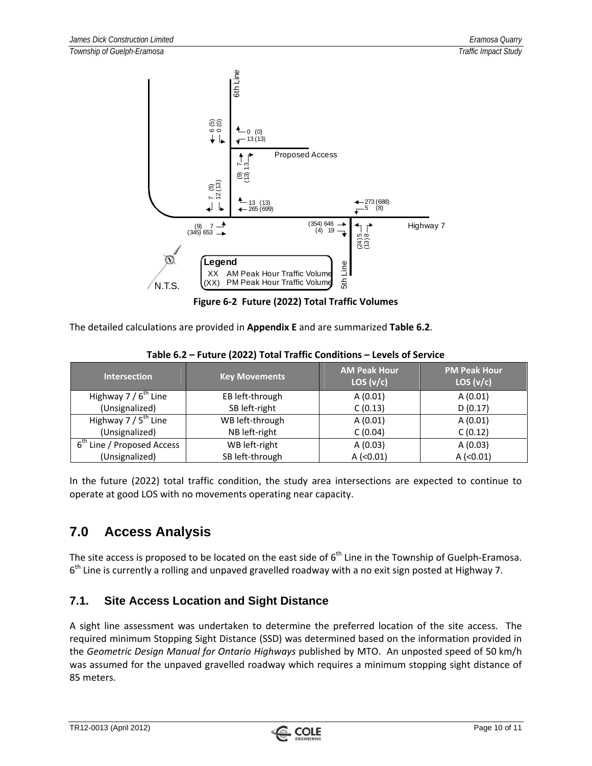6th Line

6 (5)
0 (0)

0 (0)
13 (13)

Proposed Access

7 (9)
13 (13)

7 (5)
12 (13)

13 (13)
265 (699)

273 (688)
5 (8)

(9) 7
(345) 653

(354) 646
(4) 19

(24) 5
(13) 8

Highway 7

Legend
XX AM Peak Hour Traffic Volume
(XX) PM Peak Hour Traffic Volume

5th Line

N.T.S.

**Figure 6-2 Future (2022) Total Traffic Volumes**

The detailed calculations are provided in **Appendix E** and are summarized **Table 6.2**.

**Table 6.2 – Future (2022) Total Traffic Conditions – Levels of Service**

| Intersection | Key Movements | AM Peak Hour LOS (v/c) | PM Peak Hour LOS (v/c) |
|---|---|---|---|
| Highway 7 / 6th Line (Unsignalized) | EB left-through | A (0.01) | A (0.01) |
| | SB left-right | C (0.13) | D (0.17) |
| Highway 7 / 5th Line (Unsignalized) | WB left-through | A (0.01) | A (0.01) |
| | NB left-right | C (0.04) | C (0.12) |
| 6th Line / Proposed Access (Unsignalized) | WB left-right | A (0.03) | A (0.03) |
| | SB left-through | A (<0.01) | A (<0.01) |

In the future (2022) total traffic condition, the study area intersections are expected to continue to operate at good LOS with no movements operating near capacity.

# 7.0 Access Analysis

The site access is proposed to be located on the east side of 6th Line in the Township of Guelph-Eramosa. 6th Line is currently a rolling and unpaved gravelled roadway with a no exit sign posted at Highway 7.

## 7.1. Site Access Location and Sight Distance

A sight line assessment was undertaken to determine the preferred location of the site access. The required minimum Stopping Sight Distance (SSD) was determined based on the information provided in the *Geometric Design Manual for Ontario Highways* published by MTO. An unposted speed of 50 km/h was assumed for the unpaved gravelled roadway which requires a minimum stopping sight distance of 85 meters.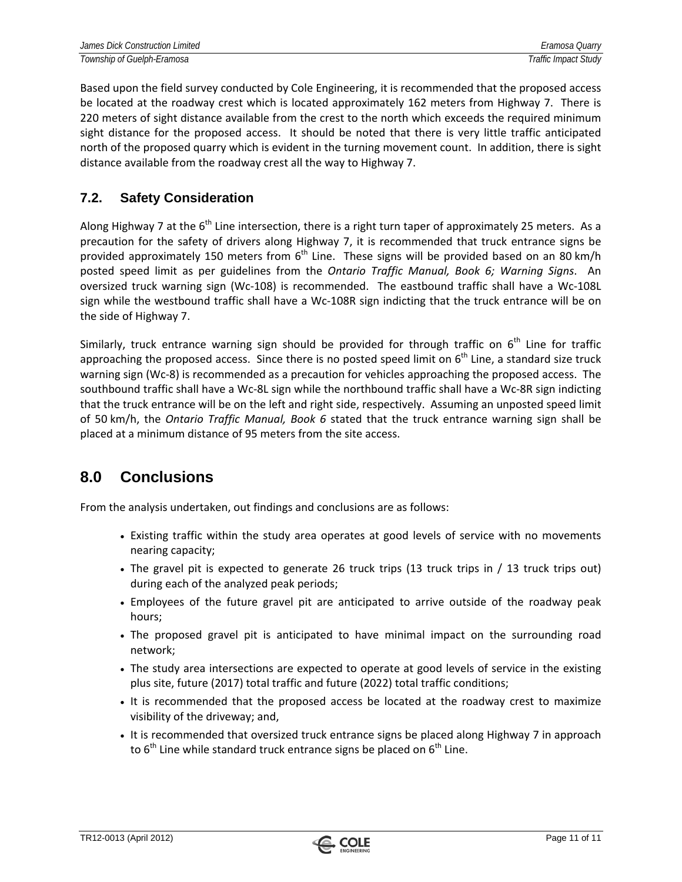Based upon the field survey conducted by Cole Engineering, it is recommended that the proposed access be located at the roadway crest which is located approximately 162 meters from Highway 7. There is 220 meters of sight distance available from the crest to the north which exceeds the required minimum sight distance for the proposed access. It should be noted that there is very little traffic anticipated north of the proposed quarry which is evident in the turning movement count. In addition, there is sight distance available from the roadway crest all the way to Highway 7.

## 7.2. Safety Consideration

Along Highway 7 at the 6$^{th}$ Line intersection, there is a right turn taper of approximately 25 meters. As a precaution for the safety of drivers along Highway 7, it is recommended that truck entrance signs be provided approximately 150 meters from 6$^{th}$ Line. These signs will be provided based on an 80 km/h posted speed limit as per guidelines from the *Ontario Traffic Manual, Book 6; Warning Signs*. An oversized truck warning sign (Wc-108) is recommended. The eastbound traffic shall have a Wc-108L sign while the westbound traffic shall have a Wc-108R sign indicting that the truck entrance will be on the side of Highway 7.

Similarly, truck entrance warning sign should be provided for through traffic on 6$^{th}$ Line for traffic approaching the proposed access. Since there is no posted speed limit on 6$^{th}$ Line, a standard size truck warning sign (Wc-8) is recommended as a precaution for vehicles approaching the proposed access. The southbound traffic shall have a Wc-8L sign while the northbound traffic shall have a Wc-8R sign indicting that the truck entrance will be on the left and right side, respectively. Assuming an unposted speed limit of 50 km/h, the *Ontario Traffic Manual, Book 6* stated that the truck entrance warning sign shall be placed at a minimum distance of 95 meters from the site access.

# 8.0 Conclusions

From the analysis undertaken, out findings and conclusions are as follows:

- Existing traffic within the study area operates at good levels of service with no movements nearing capacity;
- The gravel pit is expected to generate 26 truck trips (13 truck trips in / 13 truck trips out) during each of the analyzed peak periods;
- Employees of the future gravel pit are anticipated to arrive outside of the roadway peak hours;
- The proposed gravel pit is anticipated to have minimal impact on the surrounding road network;
- The study area intersections are expected to operate at good levels of service in the existing plus site, future (2017) total traffic and future (2022) total traffic conditions;
- It is recommended that the proposed access be located at the roadway crest to maximize visibility of the driveway; and,
- It is recommended that oversized truck entrance signs be placed along Highway 7 in approach to 6$^{th}$ Line while standard truck entrance signs be placed on 6$^{th}$ Line.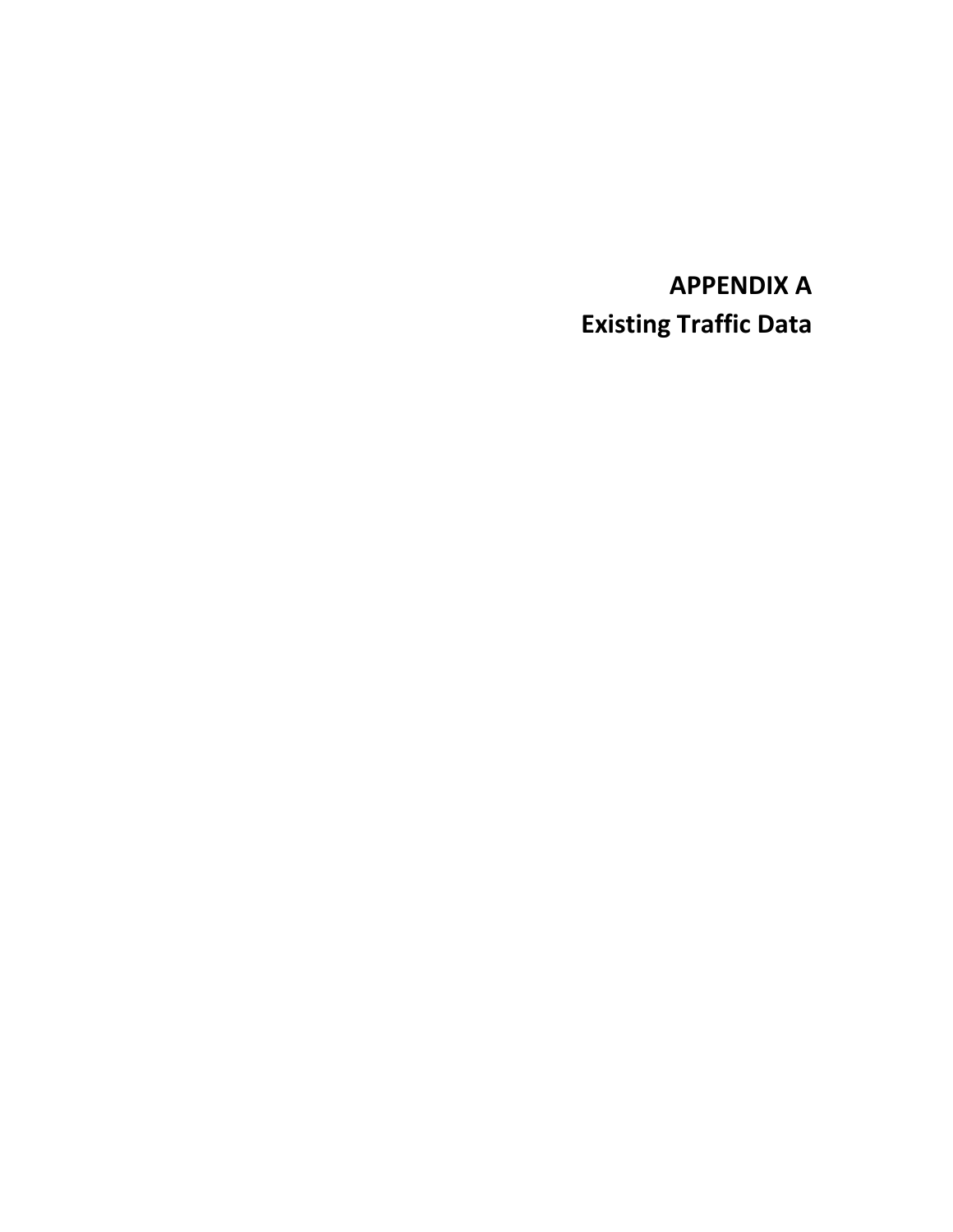# APPENDIX A
## Existing Traffic Data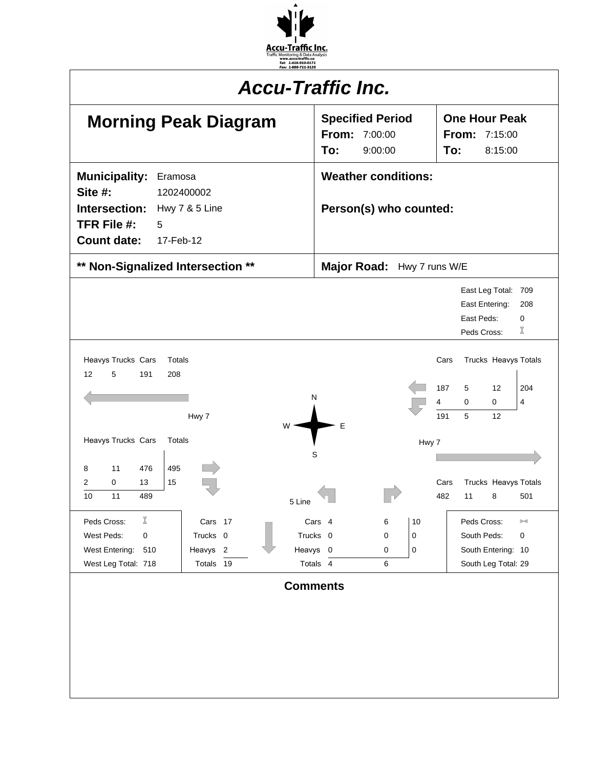# Accu-Traffic Inc.

## Morning Peak Diagram

**Specified Period**
**From:** 7:00:00
**To:** 9:00:00

**One Hour Peak**
**From:** 7:15:00
**To:** 8:15:00

**Municipality:** Eramosa
**Site #:** 1202400002
**Intersection:** Hwy 7 & 5 Line
**TFR File #:** 5
**Count date:** 17-Feb-12

**Weather conditions:**

**Person(s) who counted:**

**\*\* Non-Signalized Intersection \*\***

**Major Road:** Hwy 7 runs W/E

East Leg Total: 709
East Entering: 208
East Peds: 0
Peds Cross: ⌛

N
W E
S

Hwy 7

Heavys Trucks Cars Totals
12 5 191 208

Heavys Trucks Cars Totals
8 11 476 495
2 0 13 15
10 11 489

Cars Trucks Heavys Totals
187 5 12 204
4 0 0 4
191 5 12

Hwy 7

Cars Trucks Heavys Totals
482 11 8 501

5 Line

| | |
|---|---|
| Peds Cross: | ⌛ |
| West Peds: | 0 |
| West Entering: | 510 |
| West Leg Total: | 718 |

| | |
|---|---|
| Cars | 17 |
| Trucks | 0 |
| Heavys | 2 |
| Totals | 19 |

| | | | |
|---|---|---|---|
| Cars | 4 | 6 | 10 |
| Trucks | 0 | 0 | 0 |
| Heavys | 0 | 0 | 0 |
| Totals | 4 | 6 | |

| | |
|---|---|
| Peds Cross: | ⋈ |
| South Peds: | 0 |
| South Entering: | 10 |
| South Leg Total: | 29 |

**Comments**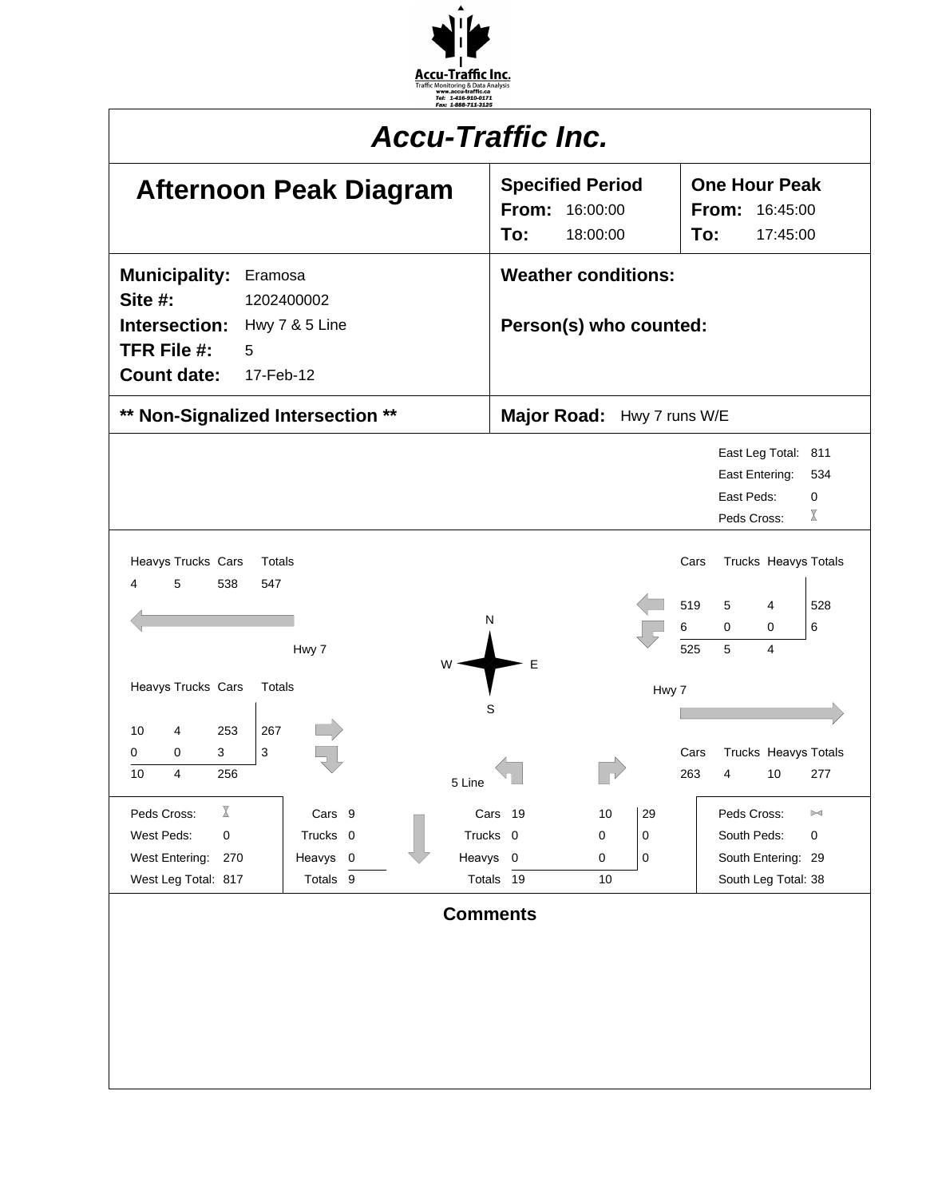Accu-Traffic Inc.
Traffic Monitoring & Data Analysis
www.accu-traffic.ca
Tel: 1-416-910-0171
Fax: 1-888-711-3125

# *Accu-Traffic Inc.*

| **Afternoon Peak Diagram** | **Specified Period** | **One Hour Peak** |
|---|---|---|
| | **From:** 16:00:00 | **From:** 16:45:00 |
| | **To:** 18:00:00 | **To:** 17:45:00 |

**Municipality:** Eramosa
**Site #:** 1202400002
**Intersection:** Hwy 7 & 5 Line
**TFR File #:** 5
**Count date:** 17-Feb-12

**Weather conditions:**

**Person(s) who counted:**

**** Non-Signalized Intersection ****

**Major Road:** Hwy 7 runs W/E

East Leg Total: 811
East Entering: 534
East Peds: 0
Peds Cross: ⧗

**Westbound exiting (Hwy 7, west leg)**

| Heavys | Trucks | Cars | Totals |
|---|---|---|---|
| 4 | 5 | 538 | 547 |

**Westbound approach (Hwy 7, east leg)**

| Movement | Cars | Trucks | Heavys | Totals |
|---|---|---|---|---|
| Through | 519 | 5 | 4 | 528 |
| Left | 6 | 0 | 0 | 6 |
| | 525 | 5 | 4 | |

**Eastbound approach (Hwy 7, west leg)**

| Movement | Heavys | Trucks | Cars | Totals |
|---|---|---|---|---|
| Through | 10 | 4 | 253 | 267 |
| Right | 0 | 0 | 3 | 3 |
| | 10 | 4 | 256 | |

**Eastbound exiting (Hwy 7, east leg)**

| Cars | Trucks | Heavys | Totals |
|---|---|---|---|
| 263 | 4 | 10 | 277 |

**Southbound exiting (5 Line)**

| | |
|---|---|
| Cars | 9 |
| Trucks | 0 |
| Heavys | 0 |
| Totals | 9 |

**Northbound approach (5 Line)**

| | Left | Right | Totals |
|---|---|---|---|
| Cars | 19 | 10 | 29 |
| Trucks | 0 | 0 | 0 |
| Heavys | 0 | 0 | 0 |
| Totals | 19 | 10 | |

Peds Cross: ⧗
West Peds: 0
West Entering: 270
West Leg Total: 817

Peds Cross: ⋈
South Peds: 0
South Entering: 29
South Leg Total: 38

**Comments**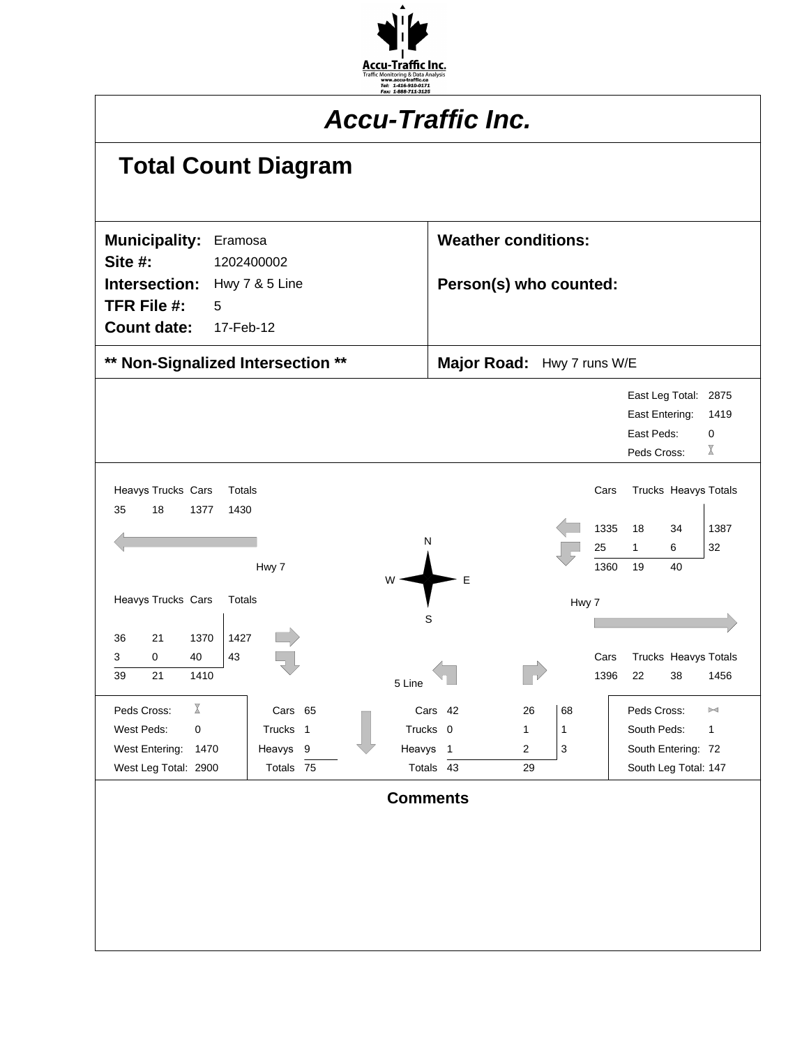# Accu-Traffic Inc.

## Total Count Diagram

| | | | |
|---|---|---|---|
| **Municipality:** | Eramosa | **Weather conditions:** | |
| **Site #:** | 1202400002 | | |
| **Intersection:** | Hwy 7 & 5 Line | **Person(s) who counted:** | |
| **TFR File #:** | 5 | | |
| **Count date:** | 17-Feb-12 | | |

**** Non-Signalized Intersection ****

**Major Road:** Hwy 7 runs W/E

East Leg Total: 2875
East Entering: 1419
East Peds: 0
Peds Cross: ⌛

**Hwy 7 (West leg, exiting westbound)**

| Heavys | Trucks | Cars | Totals |
|---|---|---|---|
| 35 | 18 | 1377 | 1430 |

**Hwy 7 (East approach, westbound)**

| | Cars | Trucks | Heavys | Totals |
|---|---|---|---|---|
| Through | 1335 | 18 | 34 | 1387 |
| Left | 25 | 1 | 6 | 32 |
| Total | 1360 | 19 | 40 | |

**Hwy 7 (West approach, eastbound)**

| | Heavys | Trucks | Cars | Totals |
|---|---|---|---|---|
| Through | 36 | 21 | 1370 | 1427 |
| Right | 3 | 0 | 40 | 43 |
| Total | 39 | 21 | 1410 | |

**Hwy 7 (East leg, exiting eastbound)**

| Cars | Trucks | Heavys | Totals |
|---|---|---|---|
| 1396 | 22 | 38 | 1456 |

**5 Line (South leg)**

| | Exiting | Left | Right | Totals |
|---|---|---|---|---|
| Cars | 65 | 42 | 26 | 68 |
| Trucks | 1 | 0 | 1 | 1 |
| Heavys | 9 | 1 | 2 | 3 |
| Totals | 75 | 43 | 29 | |

Peds Cross: ⌛
West Peds: 0
West Entering: 1470
West Leg Total: 2900

Peds Cross: ⋈
South Peds: 1
South Entering: 72
South Leg Total: 147

**Comments**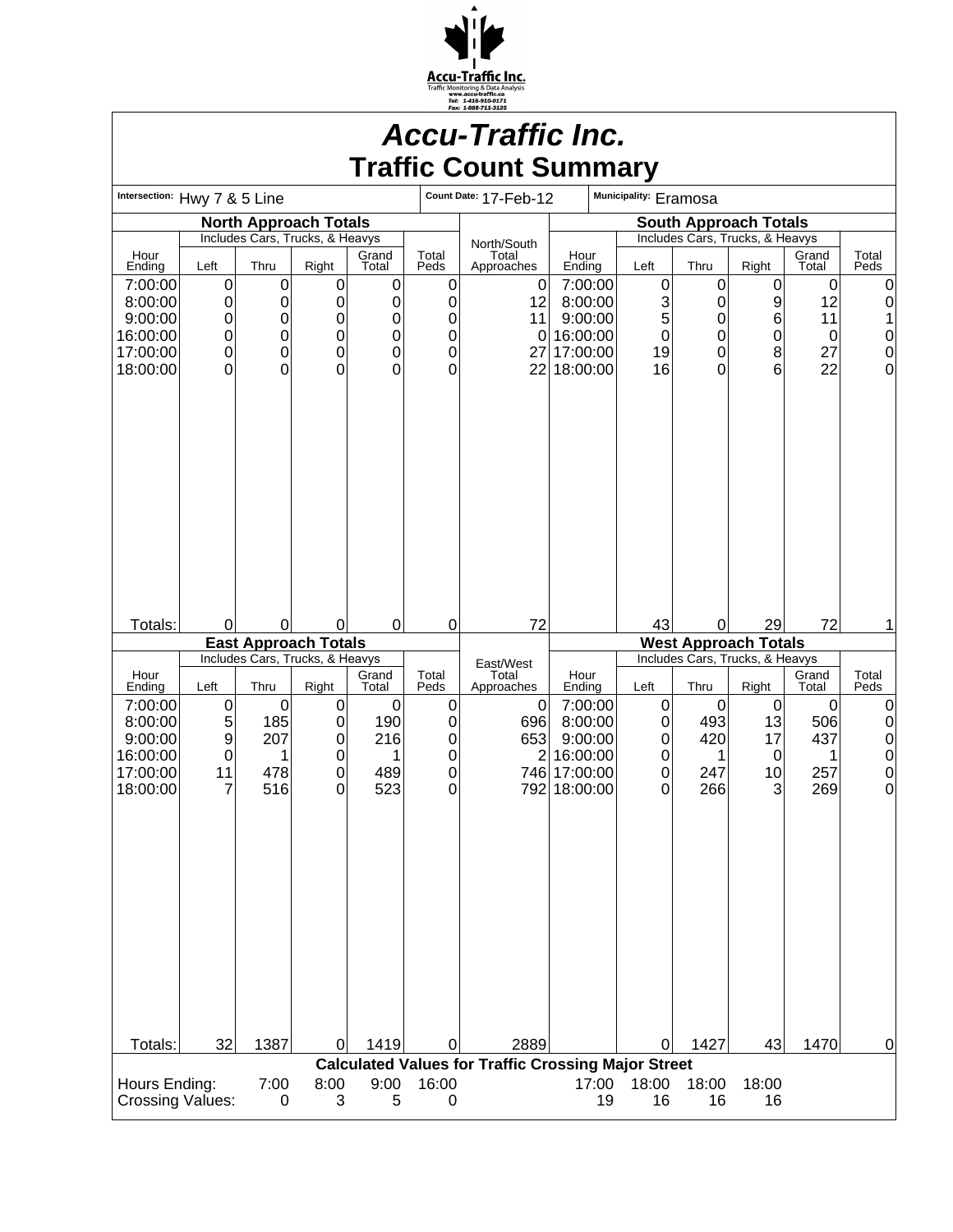Accu-Traffic Inc.
Traffic Monitoring & Data Analysis
www.accu-traffic.ca
Tel: 1-416-910-0171
Fax: 1-888-711-3125

# *Accu-Traffic Inc.*
## Traffic Count Summary

Intersection: Hwy 7 & 5 Line | Count Date: 17-Feb-12 | Municipality: Eramosa

| North Approach Totals | | | | | | | South Approach Totals | | | | | |
|---|---|---|---|---|---|---|---|---|---|---|---|---|
| | Includes Cars, Trucks, & Heavys | | | | | | | Includes Cars, Trucks, & Heavys | | | | |
| Hour Ending | Left | Thru | Right | Grand Total | Total Peds | North/South Total Approaches | Hour Ending | Left | Thru | Right | Grand Total | Total Peds |
| 7:00:00 | 0 | 0 | 0 | 0 | 0 | 0 | 7:00:00 | 0 | 0 | 0 | 0 | 0 |
| 8:00:00 | 0 | 0 | 0 | 0 | 0 | 12 | 8:00:00 | 3 | 0 | 9 | 12 | 0 |
| 9:00:00 | 0 | 0 | 0 | 0 | 0 | 11 | 9:00:00 | 5 | 0 | 6 | 11 | 1 |
| 16:00:00 | 0 | 0 | 0 | 0 | 0 | 0 | 16:00:00 | 0 | 0 | 0 | 0 | 0 |
| 17:00:00 | 0 | 0 | 0 | 0 | 0 | 27 | 17:00:00 | 19 | 0 | 8 | 27 | 0 |
| 18:00:00 | 0 | 0 | 0 | 0 | 0 | 22 | 18:00:00 | 16 | 0 | 6 | 22 | 0 |
| Totals: | 0 | 0 | 0 | 0 | 0 | 72 | | 43 | 0 | 29 | 72 | 1 |

| East Approach Totals | | | | | | | West Approach Totals | | | | | |
|---|---|---|---|---|---|---|---|---|---|---|---|---|
| | Includes Cars, Trucks, & Heavys | | | | | | | Includes Cars, Trucks, & Heavys | | | | |
| Hour Ending | Left | Thru | Right | Grand Total | Total Peds | East/West Total Approaches | Hour Ending | Left | Thru | Right | Grand Total | Total Peds |
| 7:00:00 | 0 | 0 | 0 | 0 | 0 | 0 | 7:00:00 | 0 | 0 | 0 | 0 | 0 |
| 8:00:00 | 5 | 185 | 0 | 190 | 0 | 696 | 8:00:00 | 0 | 493 | 13 | 506 | 0 |
| 9:00:00 | 9 | 207 | 0 | 216 | 0 | 653 | 9:00:00 | 0 | 420 | 17 | 437 | 0 |
| 16:00:00 | 0 | 1 | 0 | 1 | 0 | 2 | 16:00:00 | 0 | 1 | 0 | 1 | 0 |
| 17:00:00 | 11 | 478 | 0 | 489 | 0 | 746 | 17:00:00 | 0 | 247 | 10 | 257 | 0 |
| 18:00:00 | 7 | 516 | 0 | 523 | 0 | 792 | 18:00:00 | 0 | 266 | 3 | 269 | 0 |
| Totals: | 32 | 1387 | 0 | 1419 | 0 | 2889 | | 0 | 1427 | 43 | 1470 | 0 |

**Calculated Values for Traffic Crossing Major Street**

| | | | | | | | | |
|---|---|---|---|---|---|---|---|---|
| Hours Ending: | 7:00 | 8:00 | 9:00 | 16:00 | 17:00 | 18:00 | 18:00 | 18:00 |
| Crossing Values: | 0 | 3 | 5 | 0 | 19 | 16 | 16 | 16 |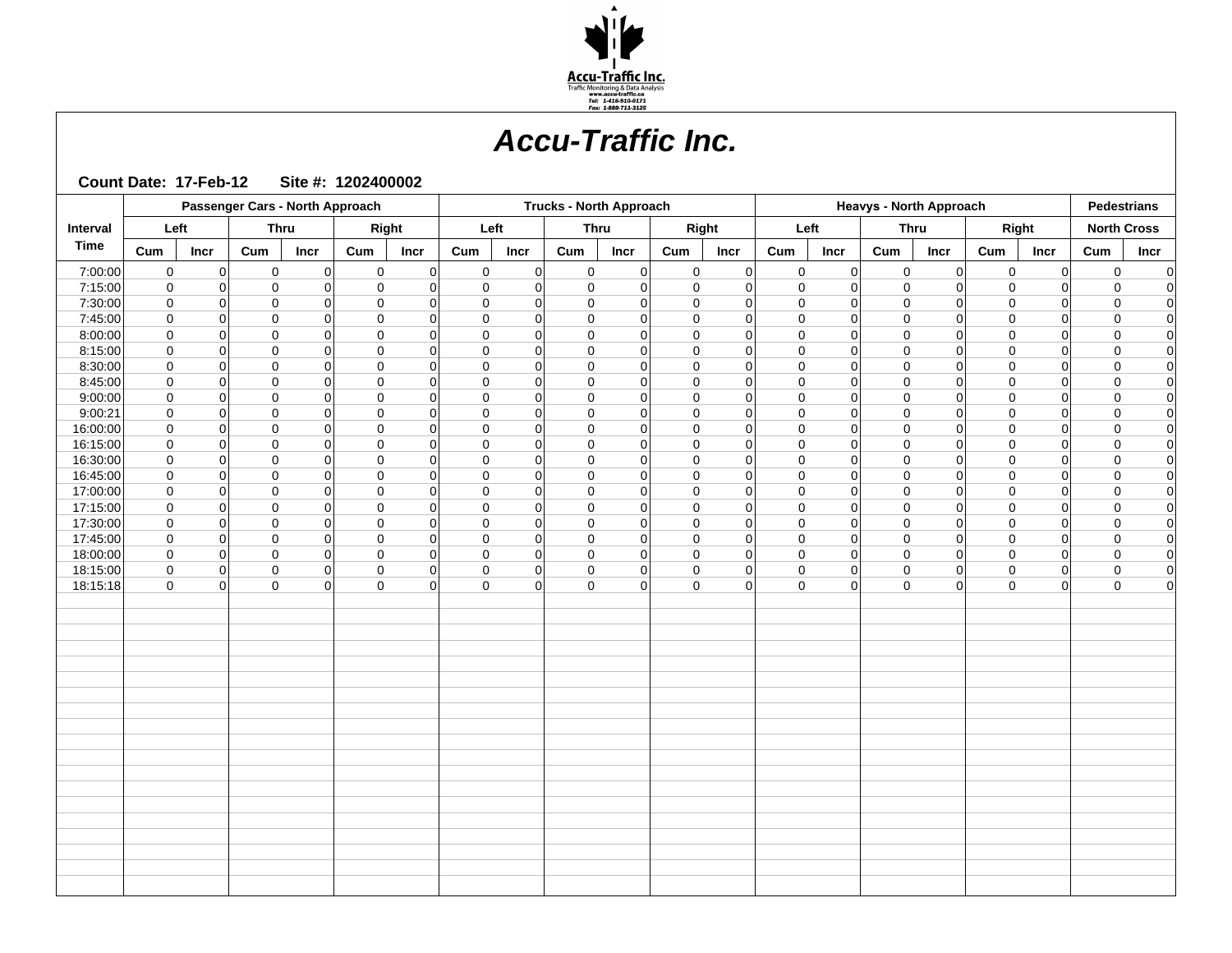Accu-Traffic Inc.
Traffic Monitoring & Data Analysis
www.accu-traffic.ca
Tel: 1-416-910-0171
Fax: 1-888-711-3125

# *Accu-Traffic Inc.*

**Count Date: 17-Feb-12 Site #: 1202400002**

| Interval Time | Passenger Cars - North Approach | | | | | | Trucks - North Approach | | | | | | Heavys - North Approach | | | | | | Pedestrians | |
|---|---|---|---|---|---|---|---|---|---|---|---|---|---|---|---|---|---|---|---|---|
| | Left | | Thru | | Right | | Left | | Thru | | Right | | Left | | Thru | | Right | | North Cross | |
| | Cum | Incr | Cum | Incr | Cum | Incr | Cum | Incr | Cum | Incr | Cum | Incr | Cum | Incr | Cum | Incr | Cum | Incr | Cum | Incr |
| 7:00:00 | 0 | 0 | 0 | 0 | 0 | 0 | 0 | 0 | 0 | 0 | 0 | 0 | 0 | 0 | 0 | 0 | 0 | 0 | 0 | 0 |
| 7:15:00 | 0 | 0 | 0 | 0 | 0 | 0 | 0 | 0 | 0 | 0 | 0 | 0 | 0 | 0 | 0 | 0 | 0 | 0 | 0 | 0 |
| 7:30:00 | 0 | 0 | 0 | 0 | 0 | 0 | 0 | 0 | 0 | 0 | 0 | 0 | 0 | 0 | 0 | 0 | 0 | 0 | 0 | 0 |
| 7:45:00 | 0 | 0 | 0 | 0 | 0 | 0 | 0 | 0 | 0 | 0 | 0 | 0 | 0 | 0 | 0 | 0 | 0 | 0 | 0 | 0 |
| 8:00:00 | 0 | 0 | 0 | 0 | 0 | 0 | 0 | 0 | 0 | 0 | 0 | 0 | 0 | 0 | 0 | 0 | 0 | 0 | 0 | 0 |
| 8:15:00 | 0 | 0 | 0 | 0 | 0 | 0 | 0 | 0 | 0 | 0 | 0 | 0 | 0 | 0 | 0 | 0 | 0 | 0 | 0 | 0 |
| 8:30:00 | 0 | 0 | 0 | 0 | 0 | 0 | 0 | 0 | 0 | 0 | 0 | 0 | 0 | 0 | 0 | 0 | 0 | 0 | 0 | 0 |
| 8:45:00 | 0 | 0 | 0 | 0 | 0 | 0 | 0 | 0 | 0 | 0 | 0 | 0 | 0 | 0 | 0 | 0 | 0 | 0 | 0 | 0 |
| 9:00:00 | 0 | 0 | 0 | 0 | 0 | 0 | 0 | 0 | 0 | 0 | 0 | 0 | 0 | 0 | 0 | 0 | 0 | 0 | 0 | 0 |
| 9:00:21 | 0 | 0 | 0 | 0 | 0 | 0 | 0 | 0 | 0 | 0 | 0 | 0 | 0 | 0 | 0 | 0 | 0 | 0 | 0 | 0 |
| 16:00:00 | 0 | 0 | 0 | 0 | 0 | 0 | 0 | 0 | 0 | 0 | 0 | 0 | 0 | 0 | 0 | 0 | 0 | 0 | 0 | 0 |
| 16:15:00 | 0 | 0 | 0 | 0 | 0 | 0 | 0 | 0 | 0 | 0 | 0 | 0 | 0 | 0 | 0 | 0 | 0 | 0 | 0 | 0 |
| 16:30:00 | 0 | 0 | 0 | 0 | 0 | 0 | 0 | 0 | 0 | 0 | 0 | 0 | 0 | 0 | 0 | 0 | 0 | 0 | 0 | 0 |
| 16:45:00 | 0 | 0 | 0 | 0 | 0 | 0 | 0 | 0 | 0 | 0 | 0 | 0 | 0 | 0 | 0 | 0 | 0 | 0 | 0 | 0 |
| 17:00:00 | 0 | 0 | 0 | 0 | 0 | 0 | 0 | 0 | 0 | 0 | 0 | 0 | 0 | 0 | 0 | 0 | 0 | 0 | 0 | 0 |
| 17:15:00 | 0 | 0 | 0 | 0 | 0 | 0 | 0 | 0 | 0 | 0 | 0 | 0 | 0 | 0 | 0 | 0 | 0 | 0 | 0 | 0 |
| 17:30:00 | 0 | 0 | 0 | 0 | 0 | 0 | 0 | 0 | 0 | 0 | 0 | 0 | 0 | 0 | 0 | 0 | 0 | 0 | 0 | 0 |
| 17:45:00 | 0 | 0 | 0 | 0 | 0 | 0 | 0 | 0 | 0 | 0 | 0 | 0 | 0 | 0 | 0 | 0 | 0 | 0 | 0 | 0 |
| 18:00:00 | 0 | 0 | 0 | 0 | 0 | 0 | 0 | 0 | 0 | 0 | 0 | 0 | 0 | 0 | 0 | 0 | 0 | 0 | 0 | 0 |
| 18:15:00 | 0 | 0 | 0 | 0 | 0 | 0 | 0 | 0 | 0 | 0 | 0 | 0 | 0 | 0 | 0 | 0 | 0 | 0 | 0 | 0 |
| 18:15:18 | 0 | 0 | 0 | 0 | 0 | 0 | 0 | 0 | 0 | 0 | 0 | 0 | 0 | 0 | 0 | 0 | 0 | 0 | 0 | 0 |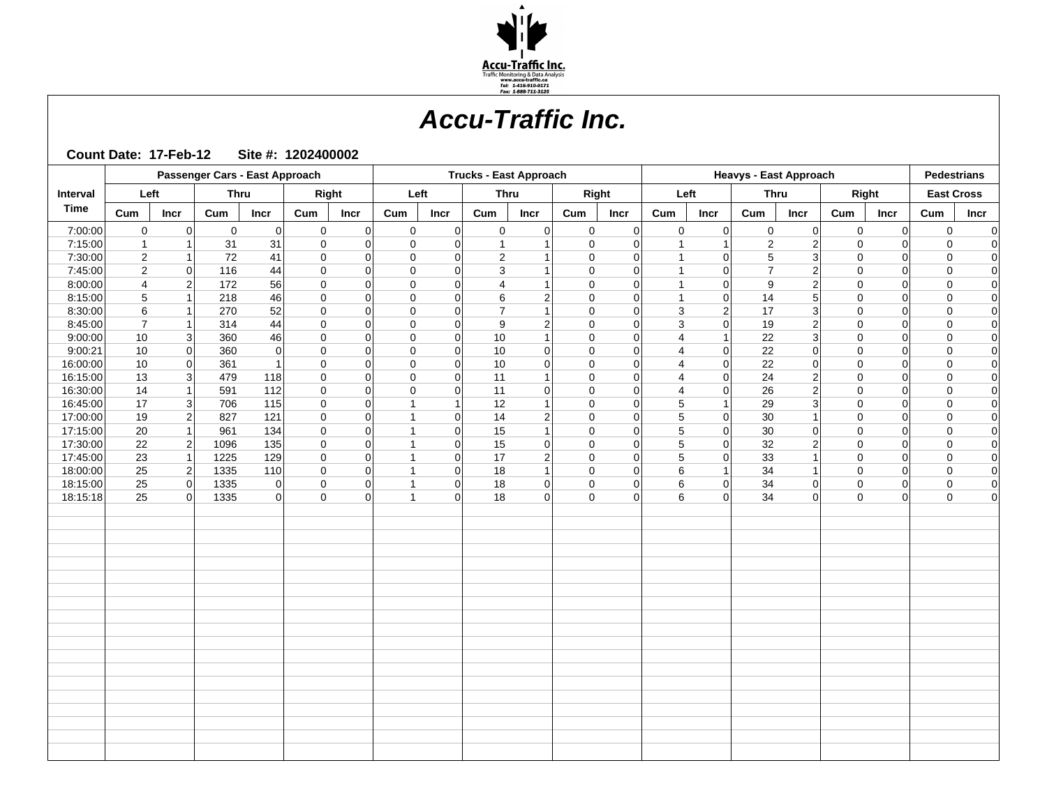# Accu-Traffic Inc.

**Count Date: 17-Feb-12 Site #: 1202400002**

| Interval Time | Passenger Cars - East Approach | | | | | | Trucks - East Approach | | | | | | Heavys - East Approach | | | | | | Pedestrians | |
|---|---|---|---|---|---|---|---|---|---|---|---|---|---|---|---|---|---|---|---|---|
| | Left | | Thru | | Right | | Left | | Thru | | Right | | Left | | Thru | | Right | | East Cross | |
| | Cum | Incr | Cum | Incr | Cum | Incr | Cum | Incr | Cum | Incr | Cum | Incr | Cum | Incr | Cum | Incr | Cum | Incr | Cum | Incr |
| 7:00:00 | 0 | 0 | 0 | 0 | 0 | 0 | 0 | 0 | 0 | 0 | 0 | 0 | 0 | 0 | 0 | 0 | 0 | 0 | 0 | 0 |
| 7:15:00 | 1 | 1 | 31 | 31 | 0 | 0 | 0 | 0 | 1 | 1 | 0 | 0 | 1 | 1 | 2 | 2 | 0 | 0 | 0 | 0 |
| 7:30:00 | 2 | 1 | 72 | 41 | 0 | 0 | 0 | 0 | 2 | 1 | 0 | 0 | 1 | 0 | 5 | 3 | 0 | 0 | 0 | 0 |
| 7:45:00 | 2 | 0 | 116 | 44 | 0 | 0 | 0 | 0 | 3 | 1 | 0 | 0 | 1 | 0 | 7 | 2 | 0 | 0 | 0 | 0 |
| 8:00:00 | 4 | 2 | 172 | 56 | 0 | 0 | 0 | 0 | 4 | 1 | 0 | 0 | 1 | 0 | 9 | 2 | 0 | 0 | 0 | 0 |
| 8:15:00 | 5 | 1 | 218 | 46 | 0 | 0 | 0 | 0 | 6 | 2 | 0 | 0 | 1 | 0 | 14 | 5 | 0 | 0 | 0 | 0 |
| 8:30:00 | 6 | 1 | 270 | 52 | 0 | 0 | 0 | 0 | 7 | 1 | 0 | 0 | 3 | 2 | 17 | 3 | 0 | 0 | 0 | 0 |
| 8:45:00 | 7 | 1 | 314 | 44 | 0 | 0 | 0 | 0 | 9 | 2 | 0 | 0 | 3 | 0 | 19 | 2 | 0 | 0 | 0 | 0 |
| 9:00:00 | 10 | 3 | 360 | 46 | 0 | 0 | 0 | 0 | 10 | 1 | 0 | 0 | 4 | 1 | 22 | 3 | 0 | 0 | 0 | 0 |
| 9:00:21 | 10 | 0 | 360 | 0 | 0 | 0 | 0 | 0 | 10 | 0 | 0 | 0 | 4 | 0 | 22 | 0 | 0 | 0 | 0 | 0 |
| 16:00:00 | 10 | 0 | 361 | 1 | 0 | 0 | 0 | 0 | 10 | 0 | 0 | 0 | 4 | 0 | 22 | 0 | 0 | 0 | 0 | 0 |
| 16:15:00 | 13 | 3 | 479 | 118 | 0 | 0 | 0 | 0 | 11 | 1 | 0 | 0 | 4 | 0 | 24 | 2 | 0 | 0 | 0 | 0 |
| 16:30:00 | 14 | 1 | 591 | 112 | 0 | 0 | 0 | 0 | 11 | 0 | 0 | 0 | 4 | 0 | 26 | 2 | 0 | 0 | 0 | 0 |
| 16:45:00 | 17 | 3 | 706 | 115 | 0 | 0 | 1 | 1 | 12 | 1 | 0 | 0 | 5 | 1 | 29 | 3 | 0 | 0 | 0 | 0 |
| 17:00:00 | 19 | 2 | 827 | 121 | 0 | 0 | 1 | 0 | 14 | 2 | 0 | 0 | 5 | 0 | 30 | 1 | 0 | 0 | 0 | 0 |
| 17:15:00 | 20 | 1 | 961 | 134 | 0 | 0 | 1 | 0 | 15 | 1 | 0 | 0 | 5 | 0 | 30 | 0 | 0 | 0 | 0 | 0 |
| 17:30:00 | 22 | 2 | 1096 | 135 | 0 | 0 | 1 | 0 | 15 | 0 | 0 | 0 | 5 | 0 | 32 | 2 | 0 | 0 | 0 | 0 |
| 17:45:00 | 23 | 1 | 1225 | 129 | 0 | 0 | 1 | 0 | 17 | 2 | 0 | 0 | 5 | 0 | 33 | 1 | 0 | 0 | 0 | 0 |
| 18:00:00 | 25 | 2 | 1335 | 110 | 0 | 0 | 1 | 0 | 18 | 1 | 0 | 0 | 6 | 1 | 34 | 1 | 0 | 0 | 0 | 0 |
| 18:15:00 | 25 | 0 | 1335 | 0 | 0 | 0 | 1 | 0 | 18 | 0 | 0 | 0 | 6 | 0 | 34 | 0 | 0 | 0 | 0 | 0 |
| 18:15:18 | 25 | 0 | 1335 | 0 | 0 | 0 | 1 | 0 | 18 | 0 | 0 | 0 | 6 | 0 | 34 | 0 | 0 | 0 | 0 | 0 |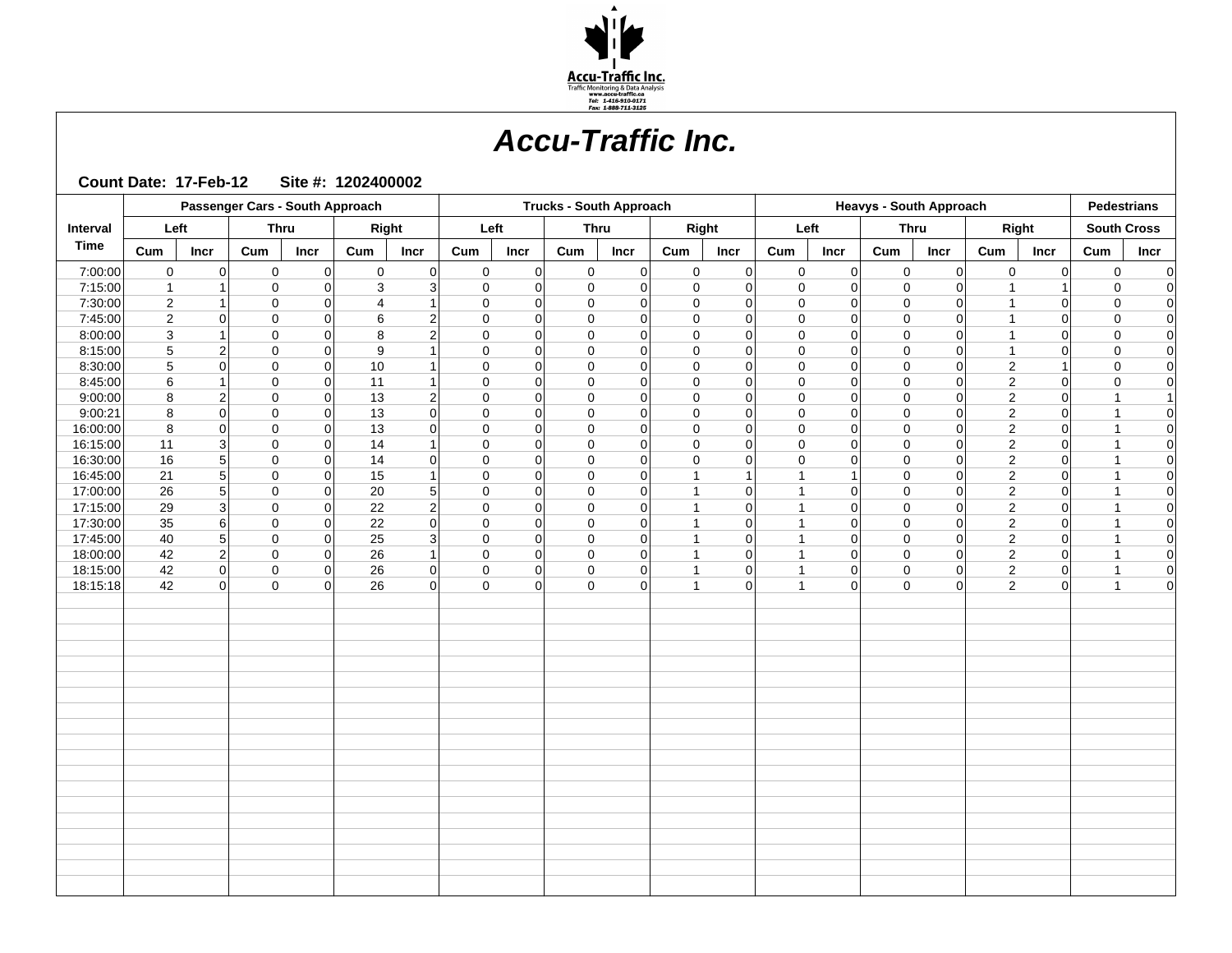# Accu-Traffic Inc.

**Count Date: 17-Feb-12 Site #: 1202400002**

| Interval Time | Passenger Cars - South Approach | | | | | | Trucks - South Approach | | | | | | Heavys - South Approach | | | | | | Pedestrians | |
|---|---|---|---|---|---|---|---|---|---|---|---|---|---|---|---|---|---|---|---|---|
| | Left | | Thru | | Right | | Left | | Thru | | Right | | Left | | Thru | | Right | | South Cross | |
| | Cum | Incr | Cum | Incr | Cum | Incr | Cum | Incr | Cum | Incr | Cum | Incr | Cum | Incr | Cum | Incr | Cum | Incr | Cum | Incr |
| 7:00:00 | 0 | 0 | 0 | 0 | 0 | 0 | 0 | 0 | 0 | 0 | 0 | 0 | 0 | 0 | 0 | 0 | 0 | 0 | 0 | 0 |
| 7:15:00 | 1 | 1 | 0 | 0 | 3 | 3 | 0 | 0 | 0 | 0 | 0 | 0 | 0 | 0 | 0 | 0 | 1 | 1 | 0 | 0 |
| 7:30:00 | 2 | 1 | 0 | 0 | 4 | 1 | 0 | 0 | 0 | 0 | 0 | 0 | 0 | 0 | 0 | 0 | 1 | 0 | 0 | 0 |
| 7:45:00 | 2 | 0 | 0 | 0 | 6 | 2 | 0 | 0 | 0 | 0 | 0 | 0 | 0 | 0 | 0 | 0 | 1 | 0 | 0 | 0 |
| 8:00:00 | 3 | 1 | 0 | 0 | 8 | 2 | 0 | 0 | 0 | 0 | 0 | 0 | 0 | 0 | 0 | 0 | 1 | 0 | 0 | 0 |
| 8:15:00 | 5 | 2 | 0 | 0 | 9 | 1 | 0 | 0 | 0 | 0 | 0 | 0 | 0 | 0 | 0 | 0 | 1 | 0 | 0 | 0 |
| 8:30:00 | 5 | 0 | 0 | 0 | 10 | 1 | 0 | 0 | 0 | 0 | 0 | 0 | 0 | 0 | 0 | 0 | 2 | 1 | 0 | 0 |
| 8:45:00 | 6 | 1 | 0 | 0 | 11 | 1 | 0 | 0 | 0 | 0 | 0 | 0 | 0 | 0 | 0 | 0 | 2 | 0 | 0 | 0 |
| 9:00:00 | 8 | 2 | 0 | 0 | 13 | 2 | 0 | 0 | 0 | 0 | 0 | 0 | 0 | 0 | 0 | 0 | 2 | 0 | 1 | 1 |
| 9:00:21 | 8 | 0 | 0 | 0 | 13 | 0 | 0 | 0 | 0 | 0 | 0 | 0 | 0 | 0 | 0 | 0 | 2 | 0 | 1 | 0 |
| 16:00:00 | 8 | 0 | 0 | 0 | 13 | 0 | 0 | 0 | 0 | 0 | 0 | 0 | 0 | 0 | 0 | 0 | 2 | 0 | 1 | 0 |
| 16:15:00 | 11 | 3 | 0 | 0 | 14 | 1 | 0 | 0 | 0 | 0 | 0 | 0 | 0 | 0 | 0 | 0 | 2 | 0 | 1 | 0 |
| 16:30:00 | 16 | 5 | 0 | 0 | 14 | 0 | 0 | 0 | 0 | 0 | 0 | 0 | 0 | 0 | 0 | 0 | 2 | 0 | 1 | 0 |
| 16:45:00 | 21 | 5 | 0 | 0 | 15 | 1 | 0 | 0 | 0 | 0 | 1 | 1 | 1 | 1 | 0 | 0 | 2 | 0 | 1 | 0 |
| 17:00:00 | 26 | 5 | 0 | 0 | 20 | 5 | 0 | 0 | 0 | 0 | 1 | 0 | 1 | 0 | 0 | 0 | 2 | 0 | 1 | 0 |
| 17:15:00 | 29 | 3 | 0 | 0 | 22 | 2 | 0 | 0 | 0 | 0 | 1 | 0 | 1 | 0 | 0 | 0 | 2 | 0 | 1 | 0 |
| 17:30:00 | 35 | 6 | 0 | 0 | 22 | 0 | 0 | 0 | 0 | 0 | 1 | 0 | 1 | 0 | 0 | 0 | 2 | 0 | 1 | 0 |
| 17:45:00 | 40 | 5 | 0 | 0 | 25 | 3 | 0 | 0 | 0 | 0 | 1 | 0 | 1 | 0 | 0 | 0 | 2 | 0 | 1 | 0 |
| 18:00:00 | 42 | 2 | 0 | 0 | 26 | 1 | 0 | 0 | 0 | 0 | 1 | 0 | 1 | 0 | 0 | 0 | 2 | 0 | 1 | 0 |
| 18:15:00 | 42 | 0 | 0 | 0 | 26 | 0 | 0 | 0 | 0 | 0 | 1 | 0 | 1 | 0 | 0 | 0 | 2 | 0 | 1 | 0 |
| 18:15:18 | 42 | 0 | 0 | 0 | 26 | 0 | 0 | 0 | 0 | 0 | 1 | 0 | 1 | 0 | 0 | 0 | 2 | 0 | 1 | 0 |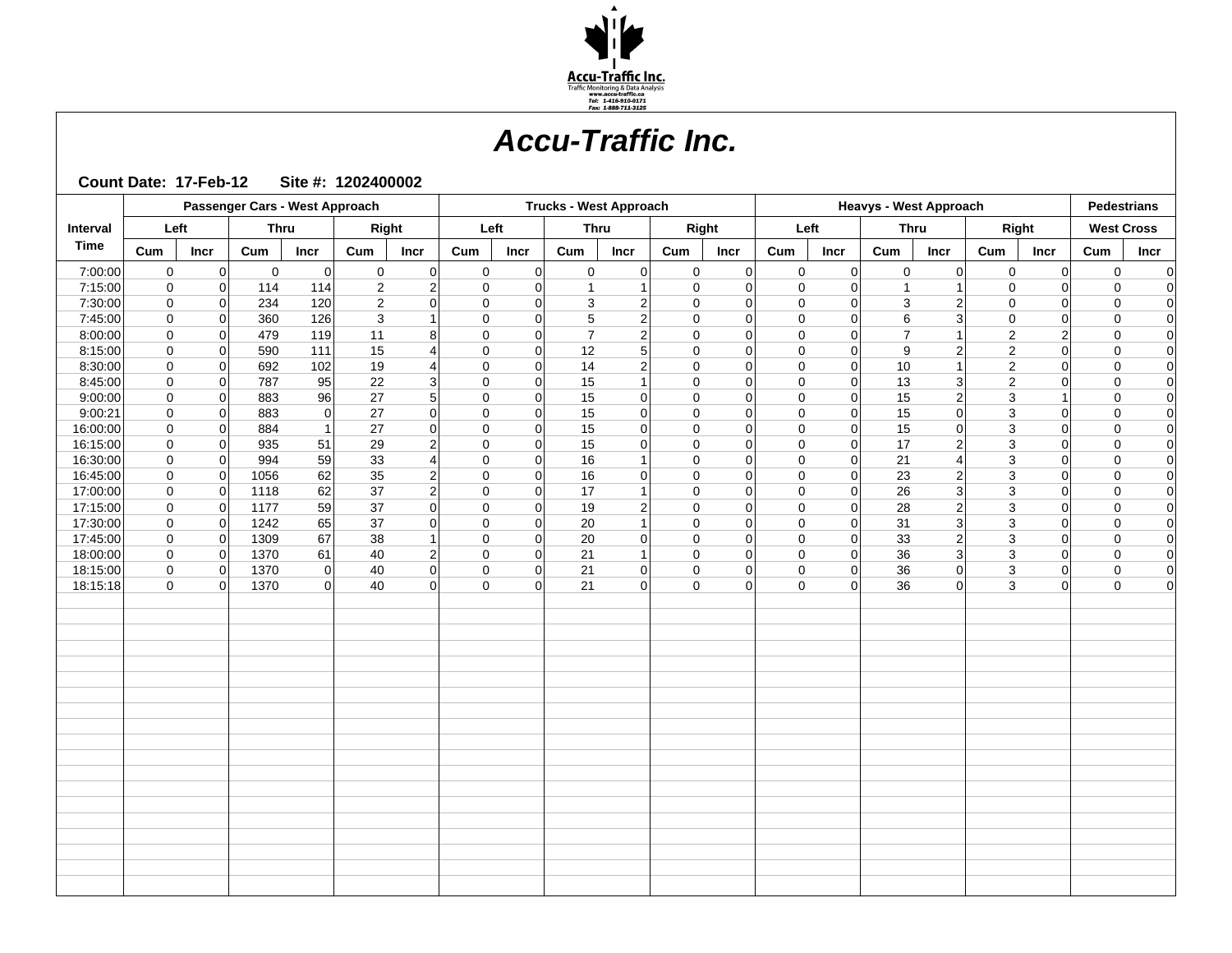Accu-Traffic Inc.
Traffic Monitoring & Data Analysis
www.accu-traffic.ca
Tel: 1-416-910-0171
Fax: 1-888-711-3126

# *Accu-Traffic Inc.*

**Count Date: 17-Feb-12 Site #: 1202400002**

| Interval Time | Passenger Cars - West Approach | | | | | | Trucks - West Approach | | | | | | Heavys - West Approach | | | | | | Pedestrians | |
|---|---|---|---|---|---|---|---|---|---|---|---|---|---|---|---|---|---|---|---|---|
| | Left | | Thru | | Right | | Left | | Thru | | Right | | Left | | Thru | | Right | | West Cross | |
| | Cum | Incr | Cum | Incr | Cum | Incr | Cum | Incr | Cum | Incr | Cum | Incr | Cum | Incr | Cum | Incr | Cum | Incr | Cum | Incr |
| 7:00:00 | 0 | 0 | 0 | 0 | 0 | 0 | 0 | 0 | 0 | 0 | 0 | 0 | 0 | 0 | 0 | 0 | 0 | 0 | 0 | 0 |
| 7:15:00 | 0 | 0 | 114 | 114 | 2 | 2 | 0 | 0 | 1 | 1 | 0 | 0 | 0 | 0 | 1 | 1 | 0 | 0 | 0 | 0 |
| 7:30:00 | 0 | 0 | 234 | 120 | 2 | 0 | 0 | 0 | 3 | 2 | 0 | 0 | 0 | 0 | 3 | 2 | 0 | 0 | 0 | 0 |
| 7:45:00 | 0 | 0 | 360 | 126 | 3 | 1 | 0 | 0 | 5 | 2 | 0 | 0 | 0 | 0 | 6 | 3 | 0 | 0 | 0 | 0 |
| 8:00:00 | 0 | 0 | 479 | 119 | 11 | 8 | 0 | 0 | 7 | 2 | 0 | 0 | 0 | 0 | 7 | 1 | 2 | 2 | 0 | 0 |
| 8:15:00 | 0 | 0 | 590 | 111 | 15 | 4 | 0 | 0 | 12 | 5 | 0 | 0 | 0 | 0 | 9 | 2 | 2 | 0 | 0 | 0 |
| 8:30:00 | 0 | 0 | 692 | 102 | 19 | 4 | 0 | 0 | 14 | 2 | 0 | 0 | 0 | 0 | 10 | 1 | 2 | 0 | 0 | 0 |
| 8:45:00 | 0 | 0 | 787 | 95 | 22 | 3 | 0 | 0 | 15 | 1 | 0 | 0 | 0 | 0 | 13 | 3 | 2 | 0 | 0 | 0 |
| 9:00:00 | 0 | 0 | 883 | 96 | 27 | 5 | 0 | 0 | 15 | 0 | 0 | 0 | 0 | 0 | 15 | 2 | 3 | 1 | 0 | 0 |
| 9:00:21 | 0 | 0 | 883 | 0 | 27 | 0 | 0 | 0 | 15 | 0 | 0 | 0 | 0 | 0 | 15 | 0 | 3 | 0 | 0 | 0 |
| 16:00:00 | 0 | 0 | 884 | 1 | 27 | 0 | 0 | 0 | 15 | 0 | 0 | 0 | 0 | 0 | 15 | 0 | 3 | 0 | 0 | 0 |
| 16:15:00 | 0 | 0 | 935 | 51 | 29 | 2 | 0 | 0 | 15 | 0 | 0 | 0 | 0 | 0 | 17 | 2 | 3 | 0 | 0 | 0 |
| 16:30:00 | 0 | 0 | 994 | 59 | 33 | 4 | 0 | 0 | 16 | 1 | 0 | 0 | 0 | 0 | 21 | 4 | 3 | 0 | 0 | 0 |
| 16:45:00 | 0 | 0 | 1056 | 62 | 35 | 2 | 0 | 0 | 16 | 0 | 0 | 0 | 0 | 0 | 23 | 2 | 3 | 0 | 0 | 0 |
| 17:00:00 | 0 | 0 | 1118 | 62 | 37 | 2 | 0 | 0 | 17 | 1 | 0 | 0 | 0 | 0 | 26 | 3 | 3 | 0 | 0 | 0 |
| 17:15:00 | 0 | 0 | 1177 | 59 | 37 | 0 | 0 | 0 | 19 | 2 | 0 | 0 | 0 | 0 | 28 | 2 | 3 | 0 | 0 | 0 |
| 17:30:00 | 0 | 0 | 1242 | 65 | 37 | 0 | 0 | 0 | 20 | 1 | 0 | 0 | 0 | 0 | 31 | 3 | 3 | 0 | 0 | 0 |
| 17:45:00 | 0 | 0 | 1309 | 67 | 38 | 1 | 0 | 0 | 20 | 0 | 0 | 0 | 0 | 0 | 33 | 2 | 3 | 0 | 0 | 0 |
| 18:00:00 | 0 | 0 | 1370 | 61 | 40 | 2 | 0 | 0 | 21 | 1 | 0 | 0 | 0 | 0 | 36 | 3 | 3 | 0 | 0 | 0 |
| 18:15:00 | 0 | 0 | 1370 | 0 | 40 | 0 | 0 | 0 | 21 | 0 | 0 | 0 | 0 | 0 | 36 | 0 | 3 | 0 | 0 | 0 |
| 18:15:18 | 0 | 0 | 1370 | 0 | 40 | 0 | 0 | 0 | 21 | 0 | 0 | 0 | 0 | 0 | 36 | 0 | 3 | 0 | 0 | 0 |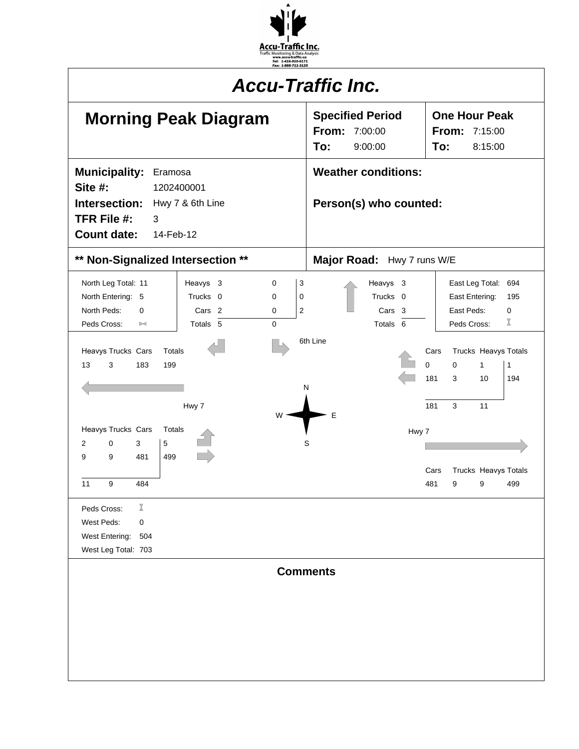# Accu-Traffic Inc.

| **Morning Peak Diagram** | **Specified Period** | **One Hour Peak** |
|---|---|---|
| | **From:** 7:00:00 | **From:** 7:15:00 |
| | **To:** 9:00:00 | **To:** 8:15:00 |

**Municipality:** Eramosa
**Site #:** 1202400001
**Intersection:** Hwy 7 & 6th Line
**TFR File #:** 3
**Count date:** 14-Feb-12

**Weather conditions:**

**Person(s) who counted:**

**\*\* Non-Signalized Intersection \*\***

**Major Road:** Hwy 7 runs W/E

North Leg Total: 11
North Entering: 5
North Peds: 0
Peds Cross: ⋈

| | | | |
|---|---|---|---|
| Heavys | 3 | 0 | 3 |
| Trucks | 0 | 0 | 0 |
| Cars | 2 | 0 | 2 |
| Totals | 5 | 0 | |

| | |
|---|---|
| Heavys | 3 |
| Trucks | 0 |
| Cars | 3 |
| Totals | 6 |

East Leg Total: 694
East Entering: 195
East Peds: 0
Peds Cross: ⧖

6th Line

| Heavys | Trucks | Cars | Totals |
|---|---|---|---|
| 13 | 3 | 183 | 199 |

Hwy 7

| Cars | Trucks | Heavys | Totals |
|---|---|---|---|
| 0 | 0 | 1 | 1 |
| 181 | 3 | 10 | 194 |
| 181 | 3 | 11 | |

Hwy 7

| Heavys | Trucks | Cars | Totals |
|---|---|---|---|
| 2 | 0 | 3 | 5 |
| 9 | 9 | 481 | 499 |
| 11 | 9 | 484 | |

| Cars | Trucks | Heavys | Totals |
|---|---|---|---|
| 481 | 9 | 9 | 499 |

Peds Cross: ⧖
West Peds: 0
West Entering: 504
West Leg Total: 703

**Comments**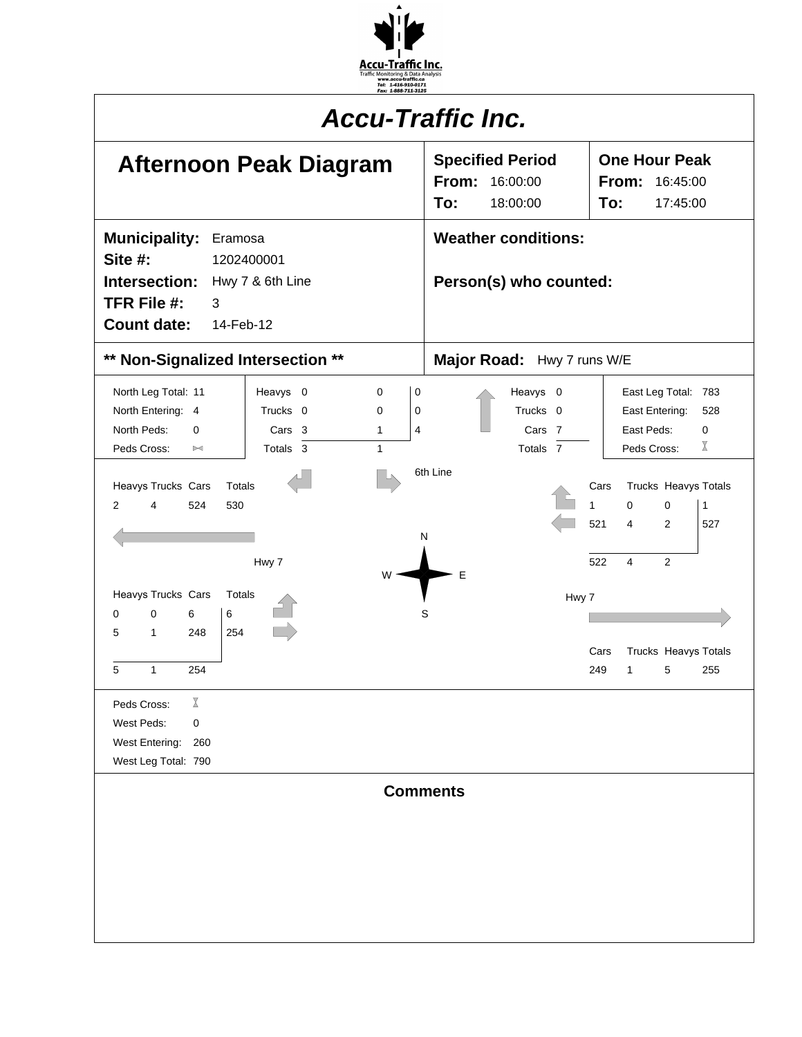Accu-Traffic Inc.
Traffic Monitoring & Data Analysis
www.accu-traffic.ca
Tel: 1-416-910-0171
Fax: 1-888-711-3125

# *Accu-Traffic Inc.*

| | | |
|---|---|---|
| **Afternoon Peak Diagram** | **Specified Period**<br>**From:** 16:00:00<br>**To:** 18:00:00 | **One Hour Peak**<br>**From:** 16:45:00<br>**To:** 17:45:00 |

**Municipality:** Eramosa
**Site #:** 1202400001
**Intersection:** Hwy 7 & 6th Line
**TFR File #:** 3
**Count date:** 14-Feb-12

**Weather conditions:**

**Person(s) who counted:**

**\*\* Non-Signalized Intersection \*\***

**Major Road:** Hwy 7 runs W/E

North Leg Total: 11
North Entering: 4
North Peds: 0
Peds Cross: ⋈

| | Right | Left | Total |
|---|---|---|---|
| Heavys | 0 | 0 | 0 |
| Trucks | 0 | 0 | 0 |
| Cars | 3 | 1 | 4 |
| Totals | 3 | 1 | |

North exiting:
Heavys 0
Trucks 0
Cars 7
Totals 7

East Leg Total: 783
East Entering: 528
East Peds: 0
Peds Cross: ⧗

6th Line

West exiting (Hwy 7):

| Heavys | Trucks | Cars | Totals |
|---|---|---|---|
| 2 | 4 | 524 | 530 |

East approach (Hwy 7):

| Cars | Trucks | Heavys | Totals |
|---|---|---|---|
| 1 | 0 | 0 | 1 |
| 521 | 4 | 2 | 527 |
| 522 | 4 | 2 | |

Hwy 7

West approach (Hwy 7):

| Heavys | Trucks | Cars | Totals |
|---|---|---|---|
| 0 | 0 | 6 | 6 |
| 5 | 1 | 248 | 254 |
| 5 | 1 | 254 | |

East exiting (Hwy 7):

| Cars | Trucks | Heavys | Totals |
|---|---|---|---|
| 249 | 1 | 5 | 255 |

Peds Cross: ⧗
West Peds: 0
West Entering: 260
West Leg Total: 790

**Comments**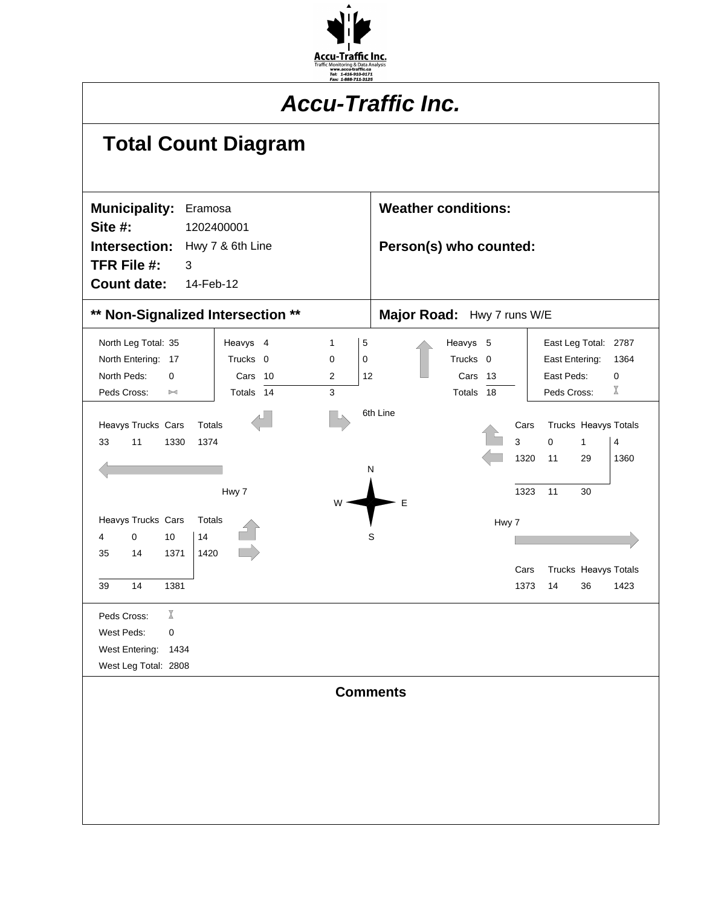Accu-Traffic Inc.
Traffic Monitoring & Data Analysis
www.accu-traffic.ca
Tel: 1-416-910-0171
Fax: 1-888-711-3125

# *Accu-Traffic Inc.*

## Total Count Diagram

**Municipality:** Eramosa
**Site #:** 1202400001
**Intersection:** Hwy 7 & 6th Line
**TFR File #:** 3
**Count date:** 14-Feb-12

**Weather conditions:**

**Person(s) who counted:**

**\*\* Non-Signalized Intersection \*\***

**Major Road:** Hwy 7 runs W/E

### North Leg

North Leg Total: 35
North Entering: 17
North Peds: 0
Peds Cross: ⋈

| | | | |
|---|---|---|---|
| Heavys | 4 | 1 | 5 |
| Trucks | 0 | 0 | 0 |
| Cars | 10 | 2 | 12 |
| Totals | 14 | 3 | |

| | |
|---|---|
| Heavys | 5 |
| Trucks | 0 |
| Cars | 13 |
| Totals | 18 |

6th Line

### East Leg

East Leg Total: 2787
East Entering: 1364
East Peds: 0
Peds Cross: ⌛

| Cars | Trucks | Heavys | Totals |
|---|---|---|---|
| 3 | 0 | 1 | 4 |
| 1320 | 11 | 29 | 1360 |
| 1323 | 11 | 30 | |

Hwy 7

| Cars | Trucks | Heavys | Totals |
|---|---|---|---|
| 1373 | 14 | 36 | 1423 |

### West Leg

| Heavys | Trucks | Cars | Totals |
|---|---|---|---|
| 33 | 11 | 1330 | 1374 |

Hwy 7

| Heavys | Trucks | Cars | Totals |
|---|---|---|---|
| 4 | 0 | 10 | 14 |
| 35 | 14 | 1371 | 1420 |
| 39 | 14 | 1381 | |

Peds Cross: ⌛
West Peds: 0
West Entering: 1434
West Leg Total: 2808

## Comments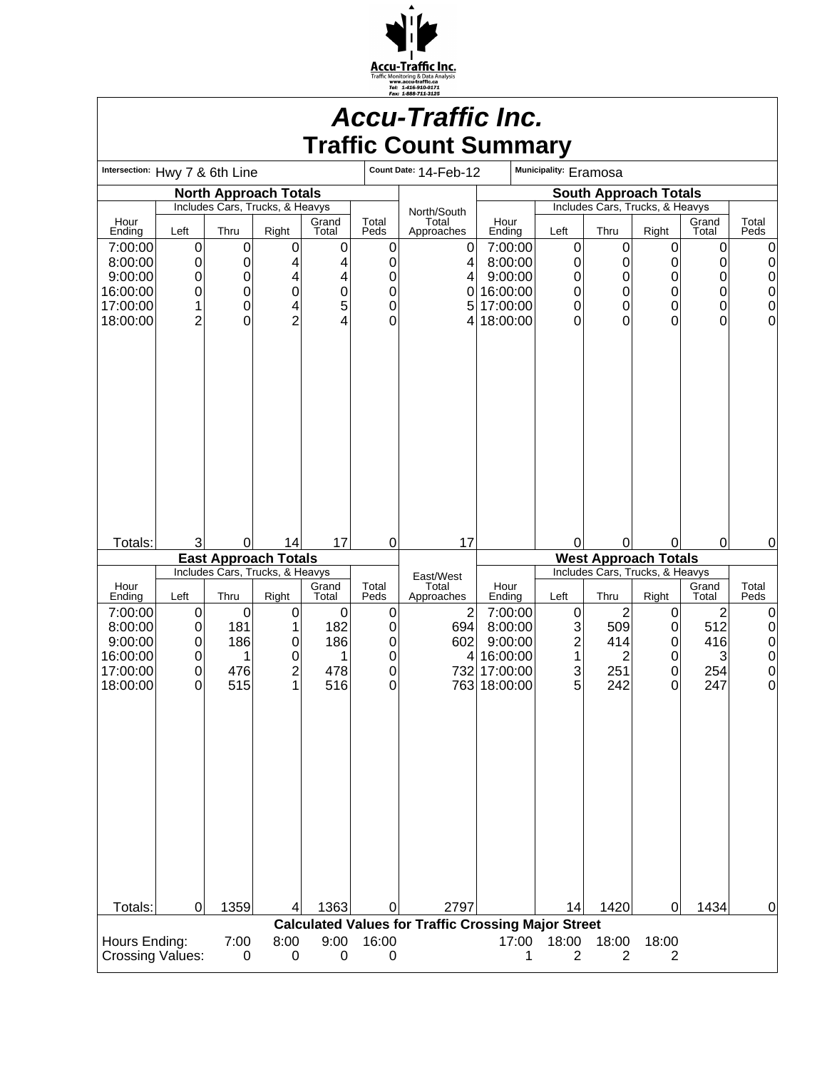Accu-Traffic Inc.
Traffic Monitoring & Data Analysis
www.accu-traffic.ca
Tel: 1-416-910-0171
Fax: 1-888-711-3125

# *Accu-Traffic Inc.*
## Traffic Count Summary

| Intersection: Hwy 7 & 6th Line | Count Date: 14-Feb-12 | Municipality: Eramosa |
|---|---|---|

| North Approach Totals | | | | | | North/South Total Approaches | South Approach Totals | | | | | |
|---|---|---|---|---|---|---|---|---|---|---|---|---|
| Includes Cars, Trucks, & Heavys | | | | | | | Includes Cars, Trucks, & Heavys | | | | | |
| Hour Ending | Left | Thru | Right | Grand Total | Total Peds | | Hour Ending | Left | Thru | Right | Grand Total | Total Peds |
| 7:00:00 | 0 | 0 | 0 | 0 | 0 | 0 | 7:00:00 | 0 | 0 | 0 | 0 | 0 |
| 8:00:00 | 0 | 0 | 4 | 4 | 0 | 4 | 8:00:00 | 0 | 0 | 0 | 0 | 0 |
| 9:00:00 | 0 | 0 | 4 | 4 | 0 | 4 | 9:00:00 | 0 | 0 | 0 | 0 | 0 |
| 16:00:00 | 0 | 0 | 0 | 0 | 0 | 0 | 16:00:00 | 0 | 0 | 0 | 0 | 0 |
| 17:00:00 | 1 | 0 | 4 | 5 | 0 | 5 | 17:00:00 | 0 | 0 | 0 | 0 | 0 |
| 18:00:00 | 2 | 0 | 2 | 4 | 0 | 4 | 18:00:00 | 0 | 0 | 0 | 0 | 0 |
| Totals: | 3 | 0 | 14 | 17 | 0 | 17 | | 0 | 0 | 0 | 0 | 0 |

| East Approach Totals | | | | | | East/West Total Approaches | West Approach Totals | | | | | |
|---|---|---|---|---|---|---|---|---|---|---|---|---|
| Includes Cars, Trucks, & Heavys | | | | | | | Includes Cars, Trucks, & Heavys | | | | | |
| Hour Ending | Left | Thru | Right | Grand Total | Total Peds | | Hour Ending | Left | Thru | Right | Grand Total | Total Peds |
| 7:00:00 | 0 | 0 | 0 | 0 | 0 | 2 | 7:00:00 | 0 | 2 | 0 | 2 | 0 |
| 8:00:00 | 0 | 181 | 1 | 182 | 0 | 694 | 8:00:00 | 3 | 509 | 0 | 512 | 0 |
| 9:00:00 | 0 | 186 | 0 | 186 | 0 | 602 | 9:00:00 | 2 | 414 | 0 | 416 | 0 |
| 16:00:00 | 0 | 1 | 0 | 1 | 0 | 4 | 16:00:00 | 1 | 2 | 0 | 3 | 0 |
| 17:00:00 | 0 | 476 | 2 | 478 | 0 | 732 | 17:00:00 | 3 | 251 | 0 | 254 | 0 |
| 18:00:00 | 0 | 515 | 1 | 516 | 0 | 763 | 18:00:00 | 5 | 242 | 0 | 247 | 0 |
| Totals: | 0 | 1359 | 4 | 1363 | 0 | 2797 | | 14 | 1420 | 0 | 1434 | 0 |

**Calculated Values for Traffic Crossing Major Street**

| Hours Ending: | 7:00 | 8:00 | 9:00 | 16:00 | 17:00 | 18:00 | 18:00 | 18:00 |
|---|---|---|---|---|---|---|---|---|
| Crossing Values: | 0 | 0 | 0 | 0 | 1 | 2 | 2 | 2 |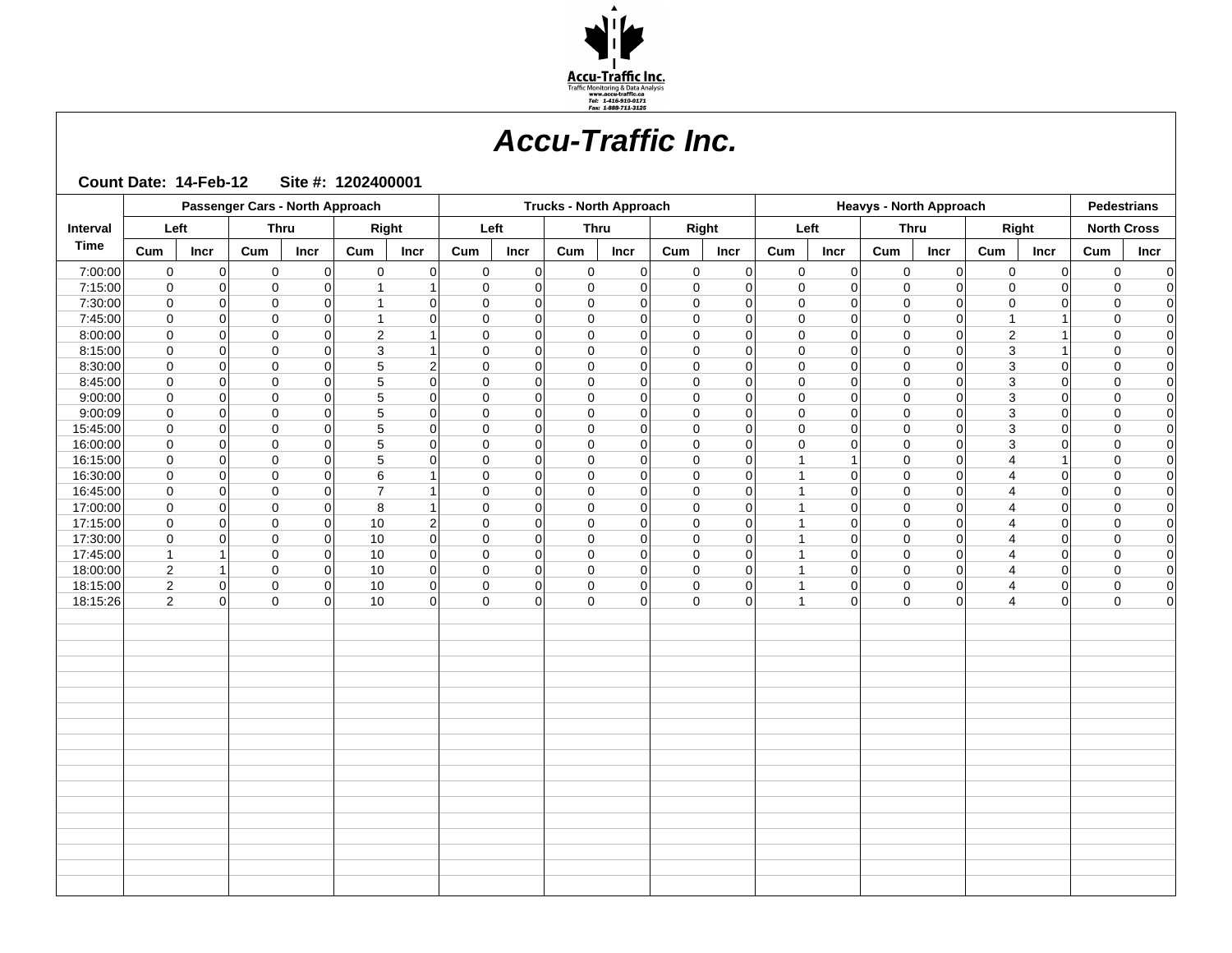# Accu-Traffic Inc.

**Count Date: 14-Feb-12 Site #: 1202400001**

| Interval Time | Passenger Cars - North Approach | | | | | | Trucks - North Approach | | | | | | Heavys - North Approach | | | | | | Pedestrians | |
|---|---|---|---|---|---|---|---|---|---|---|---|---|---|---|---|---|---|---|---|---|
| | Left | | Thru | | Right | | Left | | Thru | | Right | | Left | | Thru | | Right | | North Cross | |
| | Cum | Incr | Cum | Incr | Cum | Incr | Cum | Incr | Cum | Incr | Cum | Incr | Cum | Incr | Cum | Incr | Cum | Incr | Cum | Incr |
| 7:00:00 | 0 | 0 | 0 | 0 | 0 | 0 | 0 | 0 | 0 | 0 | 0 | 0 | 0 | 0 | 0 | 0 | 0 | 0 | 0 | 0 |
| 7:15:00 | 0 | 0 | 0 | 0 | 1 | 1 | 0 | 0 | 0 | 0 | 0 | 0 | 0 | 0 | 0 | 0 | 0 | 0 | 0 | 0 |
| 7:30:00 | 0 | 0 | 0 | 0 | 1 | 0 | 0 | 0 | 0 | 0 | 0 | 0 | 0 | 0 | 0 | 0 | 0 | 0 | 0 | 0 |
| 7:45:00 | 0 | 0 | 0 | 0 | 1 | 0 | 0 | 0 | 0 | 0 | 0 | 0 | 0 | 0 | 0 | 0 | 1 | 1 | 0 | 0 |
| 8:00:00 | 0 | 0 | 0 | 0 | 2 | 1 | 0 | 0 | 0 | 0 | 0 | 0 | 0 | 0 | 0 | 0 | 2 | 1 | 0 | 0 |
| 8:15:00 | 0 | 0 | 0 | 0 | 3 | 1 | 0 | 0 | 0 | 0 | 0 | 0 | 0 | 0 | 0 | 0 | 3 | 1 | 0 | 0 |
| 8:30:00 | 0 | 0 | 0 | 0 | 5 | 2 | 0 | 0 | 0 | 0 | 0 | 0 | 0 | 0 | 0 | 0 | 3 | 0 | 0 | 0 |
| 8:45:00 | 0 | 0 | 0 | 0 | 5 | 0 | 0 | 0 | 0 | 0 | 0 | 0 | 0 | 0 | 0 | 0 | 3 | 0 | 0 | 0 |
| 9:00:00 | 0 | 0 | 0 | 0 | 5 | 0 | 0 | 0 | 0 | 0 | 0 | 0 | 0 | 0 | 0 | 0 | 3 | 0 | 0 | 0 |
| 9:00:09 | 0 | 0 | 0 | 0 | 5 | 0 | 0 | 0 | 0 | 0 | 0 | 0 | 0 | 0 | 0 | 0 | 3 | 0 | 0 | 0 |
| 15:45:00 | 0 | 0 | 0 | 0 | 5 | 0 | 0 | 0 | 0 | 0 | 0 | 0 | 0 | 0 | 0 | 0 | 3 | 0 | 0 | 0 |
| 16:00:00 | 0 | 0 | 0 | 0 | 5 | 0 | 0 | 0 | 0 | 0 | 0 | 0 | 0 | 0 | 0 | 0 | 3 | 0 | 0 | 0 |
| 16:15:00 | 0 | 0 | 0 | 0 | 5 | 0 | 0 | 0 | 0 | 0 | 0 | 0 | 1 | 1 | 0 | 0 | 4 | 1 | 0 | 0 |
| 16:30:00 | 0 | 0 | 0 | 0 | 6 | 1 | 0 | 0 | 0 | 0 | 0 | 0 | 1 | 0 | 0 | 0 | 4 | 0 | 0 | 0 |
| 16:45:00 | 0 | 0 | 0 | 0 | 7 | 1 | 0 | 0 | 0 | 0 | 0 | 0 | 1 | 0 | 0 | 0 | 4 | 0 | 0 | 0 |
| 17:00:00 | 0 | 0 | 0 | 0 | 8 | 1 | 0 | 0 | 0 | 0 | 0 | 0 | 1 | 0 | 0 | 0 | 4 | 0 | 0 | 0 |
| 17:15:00 | 0 | 0 | 0 | 0 | 10 | 2 | 0 | 0 | 0 | 0 | 0 | 0 | 1 | 0 | 0 | 0 | 4 | 0 | 0 | 0 |
| 17:30:00 | 0 | 0 | 0 | 0 | 10 | 0 | 0 | 0 | 0 | 0 | 0 | 0 | 1 | 0 | 0 | 0 | 4 | 0 | 0 | 0 |
| 17:45:00 | 1 | 1 | 0 | 0 | 10 | 0 | 0 | 0 | 0 | 0 | 0 | 0 | 1 | 0 | 0 | 0 | 4 | 0 | 0 | 0 |
| 18:00:00 | 2 | 1 | 0 | 0 | 10 | 0 | 0 | 0 | 0 | 0 | 0 | 0 | 1 | 0 | 0 | 0 | 4 | 0 | 0 | 0 |
| 18:15:00 | 2 | 0 | 0 | 0 | 10 | 0 | 0 | 0 | 0 | 0 | 0 | 0 | 1 | 0 | 0 | 0 | 4 | 0 | 0 | 0 |
| 18:15:26 | 2 | 0 | 0 | 0 | 10 | 0 | 0 | 0 | 0 | 0 | 0 | 0 | 1 | 0 | 0 | 0 | 4 | 0 | 0 | 0 |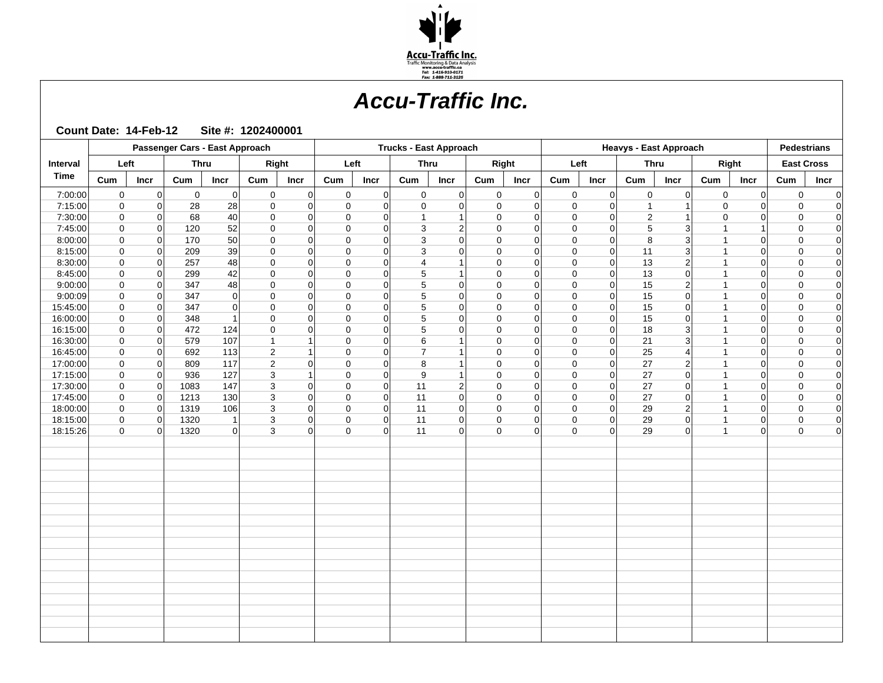Accu-Traffic Inc.
Traffic Monitoring & Data Analysis
www.accu-traffic.ca
Tel: 1-416-910-0171
Fax: 1-888-711-3126

# *Accu-Traffic Inc.*

**Count Date: 14-Feb-12 Site #: 1202400001**

| Interval | Passenger Cars - East Approach | | | | | | Trucks - East Approach | | | | | | Heavys - East Approach | | | | | | Pedestrians | |
|---|---|---|---|---|---|---|---|---|---|---|---|---|---|---|---|---|---|---|---|---|
| | Left | | Thru | | Right | | Left | | Thru | | Right | | Left | | Thru | | Right | | East Cross | |
| Time | Cum | Incr | Cum | Incr | Cum | Incr | Cum | Incr | Cum | Incr | Cum | Incr | Cum | Incr | Cum | Incr | Cum | Incr | Cum | Incr |
| 7:00:00 | 0 | 0 | 0 | 0 | 0 | 0 | 0 | 0 | 0 | 0 | 0 | 0 | 0 | 0 | 0 | 0 | 0 | 0 | 0 | 0 |
| 7:15:00 | 0 | 0 | 28 | 28 | 0 | 0 | 0 | 0 | 0 | 0 | 0 | 0 | 0 | 0 | 1 | 1 | 0 | 0 | 0 | 0 |
| 7:30:00 | 0 | 0 | 68 | 40 | 0 | 0 | 0 | 0 | 1 | 1 | 0 | 0 | 0 | 0 | 2 | 1 | 0 | 0 | 0 | 0 |
| 7:45:00 | 0 | 0 | 120 | 52 | 0 | 0 | 0 | 0 | 3 | 2 | 0 | 0 | 0 | 0 | 5 | 3 | 1 | 1 | 0 | 0 |
| 8:00:00 | 0 | 0 | 170 | 50 | 0 | 0 | 0 | 0 | 3 | 0 | 0 | 0 | 0 | 0 | 8 | 3 | 1 | 0 | 0 | 0 |
| 8:15:00 | 0 | 0 | 209 | 39 | 0 | 0 | 0 | 0 | 3 | 0 | 0 | 0 | 0 | 0 | 11 | 3 | 1 | 0 | 0 | 0 |
| 8:30:00 | 0 | 0 | 257 | 48 | 0 | 0 | 0 | 0 | 4 | 1 | 0 | 0 | 0 | 0 | 13 | 2 | 1 | 0 | 0 | 0 |
| 8:45:00 | 0 | 0 | 299 | 42 | 0 | 0 | 0 | 0 | 5 | 1 | 0 | 0 | 0 | 0 | 13 | 0 | 1 | 0 | 0 | 0 |
| 9:00:00 | 0 | 0 | 347 | 48 | 0 | 0 | 0 | 0 | 5 | 0 | 0 | 0 | 0 | 0 | 15 | 2 | 1 | 0 | 0 | 0 |
| 9:00:09 | 0 | 0 | 347 | 0 | 0 | 0 | 0 | 0 | 5 | 0 | 0 | 0 | 0 | 0 | 15 | 0 | 1 | 0 | 0 | 0 |
| 15:45:00 | 0 | 0 | 347 | 0 | 0 | 0 | 0 | 0 | 5 | 0 | 0 | 0 | 0 | 0 | 15 | 0 | 1 | 0 | 0 | 0 |
| 16:00:00 | 0 | 0 | 348 | 1 | 0 | 0 | 0 | 0 | 5 | 0 | 0 | 0 | 0 | 0 | 15 | 0 | 1 | 0 | 0 | 0 |
| 16:15:00 | 0 | 0 | 472 | 124 | 0 | 0 | 0 | 0 | 5 | 0 | 0 | 0 | 0 | 0 | 18 | 3 | 1 | 0 | 0 | 0 |
| 16:30:00 | 0 | 0 | 579 | 107 | 1 | 1 | 0 | 0 | 6 | 1 | 0 | 0 | 0 | 0 | 21 | 3 | 1 | 0 | 0 | 0 |
| 16:45:00 | 0 | 0 | 692 | 113 | 2 | 1 | 0 | 0 | 7 | 1 | 0 | 0 | 0 | 0 | 25 | 4 | 1 | 0 | 0 | 0 |
| 17:00:00 | 0 | 0 | 809 | 117 | 2 | 0 | 0 | 0 | 8 | 1 | 0 | 0 | 0 | 0 | 27 | 2 | 1 | 0 | 0 | 0 |
| 17:15:00 | 0 | 0 | 936 | 127 | 3 | 1 | 0 | 0 | 9 | 1 | 0 | 0 | 0 | 0 | 27 | 0 | 1 | 0 | 0 | 0 |
| 17:30:00 | 0 | 0 | 1083 | 147 | 3 | 0 | 0 | 0 | 11 | 2 | 0 | 0 | 0 | 0 | 27 | 0 | 1 | 0 | 0 | 0 |
| 17:45:00 | 0 | 0 | 1213 | 130 | 3 | 0 | 0 | 0 | 11 | 0 | 0 | 0 | 0 | 0 | 27 | 0 | 1 | 0 | 0 | 0 |
| 18:00:00 | 0 | 0 | 1319 | 106 | 3 | 0 | 0 | 0 | 11 | 0 | 0 | 0 | 0 | 0 | 29 | 2 | 1 | 0 | 0 | 0 |
| 18:15:00 | 0 | 0 | 1320 | 1 | 3 | 0 | 0 | 0 | 11 | 0 | 0 | 0 | 0 | 0 | 29 | 0 | 1 | 0 | 0 | 0 |
| 18:15:26 | 0 | 0 | 1320 | 0 | 3 | 0 | 0 | 0 | 11 | 0 | 0 | 0 | 0 | 0 | 29 | 0 | 1 | 0 | 0 | 0 |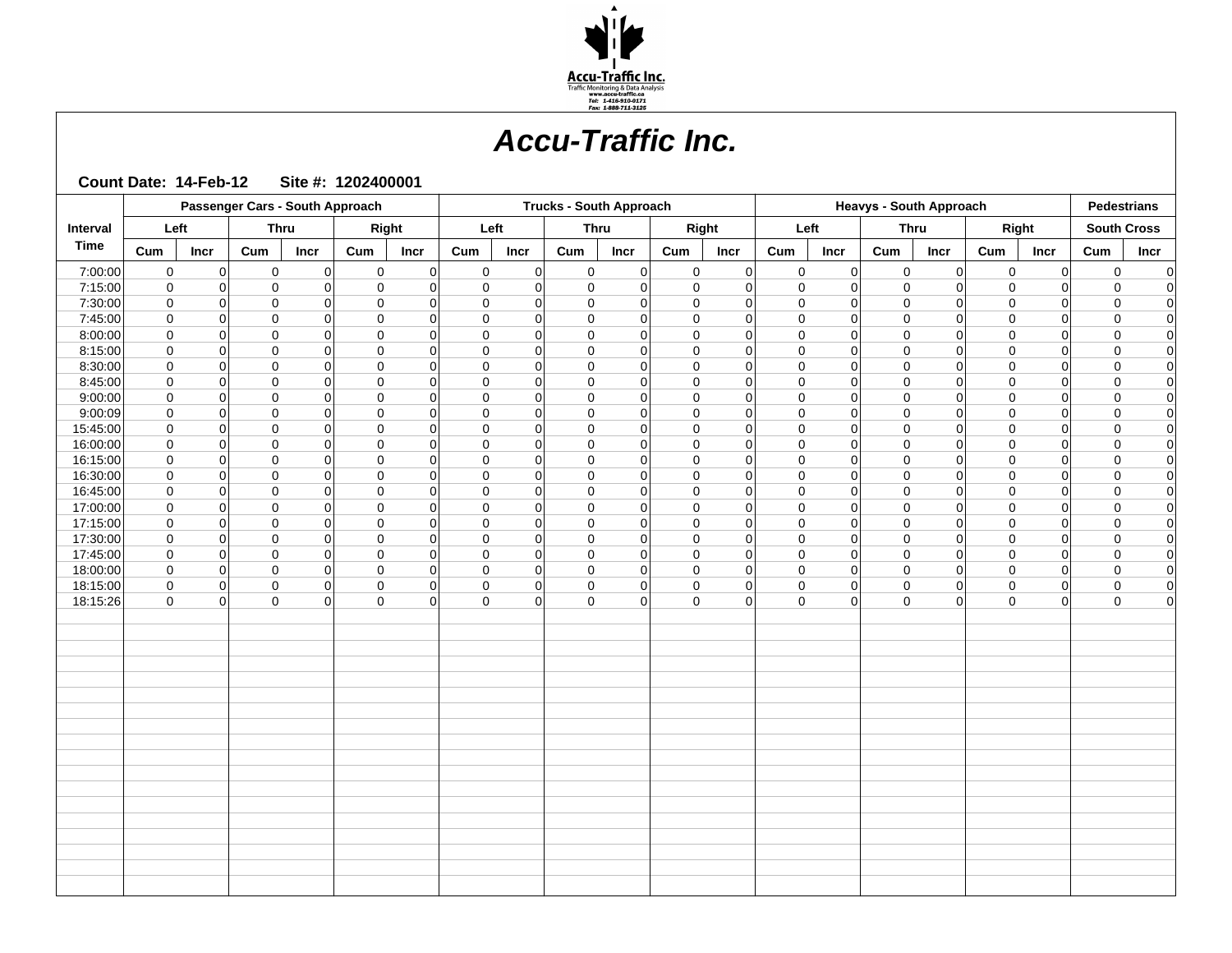Accu-Traffic Inc.
Traffic Monitoring & Data Analysis
www.accu-traffic.ca
Tel: 1-416-910-0171
Fax: 1-888-711-3126

# *Accu-Traffic Inc.*

**Count Date: 14-Feb-12 Site #: 1202400001**

| Interval Time | Passenger Cars - South Approach | | | | | | Trucks - South Approach | | | | | | Heavys - South Approach | | | | | | Pedestrians | |
|---|---|---|---|---|---|---|---|---|---|---|---|---|---|---|---|---|---|---|---|---|
| | Left | | Thru | | Right | | Left | | Thru | | Right | | Left | | Thru | | Right | | South Cross | |
| | Cum | Incr | Cum | Incr | Cum | Incr | Cum | Incr | Cum | Incr | Cum | Incr | Cum | Incr | Cum | Incr | Cum | Incr | Cum | Incr |
| 7:00:00 | 0 | 0 | 0 | 0 | 0 | 0 | 0 | 0 | 0 | 0 | 0 | 0 | 0 | 0 | 0 | 0 | 0 | 0 | 0 | 0 |
| 7:15:00 | 0 | 0 | 0 | 0 | 0 | 0 | 0 | 0 | 0 | 0 | 0 | 0 | 0 | 0 | 0 | 0 | 0 | 0 | 0 | 0 |
| 7:30:00 | 0 | 0 | 0 | 0 | 0 | 0 | 0 | 0 | 0 | 0 | 0 | 0 | 0 | 0 | 0 | 0 | 0 | 0 | 0 | 0 |
| 7:45:00 | 0 | 0 | 0 | 0 | 0 | 0 | 0 | 0 | 0 | 0 | 0 | 0 | 0 | 0 | 0 | 0 | 0 | 0 | 0 | 0 |
| 8:00:00 | 0 | 0 | 0 | 0 | 0 | 0 | 0 | 0 | 0 | 0 | 0 | 0 | 0 | 0 | 0 | 0 | 0 | 0 | 0 | 0 |
| 8:15:00 | 0 | 0 | 0 | 0 | 0 | 0 | 0 | 0 | 0 | 0 | 0 | 0 | 0 | 0 | 0 | 0 | 0 | 0 | 0 | 0 |
| 8:30:00 | 0 | 0 | 0 | 0 | 0 | 0 | 0 | 0 | 0 | 0 | 0 | 0 | 0 | 0 | 0 | 0 | 0 | 0 | 0 | 0 |
| 8:45:00 | 0 | 0 | 0 | 0 | 0 | 0 | 0 | 0 | 0 | 0 | 0 | 0 | 0 | 0 | 0 | 0 | 0 | 0 | 0 | 0 |
| 9:00:00 | 0 | 0 | 0 | 0 | 0 | 0 | 0 | 0 | 0 | 0 | 0 | 0 | 0 | 0 | 0 | 0 | 0 | 0 | 0 | 0 |
| 9:00:09 | 0 | 0 | 0 | 0 | 0 | 0 | 0 | 0 | 0 | 0 | 0 | 0 | 0 | 0 | 0 | 0 | 0 | 0 | 0 | 0 |
| 15:45:00 | 0 | 0 | 0 | 0 | 0 | 0 | 0 | 0 | 0 | 0 | 0 | 0 | 0 | 0 | 0 | 0 | 0 | 0 | 0 | 0 |
| 16:00:00 | 0 | 0 | 0 | 0 | 0 | 0 | 0 | 0 | 0 | 0 | 0 | 0 | 0 | 0 | 0 | 0 | 0 | 0 | 0 | 0 |
| 16:15:00 | 0 | 0 | 0 | 0 | 0 | 0 | 0 | 0 | 0 | 0 | 0 | 0 | 0 | 0 | 0 | 0 | 0 | 0 | 0 | 0 |
| 16:30:00 | 0 | 0 | 0 | 0 | 0 | 0 | 0 | 0 | 0 | 0 | 0 | 0 | 0 | 0 | 0 | 0 | 0 | 0 | 0 | 0 |
| 16:45:00 | 0 | 0 | 0 | 0 | 0 | 0 | 0 | 0 | 0 | 0 | 0 | 0 | 0 | 0 | 0 | 0 | 0 | 0 | 0 | 0 |
| 17:00:00 | 0 | 0 | 0 | 0 | 0 | 0 | 0 | 0 | 0 | 0 | 0 | 0 | 0 | 0 | 0 | 0 | 0 | 0 | 0 | 0 |
| 17:15:00 | 0 | 0 | 0 | 0 | 0 | 0 | 0 | 0 | 0 | 0 | 0 | 0 | 0 | 0 | 0 | 0 | 0 | 0 | 0 | 0 |
| 17:30:00 | 0 | 0 | 0 | 0 | 0 | 0 | 0 | 0 | 0 | 0 | 0 | 0 | 0 | 0 | 0 | 0 | 0 | 0 | 0 | 0 |
| 17:45:00 | 0 | 0 | 0 | 0 | 0 | 0 | 0 | 0 | 0 | 0 | 0 | 0 | 0 | 0 | 0 | 0 | 0 | 0 | 0 | 0 |
| 18:00:00 | 0 | 0 | 0 | 0 | 0 | 0 | 0 | 0 | 0 | 0 | 0 | 0 | 0 | 0 | 0 | 0 | 0 | 0 | 0 | 0 |
| 18:15:00 | 0 | 0 | 0 | 0 | 0 | 0 | 0 | 0 | 0 | 0 | 0 | 0 | 0 | 0 | 0 | 0 | 0 | 0 | 0 | 0 |
| 18:15:26 | 0 | 0 | 0 | 0 | 0 | 0 | 0 | 0 | 0 | 0 | 0 | 0 | 0 | 0 | 0 | 0 | 0 | 0 | 0 | 0 |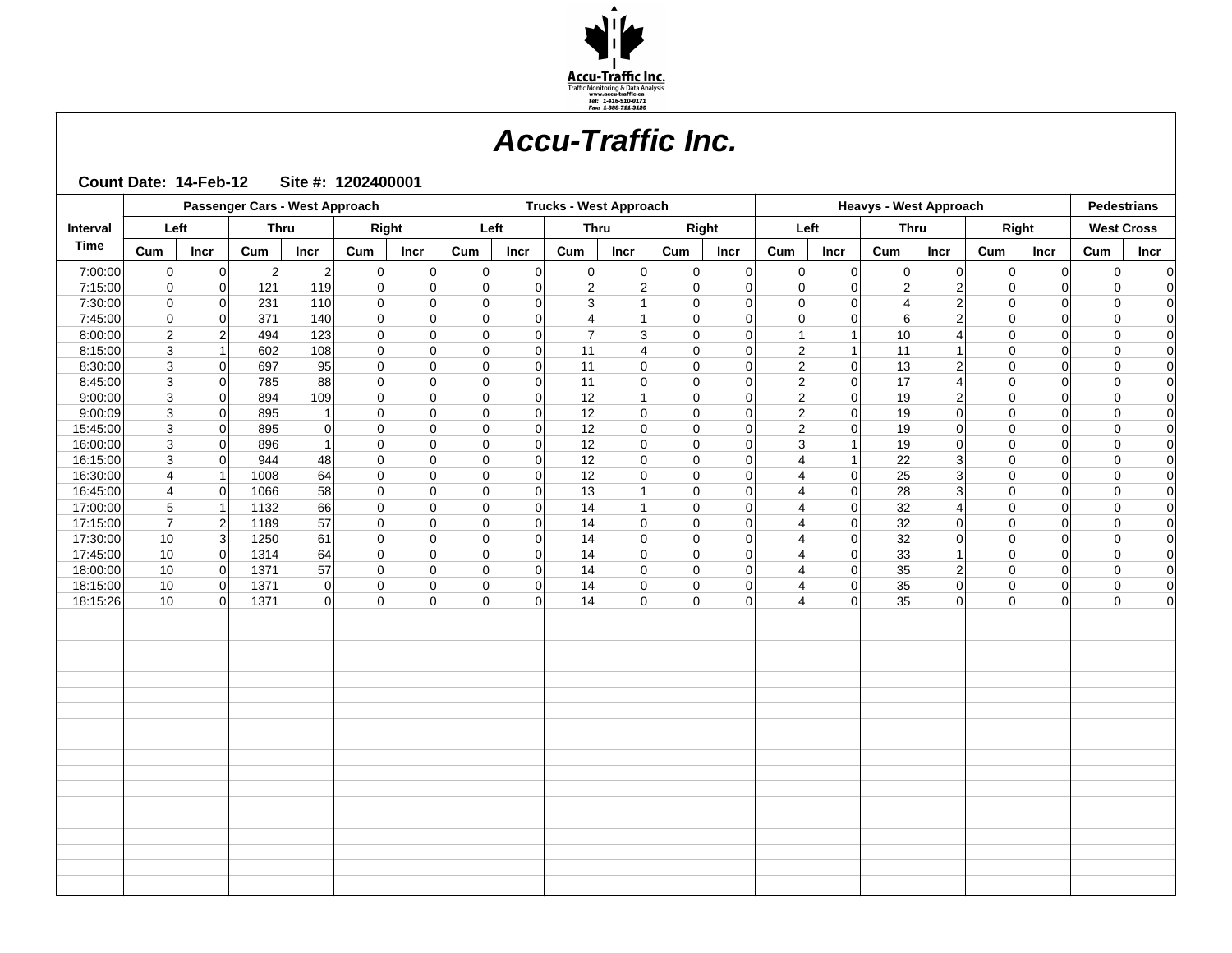Accu-Traffic Inc.
Traffic Monitoring & Data Analysis
www.accu-traffic.ca
Tel: 1-416-910-0171
Fax: 1-888-711-3126

# *Accu-Traffic Inc.*

**Count Date: 14-Feb-12 Site #: 1202400001**

| Interval | Passenger Cars - West Approach | | | | | | Trucks - West Approach | | | | | | Heavys - West Approach | | | | | | Pedestrians | |
|---|---|---|---|---|---|---|---|---|---|---|---|---|---|---|---|---|---|---|---|---|
| | Left | | Thru | | Right | | Left | | Thru | | Right | | Left | | Thru | | Right | | West Cross | |
| Time | Cum | Incr | Cum | Incr | Cum | Incr | Cum | Incr | Cum | Incr | Cum | Incr | Cum | Incr | Cum | Incr | Cum | Incr | Cum | Incr |
| 7:00:00 | 0 | 0 | 2 | 2 | 0 | 0 | 0 | 0 | 0 | 0 | 0 | 0 | 0 | 0 | 0 | 0 | 0 | 0 | 0 | 0 |
| 7:15:00 | 0 | 0 | 121 | 119 | 0 | 0 | 0 | 0 | 2 | 2 | 0 | 0 | 0 | 0 | 2 | 2 | 0 | 0 | 0 | 0 |
| 7:30:00 | 0 | 0 | 231 | 110 | 0 | 0 | 0 | 0 | 3 | 1 | 0 | 0 | 0 | 0 | 4 | 2 | 0 | 0 | 0 | 0 |
| 7:45:00 | 0 | 0 | 371 | 140 | 0 | 0 | 0 | 0 | 4 | 1 | 0 | 0 | 0 | 0 | 6 | 2 | 0 | 0 | 0 | 0 |
| 8:00:00 | 2 | 2 | 494 | 123 | 0 | 0 | 0 | 0 | 7 | 3 | 0 | 0 | 1 | 1 | 10 | 4 | 0 | 0 | 0 | 0 |
| 8:15:00 | 3 | 1 | 602 | 108 | 0 | 0 | 0 | 0 | 11 | 4 | 0 | 0 | 2 | 1 | 11 | 1 | 0 | 0 | 0 | 0 |
| 8:30:00 | 3 | 0 | 697 | 95 | 0 | 0 | 0 | 0 | 11 | 0 | 0 | 0 | 2 | 0 | 13 | 2 | 0 | 0 | 0 | 0 |
| 8:45:00 | 3 | 0 | 785 | 88 | 0 | 0 | 0 | 0 | 11 | 0 | 0 | 0 | 2 | 0 | 17 | 4 | 0 | 0 | 0 | 0 |
| 9:00:00 | 3 | 0 | 894 | 109 | 0 | 0 | 0 | 0 | 12 | 1 | 0 | 0 | 2 | 0 | 19 | 2 | 0 | 0 | 0 | 0 |
| 9:00:09 | 3 | 0 | 895 | 1 | 0 | 0 | 0 | 0 | 12 | 0 | 0 | 0 | 2 | 0 | 19 | 0 | 0 | 0 | 0 | 0 |
| 15:45:00 | 3 | 0 | 895 | 0 | 0 | 0 | 0 | 0 | 12 | 0 | 0 | 0 | 2 | 0 | 19 | 0 | 0 | 0 | 0 | 0 |
| 16:00:00 | 3 | 0 | 896 | 1 | 0 | 0 | 0 | 0 | 12 | 0 | 0 | 0 | 3 | 1 | 19 | 0 | 0 | 0 | 0 | 0 |
| 16:15:00 | 3 | 0 | 944 | 48 | 0 | 0 | 0 | 0 | 12 | 0 | 0 | 0 | 4 | 1 | 22 | 3 | 0 | 0 | 0 | 0 |
| 16:30:00 | 4 | 1 | 1008 | 64 | 0 | 0 | 0 | 0 | 12 | 0 | 0 | 0 | 4 | 0 | 25 | 3 | 0 | 0 | 0 | 0 |
| 16:45:00 | 4 | 0 | 1066 | 58 | 0 | 0 | 0 | 0 | 13 | 1 | 0 | 0 | 4 | 0 | 28 | 3 | 0 | 0 | 0 | 0 |
| 17:00:00 | 5 | 1 | 1132 | 66 | 0 | 0 | 0 | 0 | 14 | 1 | 0 | 0 | 4 | 0 | 32 | 4 | 0 | 0 | 0 | 0 |
| 17:15:00 | 7 | 2 | 1189 | 57 | 0 | 0 | 0 | 0 | 14 | 0 | 0 | 0 | 4 | 0 | 32 | 0 | 0 | 0 | 0 | 0 |
| 17:30:00 | 10 | 3 | 1250 | 61 | 0 | 0 | 0 | 0 | 14 | 0 | 0 | 0 | 4 | 0 | 32 | 0 | 0 | 0 | 0 | 0 |
| 17:45:00 | 10 | 0 | 1314 | 64 | 0 | 0 | 0 | 0 | 14 | 0 | 0 | 0 | 4 | 0 | 33 | 1 | 0 | 0 | 0 | 0 |
| 18:00:00 | 10 | 0 | 1371 | 57 | 0 | 0 | 0 | 0 | 14 | 0 | 0 | 0 | 4 | 0 | 35 | 2 | 0 | 0 | 0 | 0 |
| 18:15:00 | 10 | 0 | 1371 | 0 | 0 | 0 | 0 | 0 | 14 | 0 | 0 | 0 | 4 | 0 | 35 | 0 | 0 | 0 | 0 | 0 |
| 18:15:26 | 10 | 0 | 1371 | 0 | 0 | 0 | 0 | 0 | 14 | 0 | 0 | 0 | 4 | 0 | 35 | 0 | 0 | 0 | 0 | 0 |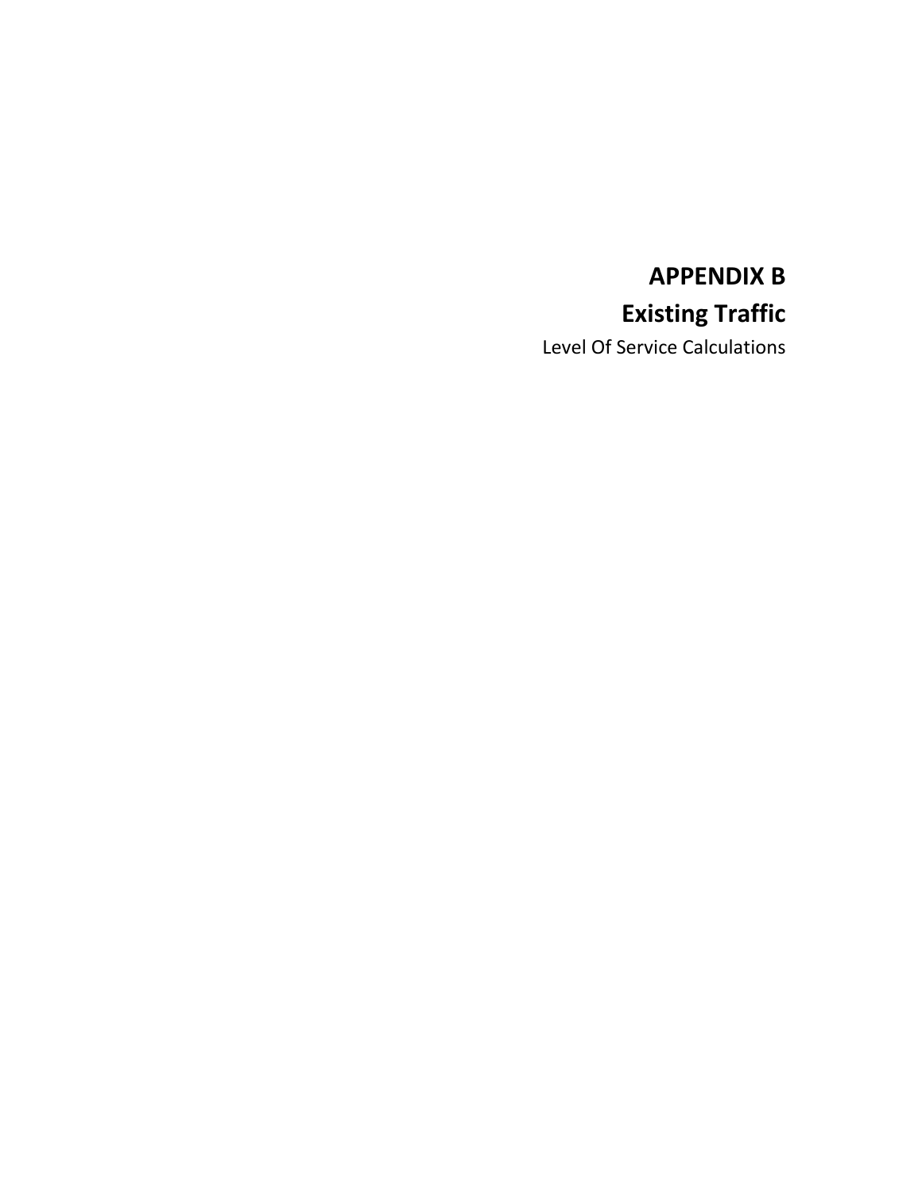# APPENDIX B

## Existing Traffic

Level Of Service Calculations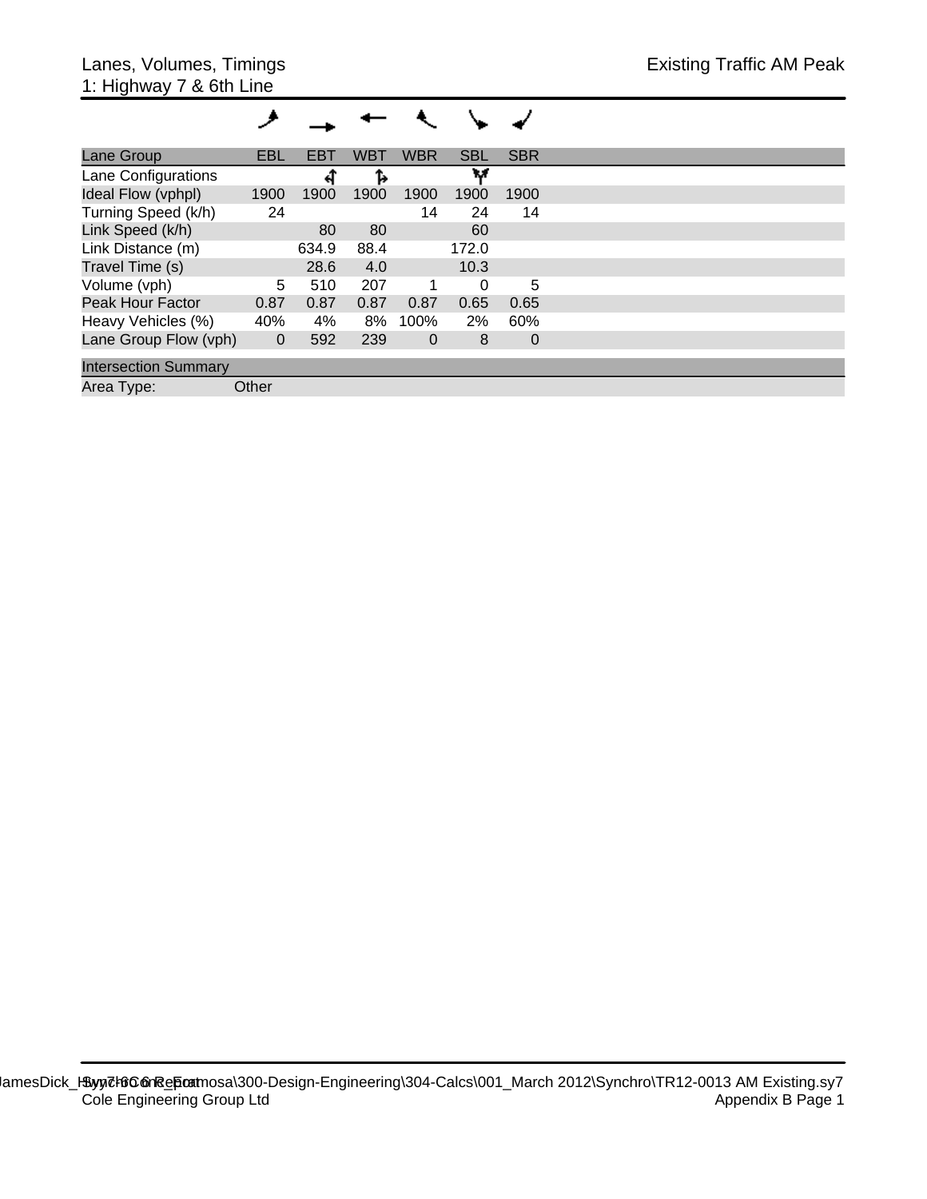Lanes, Volumes, Timings
1: Highway 7 & 6th Line

Existing Traffic AM Peak

| Lane Group | EBL | EBT | WBT | WBR | SBL | SBR |
|---|---|---|---|---|---|---|
| Lane Configurations | | ↰ | ↱ | | Y | |
| Ideal Flow (vphpl) | 1900 | 1900 | 1900 | 1900 | 1900 | 1900 |
| Turning Speed (k/h) | 24 | | | 14 | 24 | 14 |
| Link Speed (k/h) | | 80 | 80 | | 60 | |
| Link Distance (m) | | 634.9 | 88.4 | | 172.0 | |
| Travel Time (s) | | 28.6 | 4.0 | | 10.3 | |
| Volume (vph) | 5 | 510 | 207 | 1 | 0 | 5 |
| Peak Hour Factor | 0.87 | 0.87 | 0.87 | 0.87 | 0.65 | 0.65 |
| Heavy Vehicles (%) | 40% | 4% | 8% | 100% | 2% | 60% |
| Lane Group Flow (vph) | 0 | 592 | 239 | 0 | 8 | 0 |

| Intersection Summary | |
|---|---|
| Area Type: | Other |

JamesDick_Hwy7-6C 6nReport mosa\300-Design-Engineering\304-Calcs\001_March 2012\Synchro\TR12-0013 AM Existing.sy7
Cole Engineering Group Ltd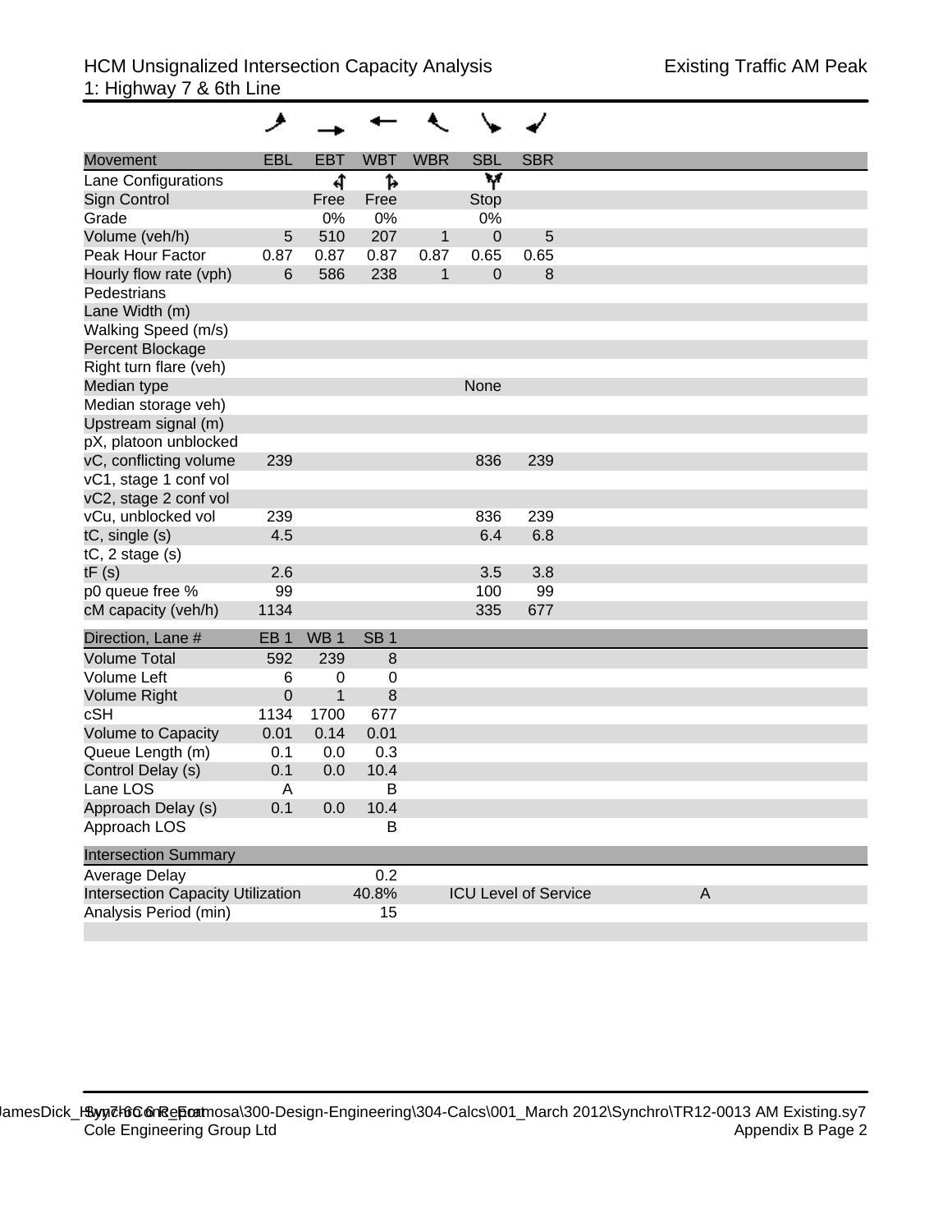HCM Unsignalized Intersection Capacity Analysis

1: Highway 7 & 6th Line

Existing Traffic AM Peak

| Movement | EBL | EBT | WBT | WBR | SBL | SBR |
|---|---|---|---|---|---|---|
| Lane Configurations | | ↰ | ↱ | | Y | |
| Sign Control | | Free | Free | | Stop | |
| Grade | | 0% | 0% | | 0% | |
| Volume (veh/h) | 5 | 510 | 207 | 1 | 0 | 5 |
| Peak Hour Factor | 0.87 | 0.87 | 0.87 | 0.87 | 0.65 | 0.65 |
| Hourly flow rate (vph) | 6 | 586 | 238 | 1 | 0 | 8 |
| Pedestrians | | | | | | |
| Lane Width (m) | | | | | | |
| Walking Speed (m/s) | | | | | | |
| Percent Blockage | | | | | | |
| Right turn flare (veh) | | | | | | |
| Median type | | | | | None | |
| Median storage veh) | | | | | | |
| Upstream signal (m) | | | | | | |
| pX, platoon unblocked | | | | | | |
| vC, conflicting volume | 239 | | | | 836 | 239 |
| vC1, stage 1 conf vol | | | | | | |
| vC2, stage 2 conf vol | | | | | | |
| vCu, unblocked vol | 239 | | | | 836 | 239 |
| tC, single (s) | 4.5 | | | | 6.4 | 6.8 |
| tC, 2 stage (s) | | | | | | |
| tF (s) | 2.6 | | | | 3.5 | 3.8 |
| p0 queue free % | 99 | | | | 100 | 99 |
| cM capacity (veh/h) | 1134 | | | | 335 | 677 |

| Direction, Lane # | EB 1 | WB 1 | SB 1 |
|---|---|---|---|
| Volume Total | 592 | 239 | 8 |
| Volume Left | 6 | 0 | 0 |
| Volume Right | 0 | 1 | 8 |
| cSH | 1134 | 1700 | 677 |
| Volume to Capacity | 0.01 | 0.14 | 0.01 |
| Queue Length (m) | 0.1 | 0.0 | 0.3 |
| Control Delay (s) | 0.1 | 0.0 | 10.4 |
| Lane LOS | A | | B |
| Approach Delay (s) | 0.1 | 0.0 | 10.4 |
| Approach LOS | | | B |

| Intersection Summary | | | |
|---|---|---|---|
| Average Delay | 0.2 | | |
| Intersection Capacity Utilization | 40.8% | ICU Level of Service | A |
| Analysis Period (min) | 15 | | |

JamesDick_Hwy7-6thLine_Formosa\300-Design-Engineering\304-Calcs\001_March 2012\Synchro\TR12-0013 AM Existing.sy7

Synchro 6 Report

Cole Engineering Group Ltd

Appendix B Page 2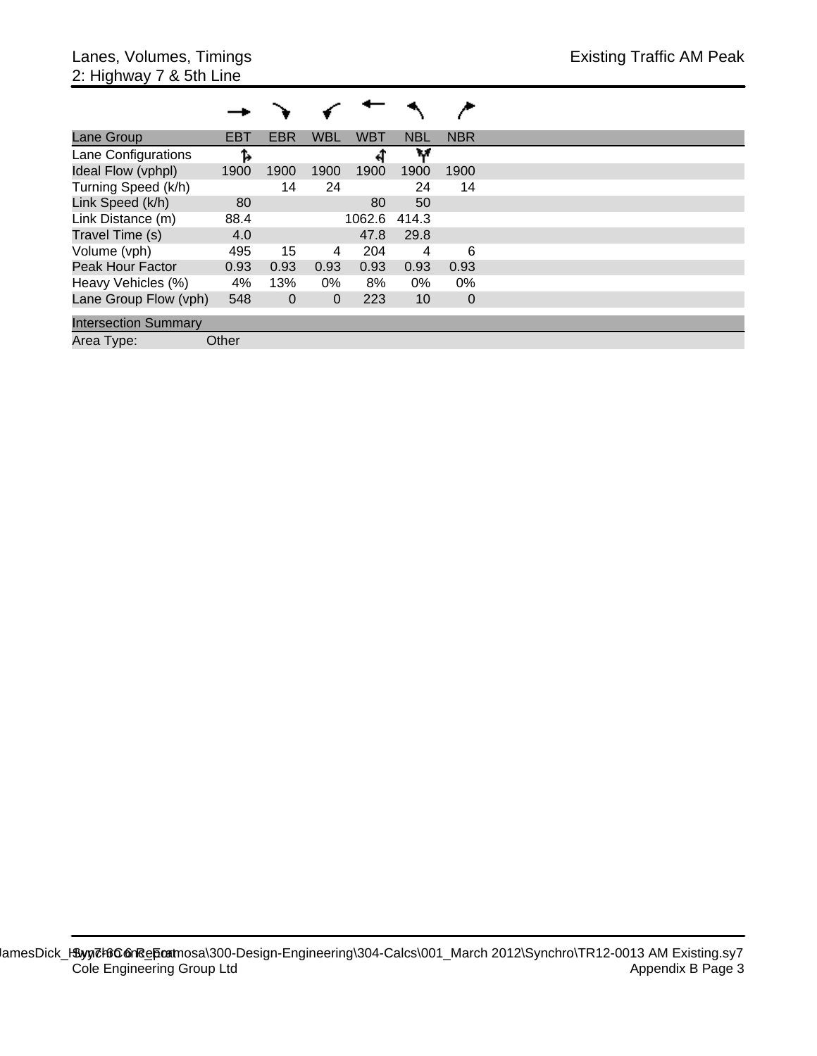Lanes, Volumes, Timings
2: Highway 7 & 5th Line

Existing Traffic AM Peak

| Lane Group | EBT | EBR | WBL | WBT | NBL | NBR |
|---|---|---|---|---|---|---|
| Lane Configurations | ↱ | | | ↰ | Y | |
| Ideal Flow (vphpl) | 1900 | 1900 | 1900 | 1900 | 1900 | 1900 |
| Turning Speed (k/h) | | 14 | 24 | | 24 | 14 |
| Link Speed (k/h) | 80 | | | 80 | 50 | |
| Link Distance (m) | 88.4 | | | 1062.6 | 414.3 | |
| Travel Time (s) | 4.0 | | | 47.8 | 29.8 | |
| Volume (vph) | 495 | 15 | 4 | 204 | 4 | 6 |
| Peak Hour Factor | 0.93 | 0.93 | 0.93 | 0.93 | 0.93 | 0.93 |
| Heavy Vehicles (%) | 4% | 13% | 0% | 8% | 0% | 0% |
| Lane Group Flow (vph) | 548 | 0 | 0 | 223 | 10 | 0 |

| Intersection Summary | |
|---|---|
| Area Type: | Other |

JamesDick_Hwy7-6C on Formosa\300-Design-Engineering\304-Calcs\001_March 2012\Synchro\TR12-0013 AM Existing.sy7
Synchro 6 Report
Cole Engineering Group Ltd
Appendix B Page 3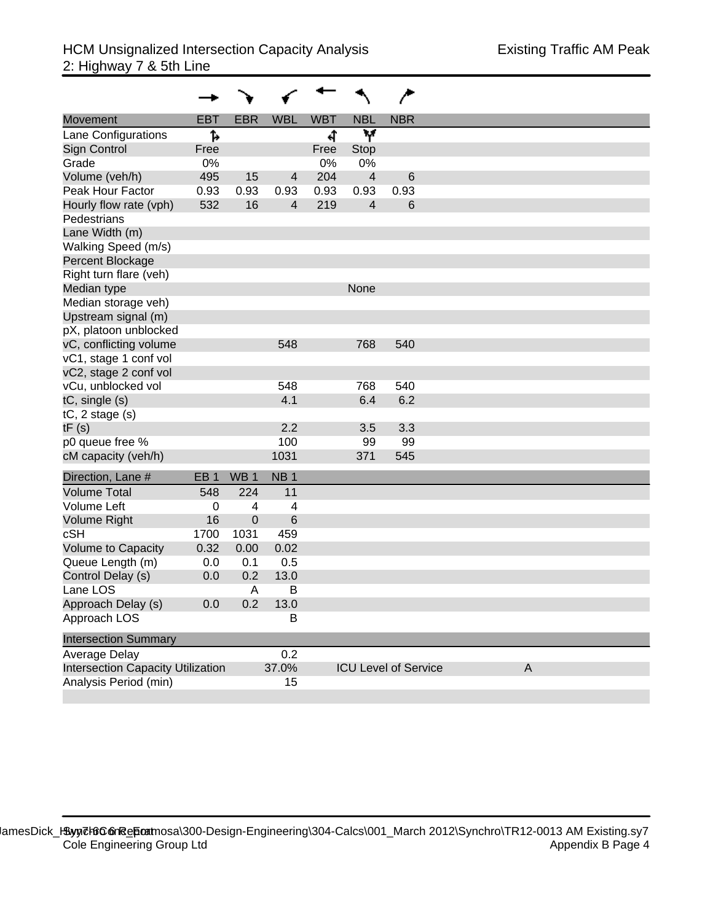HCM Unsignalized Intersection Capacity Analysis

2: Highway 7 & 5th Line

Existing Traffic AM Peak

| Movement | EBT | EBR | WBL | WBT | NBL | NBR |
|---|---|---|---|---|---|---|
| Lane Configurations | ↱ | | | ↰ | Y | |
| Sign Control | Free | | | Free | Stop | |
| Grade | 0% | | | 0% | 0% | |
| Volume (veh/h) | 495 | 15 | 4 | 204 | 4 | 6 |
| Peak Hour Factor | 0.93 | 0.93 | 0.93 | 0.93 | 0.93 | 0.93 |
| Hourly flow rate (vph) | 532 | 16 | 4 | 219 | 4 | 6 |
| Pedestrians | | | | | | |
| Lane Width (m) | | | | | | |
| Walking Speed (m/s) | | | | | | |
| Percent Blockage | | | | | | |
| Right turn flare (veh) | | | | | | |
| Median type | | | | | None | |
| Median storage veh) | | | | | | |
| Upstream signal (m) | | | | | | |
| pX, platoon unblocked | | | | | | |
| vC, conflicting volume | | | 548 | | 768 | 540 |
| vC1, stage 1 conf vol | | | | | | |
| vC2, stage 2 conf vol | | | | | | |
| vCu, unblocked vol | | | 548 | | 768 | 540 |
| tC, single (s) | | | 4.1 | | 6.4 | 6.2 |
| tC, 2 stage (s) | | | | | | |
| tF (s) | | | 2.2 | | 3.5 | 3.3 |
| p0 queue free % | | | 100 | | 99 | 99 |
| cM capacity (veh/h) | | | 1031 | | 371 | 545 |

| Direction, Lane # | EB 1 | WB 1 | NB 1 |
|---|---|---|---|
| Volume Total | 548 | 224 | 11 |
| Volume Left | 0 | 4 | 4 |
| Volume Right | 16 | 0 | 6 |
| cSH | 1700 | 1031 | 459 |
| Volume to Capacity | 0.32 | 0.00 | 0.02 |
| Queue Length (m) | 0.0 | 0.1 | 0.5 |
| Control Delay (s) | 0.0 | 0.2 | 13.0 |
| Lane LOS | | A | B |
| Approach Delay (s) | 0.0 | 0.2 | 13.0 |
| Approach LOS | | | B |

| Intersection Summary | | | |
|---|---|---|---|
| Average Delay | 0.2 | | |
| Intersection Capacity Utilization | 37.0% | ICU Level of Service | A |
| Analysis Period (min) | 15 | | |

JamesDick_Hwy7-6C 6 Report Formosa\300-Design-Engineering\304-Calcs\001_March 2012\Synchro\TR12-0013 AM Existing.sy7

Cole Engineering Group Ltd

Appendix B Page 4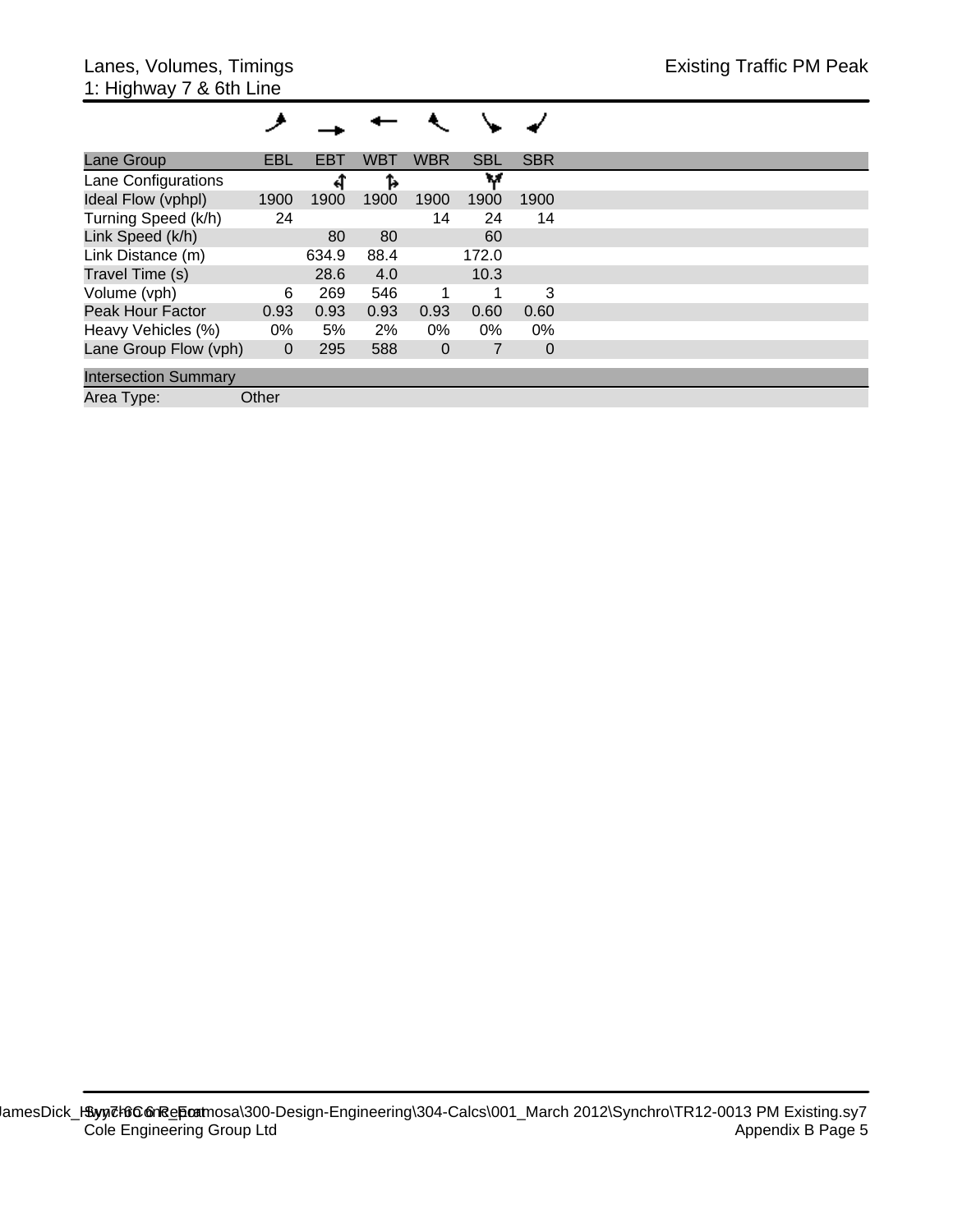Lanes, Volumes, Timings

1: Highway 7 & 6th Line

Existing Traffic PM Peak

| Lane Group | EBL | EBT | WBT | WBR | SBL | SBR |
|---|---|---|---|---|---|---|
| Lane Configurations | | ↰ | ↱ | | Y | |
| Ideal Flow (vphpl) | 1900 | 1900 | 1900 | 1900 | 1900 | 1900 |
| Turning Speed (k/h) | 24 | | | 14 | 24 | 14 |
| Link Speed (k/h) | | 80 | 80 | | 60 | |
| Link Distance (m) | | 634.9 | 88.4 | | 172.0 | |
| Travel Time (s) | | 28.6 | 4.0 | | 10.3 | |
| Volume (vph) | 6 | 269 | 546 | 1 | 1 | 3 |
| Peak Hour Factor | 0.93 | 0.93 | 0.93 | 0.93 | 0.60 | 0.60 |
| Heavy Vehicles (%) | 0% | 5% | 2% | 0% | 0% | 0% |
| Lane Group Flow (vph) | 0 | 295 | 588 | 0 | 7 | 0 |

| Intersection Summary | |
|---|---|
| Area Type: | Other |

JamesDick_Hwy7-6C 6nReport\Formosa\300-Design-Engineering\304-Calcs\001_March 2012\Synchro\TR12-0013 PM Existing.sy7
Cole Engineering Group Ltd

Appendix B Page 5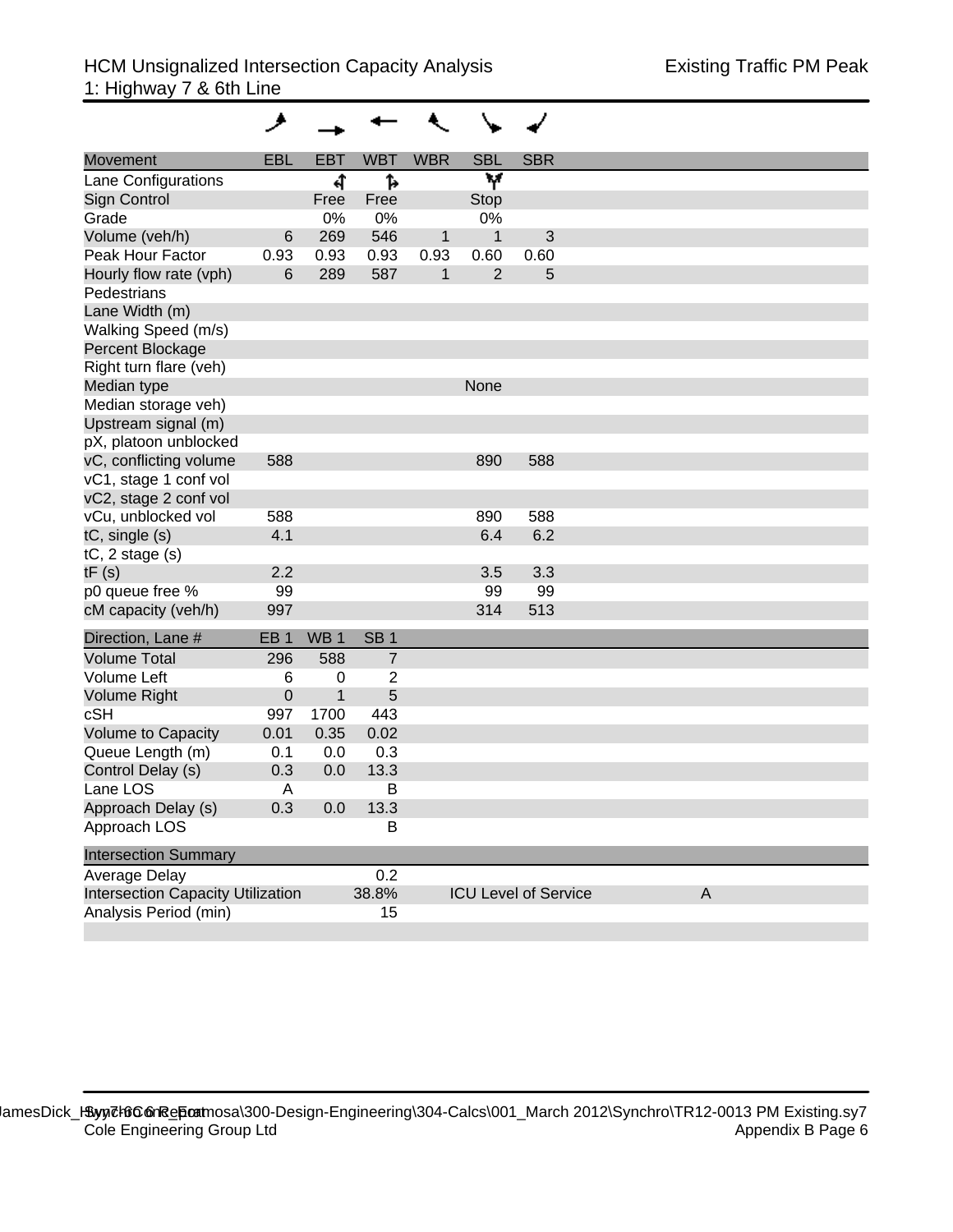# HCM Unsignalized Intersection Capacity Analysis

Existing Traffic PM Peak

1: Highway 7 & 6th Line

| Movement | EBL | EBT | WBT | WBR | SBL | SBR |
|---|---|---|---|---|---|---|
| Lane Configurations | | ↰ | ↱ | | Y | |
| Sign Control | | Free | Free | | Stop | |
| Grade | | 0% | 0% | | 0% | |
| Volume (veh/h) | 6 | 269 | 546 | 1 | 1 | 3 |
| Peak Hour Factor | 0.93 | 0.93 | 0.93 | 0.93 | 0.60 | 0.60 |
| Hourly flow rate (vph) | 6 | 289 | 587 | 1 | 2 | 5 |
| Pedestrians | | | | | | |
| Lane Width (m) | | | | | | |
| Walking Speed (m/s) | | | | | | |
| Percent Blockage | | | | | | |
| Right turn flare (veh) | | | | | | |
| Median type | | | | | None | |
| Median storage veh) | | | | | | |
| Upstream signal (m) | | | | | | |
| pX, platoon unblocked | | | | | | |
| vC, conflicting volume | 588 | | | | 890 | 588 |
| vC1, stage 1 conf vol | | | | | | |
| vC2, stage 2 conf vol | | | | | | |
| vCu, unblocked vol | 588 | | | | 890 | 588 |
| tC, single (s) | 4.1 | | | | 6.4 | 6.2 |
| tC, 2 stage (s) | | | | | | |
| tF (s) | 2.2 | | | | 3.5 | 3.3 |
| p0 queue free % | 99 | | | | 99 | 99 |
| cM capacity (veh/h) | 997 | | | | 314 | 513 |

| Direction, Lane # | EB 1 | WB 1 | SB 1 |
|---|---|---|---|
| Volume Total | 296 | 588 | 7 |
| Volume Left | 6 | 0 | 2 |
| Volume Right | 0 | 1 | 5 |
| cSH | 997 | 1700 | 443 |
| Volume to Capacity | 0.01 | 0.35 | 0.02 |
| Queue Length (m) | 0.1 | 0.0 | 0.3 |
| Control Delay (s) | 0.3 | 0.0 | 13.3 |
| Lane LOS | A | | B |
| Approach Delay (s) | 0.3 | 0.0 | 13.3 |
| Approach LOS | | | B |

| Intersection Summary | | | |
|---|---|---|---|
| Average Delay | 0.2 | | |
| Intersection Capacity Utilization | 38.8% | ICU Level of Service | A |
| Analysis Period (min) | 15 | | |

JamesDick_Hwy7-6th Line_Formosa\300-Design-Engineering\304-Calcs\001_March 2012\Synchro\TR12-0013 PM Existing.sy7
Synchro 6 Report
Cole Engineering Group Ltd
Appendix B Page 6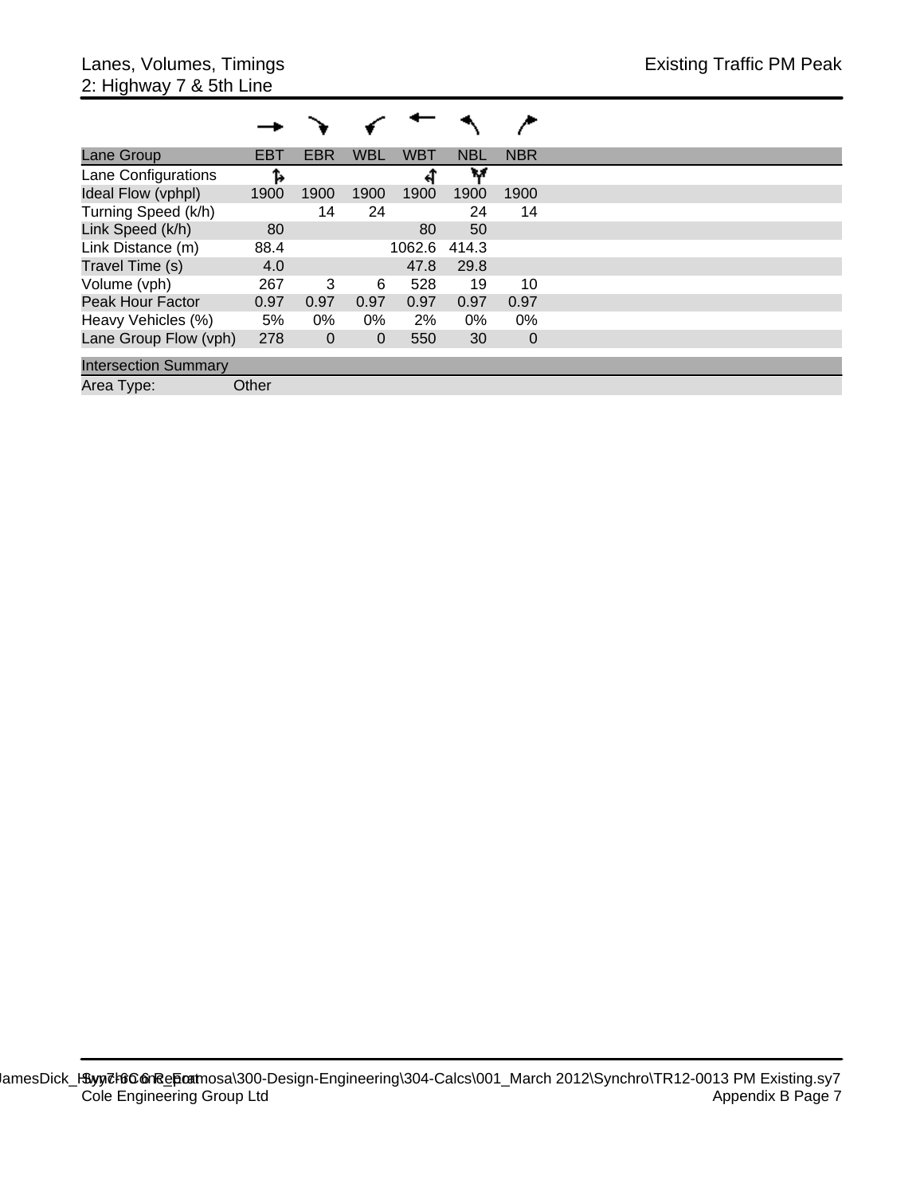# Lanes, Volumes, Timings

## 2: Highway 7 & 5th Line

Existing Traffic PM Peak

| Lane Group | EBT | EBR | WBL | WBT | NBL | NBR |
|---|---|---|---|---|---|---|
| Lane Configurations | ↱ | | | ↰ | Y | |
| Ideal Flow (vphpl) | 1900 | 1900 | 1900 | 1900 | 1900 | 1900 |
| Turning Speed (k/h) | | 14 | 24 | | 24 | 14 |
| Link Speed (k/h) | 80 | | | 80 | 50 | |
| Link Distance (m) | 88.4 | | | 1062.6 | 414.3 | |
| Travel Time (s) | 4.0 | | | 47.8 | 29.8 | |
| Volume (vph) | 267 | 3 | 6 | 528 | 19 | 10 |
| Peak Hour Factor | 0.97 | 0.97 | 0.97 | 0.97 | 0.97 | 0.97 |
| Heavy Vehicles (%) | 5% | 0% | 0% | 2% | 0% | 0% |
| Lane Group Flow (vph) | 278 | 0 | 0 | 550 | 30 | 0 |

| Intersection Summary | |
|---|---|
| Area Type: | Other |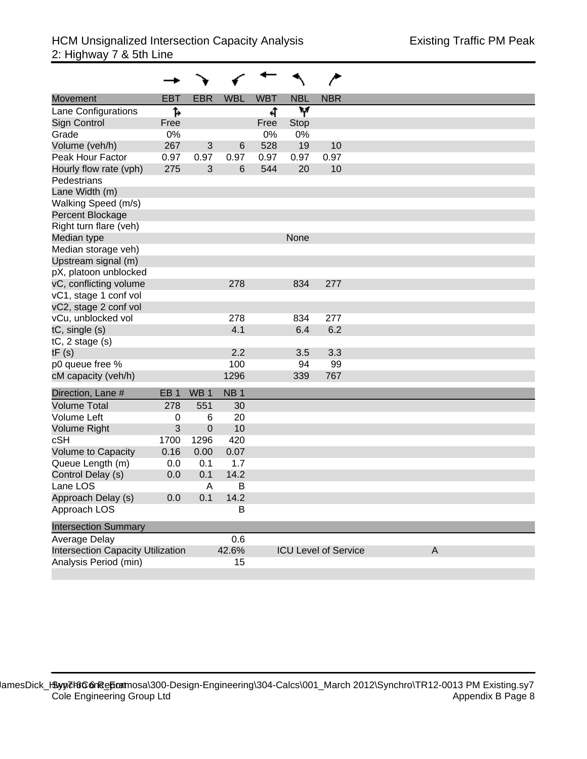# HCM Unsignalized Intersection Capacity Analysis

## 2: Highway 7 & 5th Line

Existing Traffic PM Peak

| Movement | EBT | EBR | WBL | WBT | NBL | NBR |
|---|---|---|---|---|---|---|
| Lane Configurations | | | | | | |
| Sign Control | Free | | | Free | Stop | |
| Grade | 0% | | | 0% | 0% | |
| Volume (veh/h) | 267 | 3 | 6 | 528 | 19 | 10 |
| Peak Hour Factor | 0.97 | 0.97 | 0.97 | 0.97 | 0.97 | 0.97 |
| Hourly flow rate (vph) | 275 | 3 | 6 | 544 | 20 | 10 |
| Pedestrians | | | | | | |
| Lane Width (m) | | | | | | |
| Walking Speed (m/s) | | | | | | |
| Percent Blockage | | | | | | |
| Right turn flare (veh) | | | | | | |
| Median type | | | | | None | |
| Median storage veh) | | | | | | |
| Upstream signal (m) | | | | | | |
| pX, platoon unblocked | | | | | | |
| vC, conflicting volume | | | 278 | | 834 | 277 |
| vC1, stage 1 conf vol | | | | | | |
| vC2, stage 2 conf vol | | | | | | |
| vCu, unblocked vol | | | 278 | | 834 | 277 |
| tC, single (s) | | | 4.1 | | 6.4 | 6.2 |
| tC, 2 stage (s) | | | | | | |
| tF (s) | | | 2.2 | | 3.5 | 3.3 |
| p0 queue free % | | | 100 | | 94 | 99 |
| cM capacity (veh/h) | | | 1296 | | 339 | 767 |

| Direction, Lane # | EB 1 | WB 1 | NB 1 |
|---|---|---|---|
| Volume Total | 278 | 551 | 30 |
| Volume Left | 0 | 6 | 20 |
| Volume Right | 3 | 0 | 10 |
| cSH | 1700 | 1296 | 420 |
| Volume to Capacity | 0.16 | 0.00 | 0.07 |
| Queue Length (m) | 0.0 | 0.1 | 1.7 |
| Control Delay (s) | 0.0 | 0.1 | 14.2 |
| Lane LOS | | A | B |
| Approach Delay (s) | 0.0 | 0.1 | 14.2 |
| Approach LOS | | | B |

| Intersection Summary | | | |
|---|---|---|---|
| Average Delay | 0.6 | | |
| Intersection Capacity Utilization | 42.6% | ICU Level of Service | A |
| Analysis Period (min) | 15 | | |

JamesDick_Hwy7-6C 6 Report_Formosa\300-Design-Engineering\304-Calcs\001_March 2012\Synchro\TR12-0013 PM Existing.sy7
Cole Engineering Group Ltd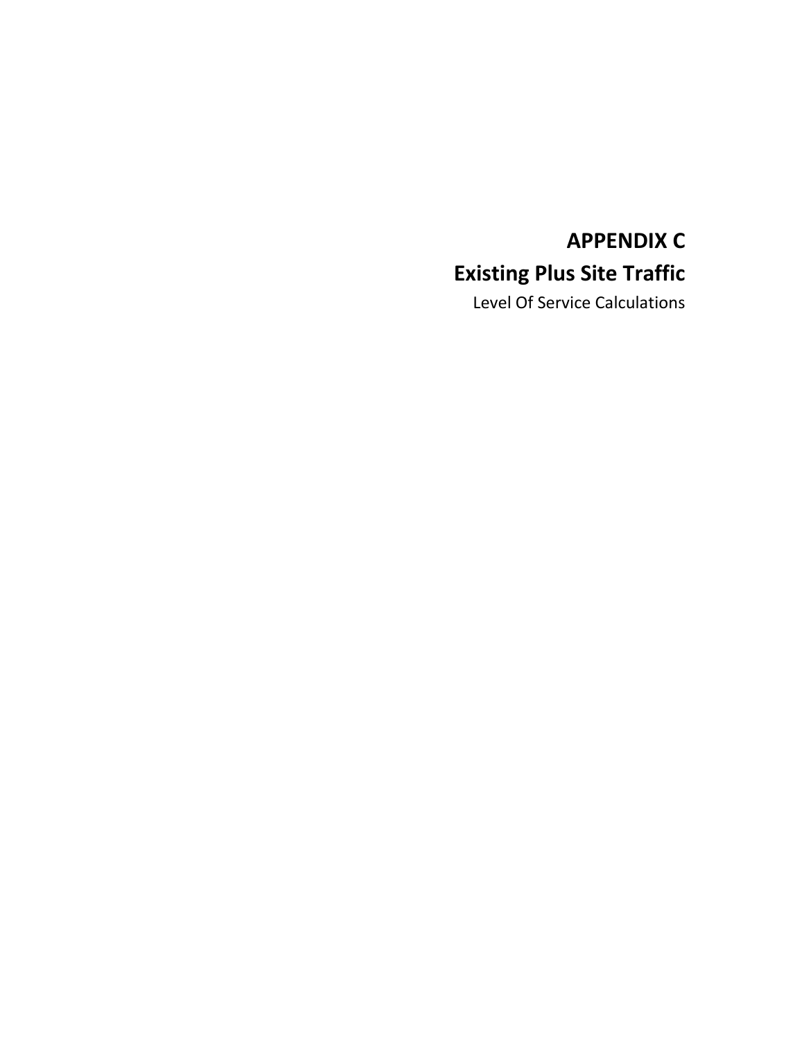# APPENDIX C

## Existing Plus Site Traffic

Level Of Service Calculations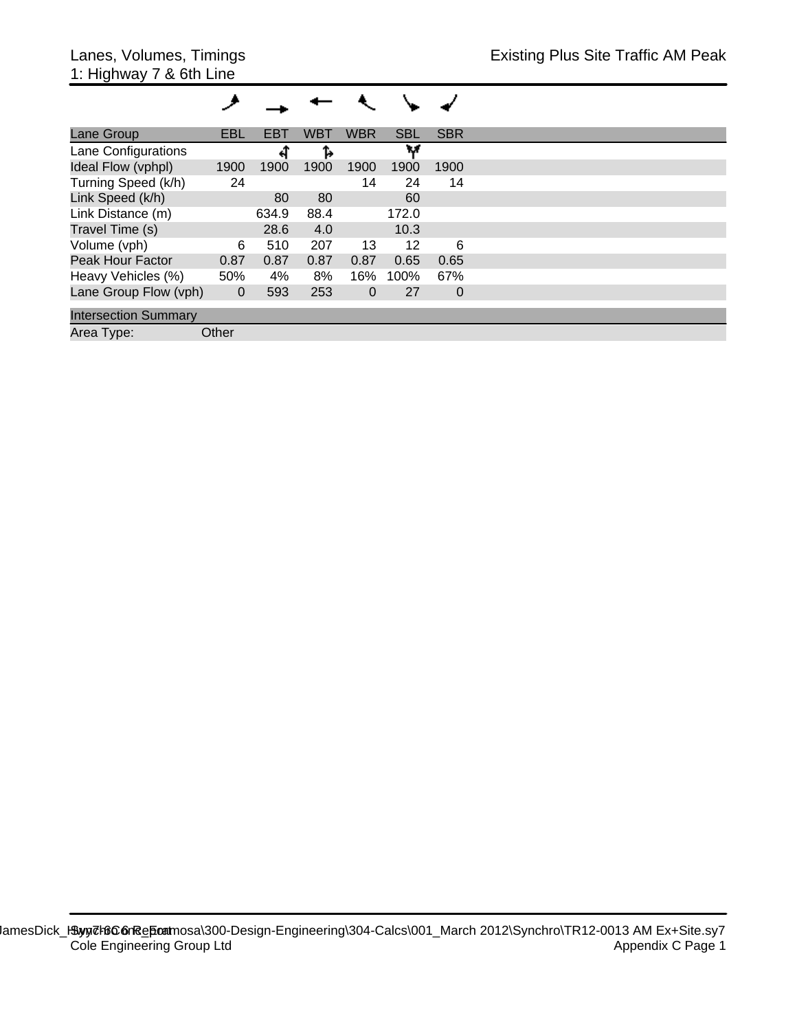Lanes, Volumes, Timings
1: Highway 7 & 6th Line

Existing Plus Site Traffic AM Peak

| Lane Group | EBL | EBT | WBT | WBR | SBL | SBR |
|---|---|---|---|---|---|---|
| Lane Configurations | | | | | | |
| Ideal Flow (vphpl) | 1900 | 1900 | 1900 | 1900 | 1900 | 1900 |
| Turning Speed (k/h) | 24 | | | 14 | 24 | 14 |
| Link Speed (k/h) | | 80 | 80 | | 60 | |
| Link Distance (m) | | 634.9 | 88.4 | | 172.0 | |
| Travel Time (s) | | 28.6 | 4.0 | | 10.3 | |
| Volume (vph) | 6 | 510 | 207 | 13 | 12 | 6 |
| Peak Hour Factor | 0.87 | 0.87 | 0.87 | 0.87 | 0.65 | 0.65 |
| Heavy Vehicles (%) | 50% | 4% | 8% | 16% | 100% | 67% |
| Lane Group Flow (vph) | 0 | 593 | 253 | 0 | 27 | 0 |

| Intersection Summary | |
|---|---|
| Area Type: | Other |

JamesDick_Hwy7-6C6nReportmosa\300-Design-Engineering\304-Calcs\001_March 2012\Synchro\TR12-0013 AM Ex+Site.sy7
Cole Engineering Group Ltd

Appendix C Page 1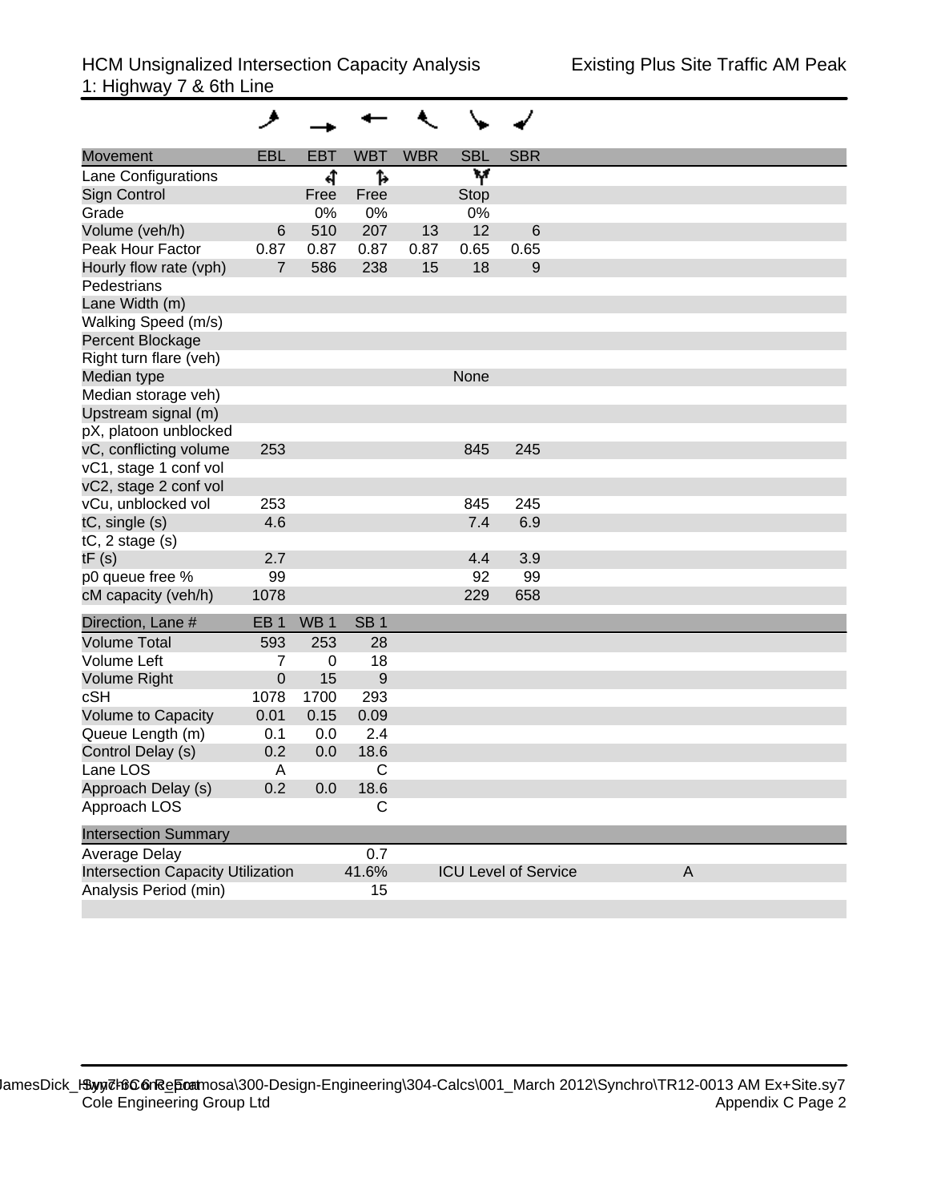# HCM Unsignalized Intersection Capacity Analysis

Existing Plus Site Traffic AM Peak

1: Highway 7 & 6th Line

| Movement | EBL | EBT | WBT | WBR | SBL | SBR |
|---|---|---|---|---|---|---|
| Lane Configurations | | | | | | |
| Sign Control | | Free | Free | | Stop | |
| Grade | | 0% | 0% | | 0% | |
| Volume (veh/h) | 6 | 510 | 207 | 13 | 12 | 6 |
| Peak Hour Factor | 0.87 | 0.87 | 0.87 | 0.87 | 0.65 | 0.65 |
| Hourly flow rate (vph) | 7 | 586 | 238 | 15 | 18 | 9 |
| Pedestrians | | | | | | |
| Lane Width (m) | | | | | | |
| Walking Speed (m/s) | | | | | | |
| Percent Blockage | | | | | | |
| Right turn flare (veh) | | | | | | |
| Median type | | | | | None | |
| Median storage veh) | | | | | | |
| Upstream signal (m) | | | | | | |
| pX, platoon unblocked | | | | | | |
| vC, conflicting volume | 253 | | | | 845 | 245 |
| vC1, stage 1 conf vol | | | | | | |
| vC2, stage 2 conf vol | | | | | | |
| vCu, unblocked vol | 253 | | | | 845 | 245 |
| tC, single (s) | 4.6 | | | | 7.4 | 6.9 |
| tC, 2 stage (s) | | | | | | |
| tF (s) | 2.7 | | | | 4.4 | 3.9 |
| p0 queue free % | 99 | | | | 92 | 99 |
| cM capacity (veh/h) | 1078 | | | | 229 | 658 |

| Direction, Lane # | EB 1 | WB 1 | SB 1 |
|---|---|---|---|
| Volume Total | 593 | 253 | 28 |
| Volume Left | 7 | 0 | 18 |
| Volume Right | 0 | 15 | 9 |
| cSH | 1078 | 1700 | 293 |
| Volume to Capacity | 0.01 | 0.15 | 0.09 |
| Queue Length (m) | 0.1 | 0.0 | 2.4 |
| Control Delay (s) | 0.2 | 0.0 | 18.6 |
| Lane LOS | A | | C |
| Approach Delay (s) | 0.2 | 0.0 | 18.6 |
| Approach LOS | | | C |

| Intersection Summary | | | |
|---|---|---|---|
| Average Delay | 0.7 | | |
| Intersection Capacity Utilization | 41.6% | ICU Level of Service | A |
| Analysis Period (min) | 15 | | |

JamesDick_Hwy7-6C6nReport_Formosa\300-Design-Engineering\304-Calcs\001_March 2012\Synchro\TR12-0013 AM Ex+Site.sy7

Cole Engineering Group Ltd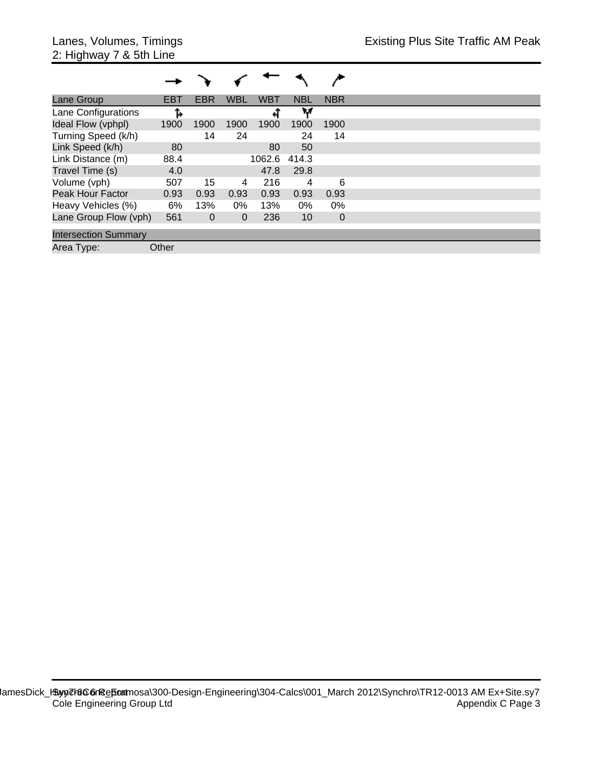Lanes, Volumes, Timings
2: Highway 7 & 5th Line

Existing Plus Site Traffic AM Peak

| Lane Group | EBT | EBR | WBL | WBT | NBL | NBR |
|---|---|---|---|---|---|---|
| Lane Configurations | ↱ | | | ↰ | Y | |
| Ideal Flow (vphpl) | 1900 | 1900 | 1900 | 1900 | 1900 | 1900 |
| Turning Speed (k/h) | | 14 | 24 | | 24 | 14 |
| Link Speed (k/h) | 80 | | | 80 | 50 | |
| Link Distance (m) | 88.4 | | | 1062.6 | 414.3 | |
| Travel Time (s) | 4.0 | | | 47.8 | 29.8 | |
| Volume (vph) | 507 | 15 | 4 | 216 | 4 | 6 |
| Peak Hour Factor | 0.93 | 0.93 | 0.93 | 0.93 | 0.93 | 0.93 |
| Heavy Vehicles (%) | 6% | 13% | 0% | 13% | 0% | 0% |
| Lane Group Flow (vph) | 561 | 0 | 0 | 236 | 10 | 0 |

| Intersection Summary | |
|---|---|
| Area Type: | Other |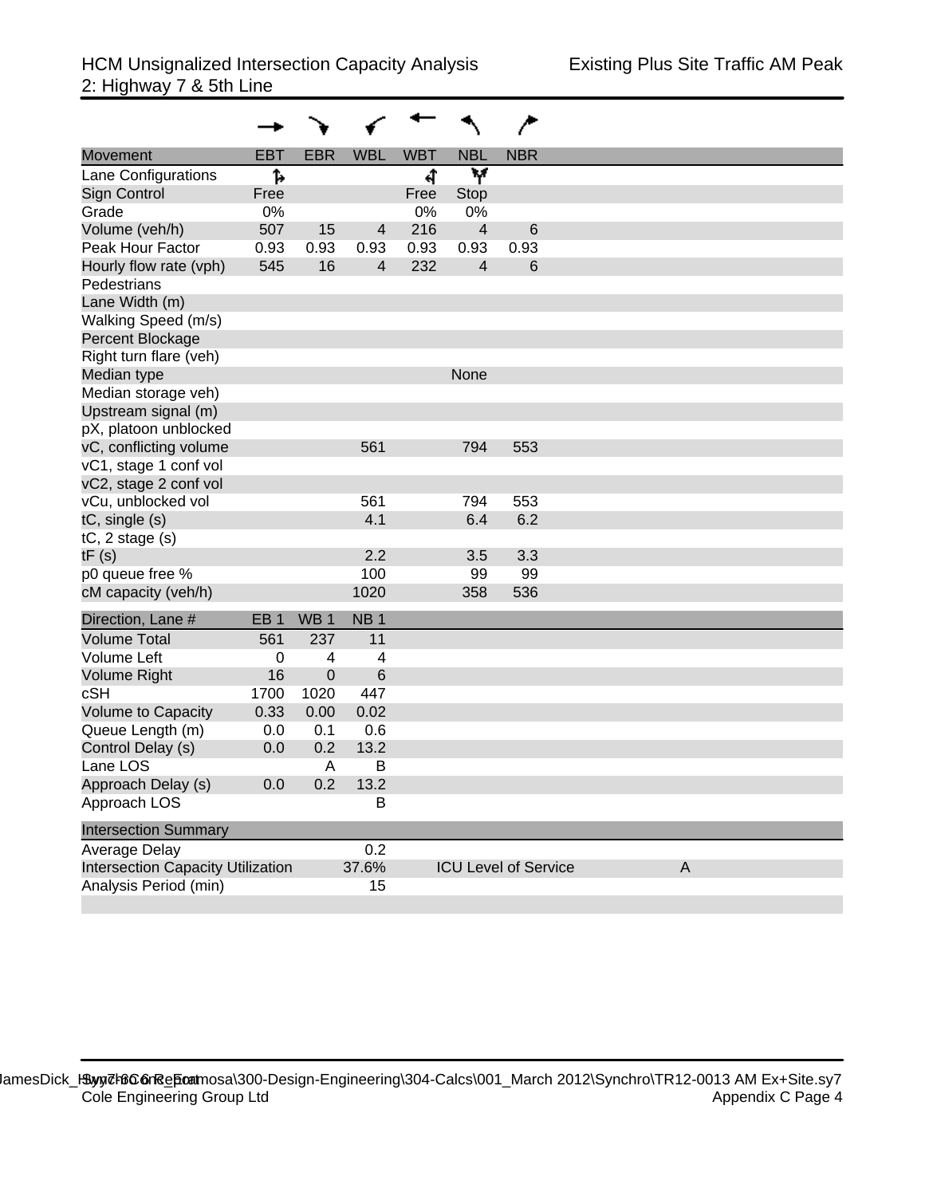# HCM Unsignalized Intersection Capacity Analysis

## 2: Highway 7 & 5th Line

Existing Plus Site Traffic AM Peak

| Movement | EBT | EBR | WBL | WBT | NBL | NBR |
|---|---|---|---|---|---|---|
| Lane Configurations | | | | | | |
| Sign Control | Free | | | Free | Stop | |
| Grade | 0% | | | 0% | 0% | |
| Volume (veh/h) | 507 | 15 | 4 | 216 | 4 | 6 |
| Peak Hour Factor | 0.93 | 0.93 | 0.93 | 0.93 | 0.93 | 0.93 |
| Hourly flow rate (vph) | 545 | 16 | 4 | 232 | 4 | 6 |
| Pedestrians | | | | | | |
| Lane Width (m) | | | | | | |
| Walking Speed (m/s) | | | | | | |
| Percent Blockage | | | | | | |
| Right turn flare (veh) | | | | | | |
| Median type | | | | | None | |
| Median storage veh) | | | | | | |
| Upstream signal (m) | | | | | | |
| pX, platoon unblocked | | | | | | |
| vC, conflicting volume | | | 561 | | 794 | 553 |
| vC1, stage 1 conf vol | | | | | | |
| vC2, stage 2 conf vol | | | | | | |
| vCu, unblocked vol | | | 561 | | 794 | 553 |
| tC, single (s) | | | 4.1 | | 6.4 | 6.2 |
| tC, 2 stage (s) | | | | | | |
| tF (s) | | | 2.2 | | 3.5 | 3.3 |
| p0 queue free % | | | 100 | | 99 | 99 |
| cM capacity (veh/h) | | | 1020 | | 358 | 536 |

| Direction, Lane # | EB 1 | WB 1 | NB 1 |
|---|---|---|---|
| Volume Total | 561 | 237 | 11 |
| Volume Left | 0 | 4 | 4 |
| Volume Right | 16 | 0 | 6 |
| cSH | 1700 | 1020 | 447 |
| Volume to Capacity | 0.33 | 0.00 | 0.02 |
| Queue Length (m) | 0.0 | 0.1 | 0.6 |
| Control Delay (s) | 0.0 | 0.2 | 13.2 |
| Lane LOS | | A | B |
| Approach Delay (s) | 0.0 | 0.2 | 13.2 |
| Approach LOS | | | B |

| Intersection Summary | | | |
|---|---|---|---|
| Average Delay | 0.2 | | |
| Intersection Capacity Utilization | 37.6% | ICU Level of Service | A |
| Analysis Period (min) | 15 | | |

JamesDick_Hwy7-6C 6nReport Formosa\300-Design-Engineering\304-Calcs\001_March 2012\Synchro\TR12-0013 AM Ex+Site.sy7
Cole Engineering Group Ltd
Appendix C Page 4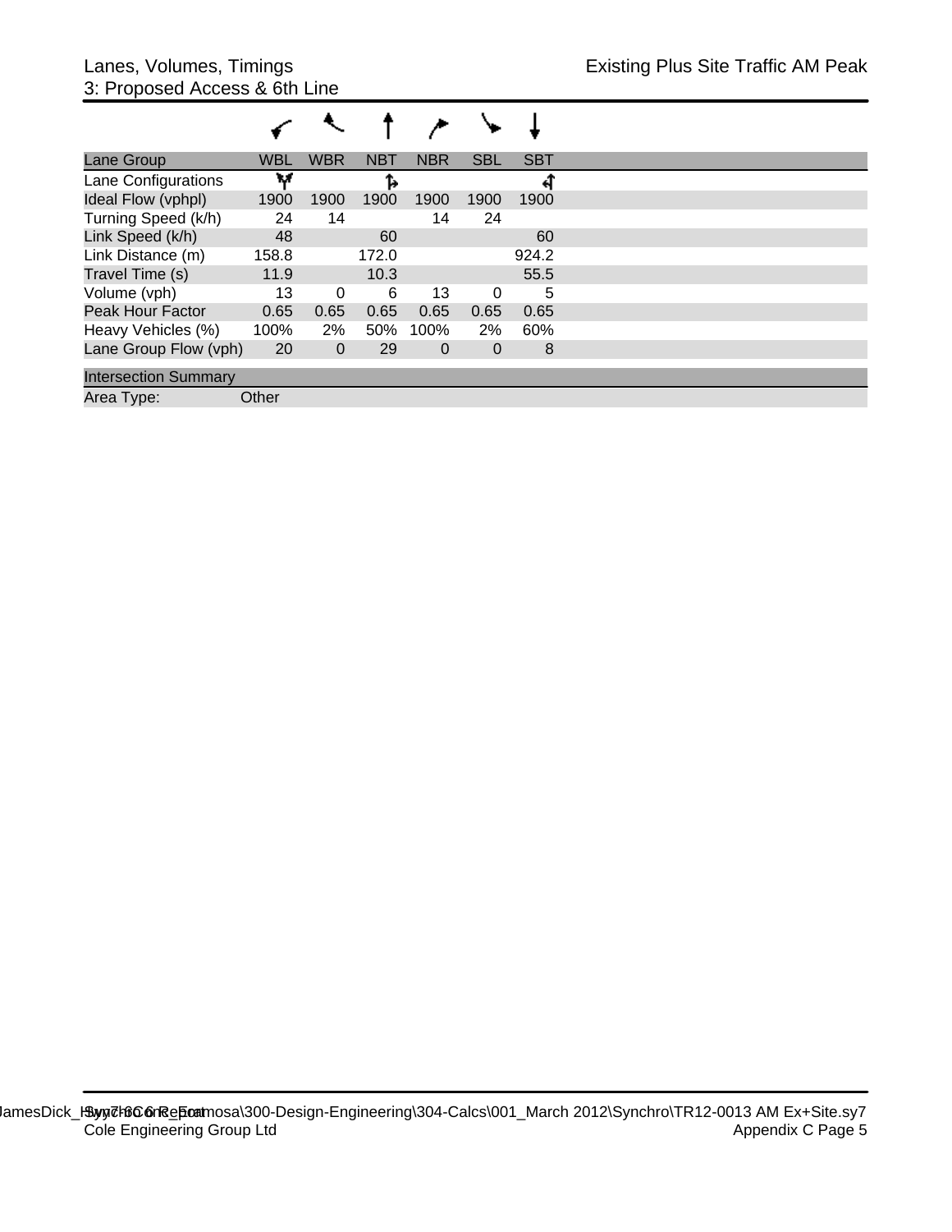# Lanes, Volumes, Timings

## 3: Proposed Access & 6th Line

Existing Plus Site Traffic AM Peak

| Lane Group | WBL | WBR | NBT | NBR | SBL | SBT |
|---|---|---|---|---|---|---|
| Lane Configurations | Y | | ↑↱ | | | ↰↑ |
| Ideal Flow (vphpl) | 1900 | 1900 | 1900 | 1900 | 1900 | 1900 |
| Turning Speed (k/h) | 24 | 14 | | 14 | 24 | |
| Link Speed (k/h) | 48 | | 60 | | | 60 |
| Link Distance (m) | 158.8 | | 172.0 | | | 924.2 |
| Travel Time (s) | 11.9 | | 10.3 | | | 55.5 |
| Volume (vph) | 13 | 0 | 6 | 13 | 0 | 5 |
| Peak Hour Factor | 0.65 | 0.65 | 0.65 | 0.65 | 0.65 | 0.65 |
| Heavy Vehicles (%) | 100% | 2% | 50% | 100% | 2% | 60% |
| Lane Group Flow (vph) | 20 | 0 | 29 | 0 | 0 | 8 |

| Intersection Summary | |
|---|---|
| Area Type: | Other |

JamesDick_Hwy7-6C 6th_Formosa\300-Design-Engineering\304-Calcs\001_March 2012\Synchro\TR12-0013 AM Ex+Site.sy7 Synchro 6 Report
Cole Engineering Group Ltd
Appendix C Page 5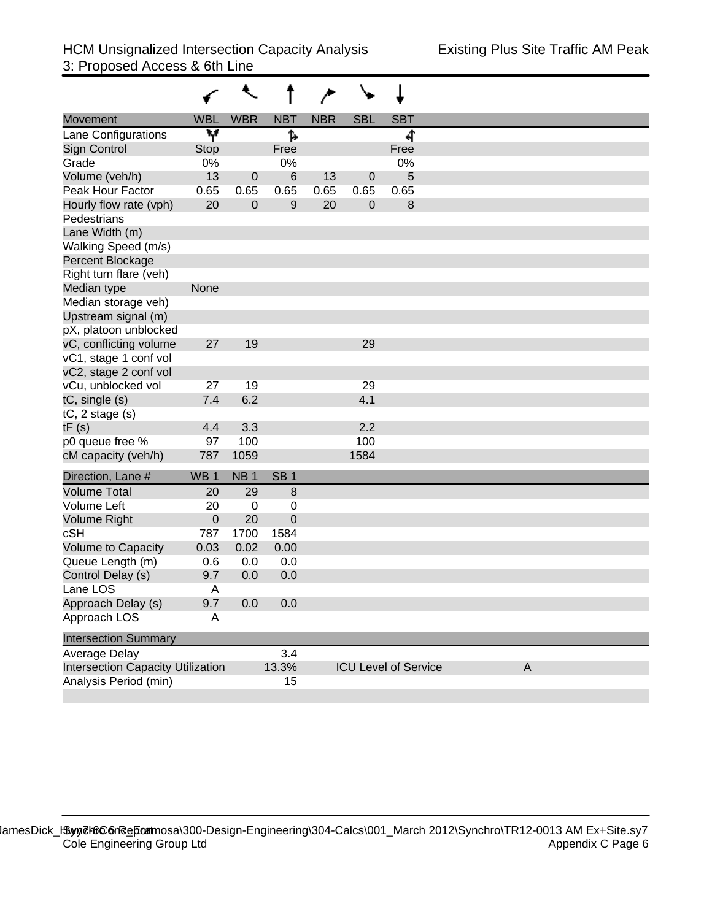# HCM Unsignalized Intersection Capacity Analysis

## 3: Proposed Access & 6th Line

Existing Plus Site Traffic AM Peak

| Movement | WBL | WBR | NBT | NBR | SBL | SBT |
|---|---|---|---|---|---|---|
| Lane Configurations | Y | | ↱ | | | ↰ |
| Sign Control | Stop | | Free | | | Free |
| Grade | 0% | | 0% | | | 0% |
| Volume (veh/h) | 13 | 0 | 6 | 13 | 0 | 5 |
| Peak Hour Factor | 0.65 | 0.65 | 0.65 | 0.65 | 0.65 | 0.65 |
| Hourly flow rate (vph) | 20 | 0 | 9 | 20 | 0 | 8 |
| Pedestrians | | | | | | |
| Lane Width (m) | | | | | | |
| Walking Speed (m/s) | | | | | | |
| Percent Blockage | | | | | | |
| Right turn flare (veh) | | | | | | |
| Median type | None | | | | | |
| Median storage veh) | | | | | | |
| Upstream signal (m) | | | | | | |
| pX, platoon unblocked | | | | | | |
| vC, conflicting volume | 27 | 19 | | | 29 | |
| vC1, stage 1 conf vol | | | | | | |
| vC2, stage 2 conf vol | | | | | | |
| vCu, unblocked vol | 27 | 19 | | | 29 | |
| tC, single (s) | 7.4 | 6.2 | | | 4.1 | |
| tC, 2 stage (s) | | | | | | |
| tF (s) | 4.4 | 3.3 | | | 2.2 | |
| p0 queue free % | 97 | 100 | | | 100 | |
| cM capacity (veh/h) | 787 | 1059 | | | 1584 | |

| Direction, Lane # | WB 1 | NB 1 | SB 1 |
|---|---|---|---|
| Volume Total | 20 | 29 | 8 |
| Volume Left | 20 | 0 | 0 |
| Volume Right | 0 | 20 | 0 |
| cSH | 787 | 1700 | 1584 |
| Volume to Capacity | 0.03 | 0.02 | 0.00 |
| Queue Length (m) | 0.6 | 0.0 | 0.0 |
| Control Delay (s) | 9.7 | 0.0 | 0.0 |
| Lane LOS | A | | |
| Approach Delay (s) | 9.7 | 0.0 | 0.0 |
| Approach LOS | A | | |

| Intersection Summary | | | |
|---|---|---|---|
| Average Delay | 3.4 | | |
| Intersection Capacity Utilization | 13.3% | ICU Level of Service | A |
| Analysis Period (min) | 15 | | |

JamesDick_Hwy7-6C6nReport Formosa\300-Design-Engineering\304-Calcs\001_March 2012\Synchro\TR12-0013 AM Ex+Site.sy7
Cole Engineering Group Ltd — Appendix C Page 6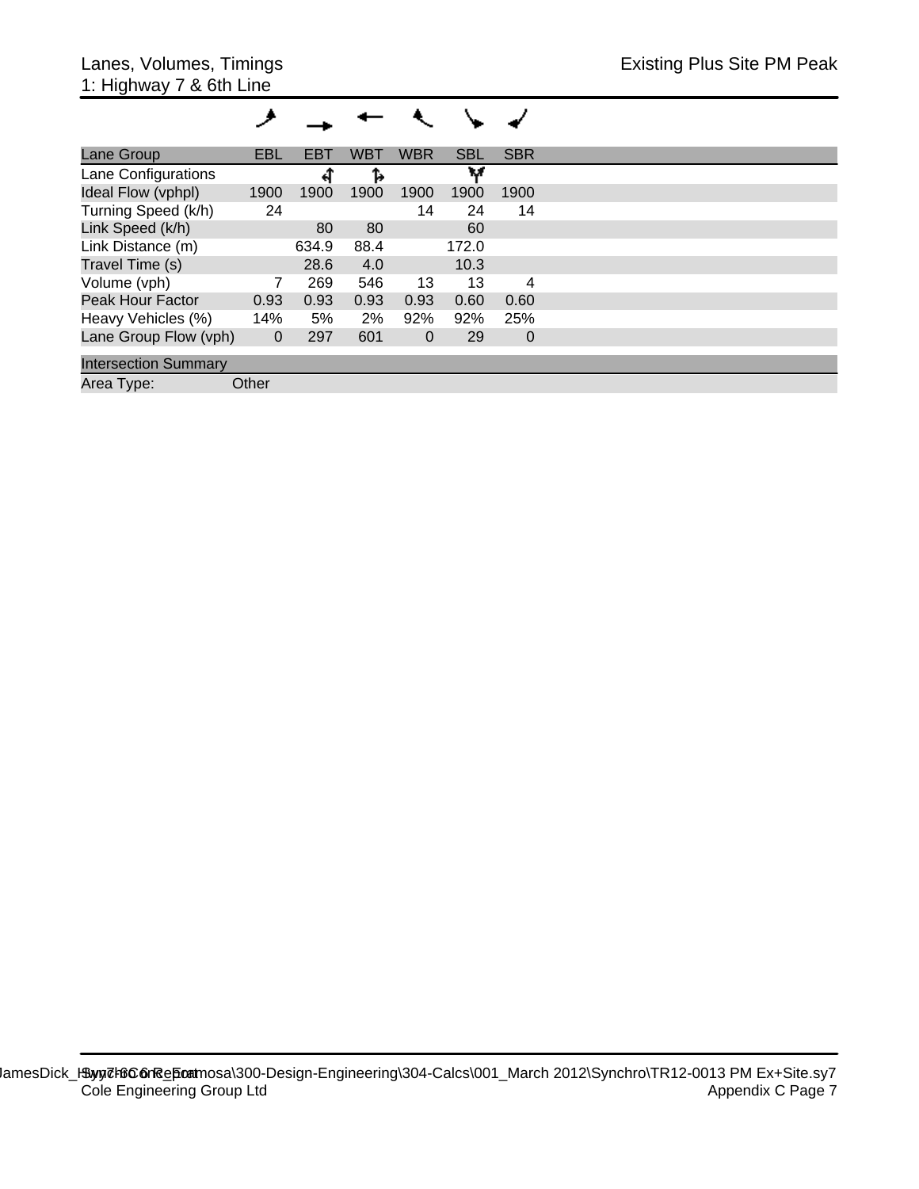Lanes, Volumes, Timings
1: Highway 7 & 6th Line

Existing Plus Site PM Peak

| Lane Group | EBL | EBT | WBT | WBR | SBL | SBR |
|---|---|---|---|---|---|---|
| Lane Configurations | | ↰ | ↱ | | Y | |
| Ideal Flow (vphpl) | 1900 | 1900 | 1900 | 1900 | 1900 | 1900 |
| Turning Speed (k/h) | 24 | | | 14 | 24 | 14 |
| Link Speed (k/h) | | 80 | 80 | | 60 | |
| Link Distance (m) | | 634.9 | 88.4 | | 172.0 | |
| Travel Time (s) | | 28.6 | 4.0 | | 10.3 | |
| Volume (vph) | 7 | 269 | 546 | 13 | 13 | 4 |
| Peak Hour Factor | 0.93 | 0.93 | 0.93 | 0.93 | 0.60 | 0.60 |
| Heavy Vehicles (%) | 14% | 5% | 2% | 92% | 92% | 25% |
| Lane Group Flow (vph) | 0 | 297 | 601 | 0 | 29 | 0 |

| Intersection Summary | |
|---|---|
| Area Type: | Other |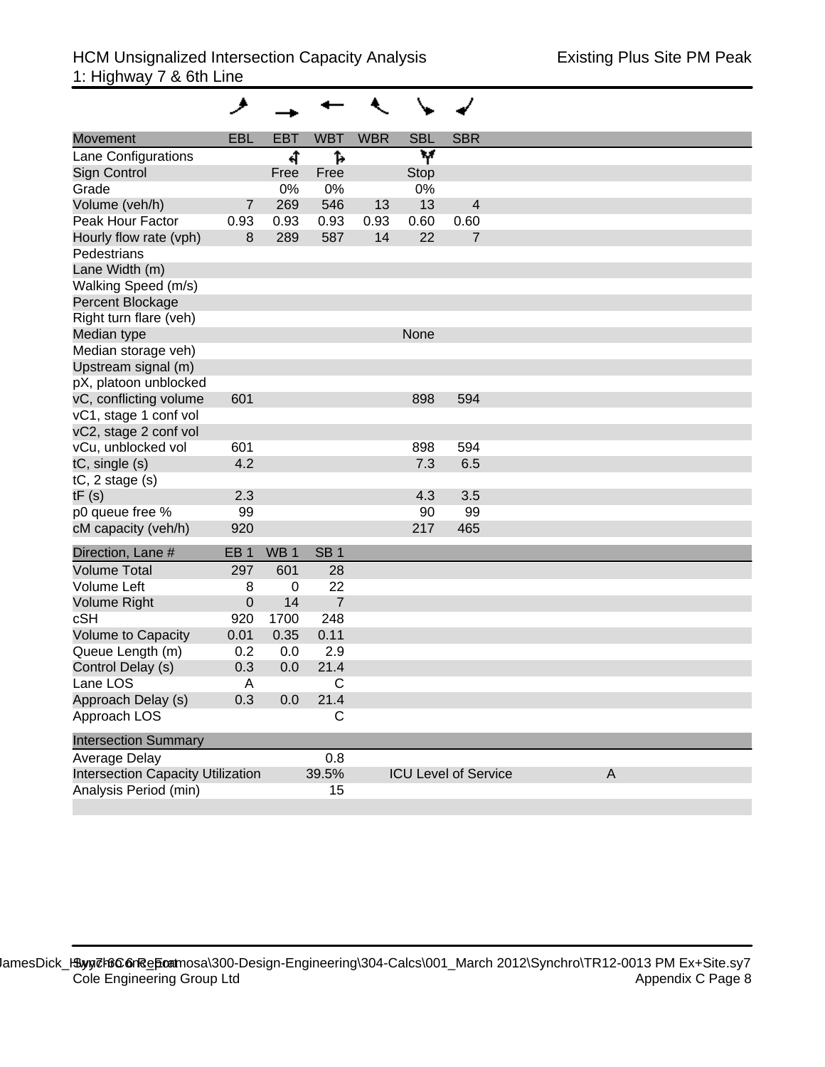# HCM Unsignalized Intersection Capacity Analysis

Existing Plus Site PM Peak

1: Highway 7 & 6th Line

| Movement | EBL | EBT | WBT | WBR | SBL | SBR |
|---|---|---|---|---|---|---|
| Lane Configurations | | ↰ | ↱ | | Y | |
| Sign Control | | Free | Free | | Stop | |
| Grade | | 0% | 0% | | 0% | |
| Volume (veh/h) | 7 | 269 | 546 | 13 | 13 | 4 |
| Peak Hour Factor | 0.93 | 0.93 | 0.93 | 0.93 | 0.60 | 0.60 |
| Hourly flow rate (vph) | 8 | 289 | 587 | 14 | 22 | 7 |
| Pedestrians | | | | | | |
| Lane Width (m) | | | | | | |
| Walking Speed (m/s) | | | | | | |
| Percent Blockage | | | | | | |
| Right turn flare (veh) | | | | | | |
| Median type | | | | | None | |
| Median storage veh) | | | | | | |
| Upstream signal (m) | | | | | | |
| pX, platoon unblocked | | | | | | |
| vC, conflicting volume | 601 | | | | 898 | 594 |
| vC1, stage 1 conf vol | | | | | | |
| vC2, stage 2 conf vol | | | | | | |
| vCu, unblocked vol | 601 | | | | 898 | 594 |
| tC, single (s) | 4.2 | | | | 7.3 | 6.5 |
| tC, 2 stage (s) | | | | | | |
| tF (s) | 2.3 | | | | 4.3 | 3.5 |
| p0 queue free % | 99 | | | | 90 | 99 |
| cM capacity (veh/h) | 920 | | | | 217 | 465 |

| Direction, Lane # | EB 1 | WB 1 | SB 1 |
|---|---|---|---|
| Volume Total | 297 | 601 | 28 |
| Volume Left | 8 | 0 | 22 |
| Volume Right | 0 | 14 | 7 |
| cSH | 920 | 1700 | 248 |
| Volume to Capacity | 0.01 | 0.35 | 0.11 |
| Queue Length (m) | 0.2 | 0.0 | 2.9 |
| Control Delay (s) | 0.3 | 0.0 | 21.4 |
| Lane LOS | A | | C |
| Approach Delay (s) | 0.3 | 0.0 | 21.4 |
| Approach LOS | | | C |

| Intersection Summary | | | |
|---|---|---|---|
| Average Delay | 0.8 | | |
| Intersection Capacity Utilization | 39.5% | ICU Level of Service | A |
| Analysis Period (min) | 15 | | |

JamesDick_Hwy7-6C 6th Line_Formosa\300-Design-Engineering\304-Calcs\001_March 2012\Synchro\TR12-0013 PM Ex+Site.sy7

Cole Engineering Group Ltd

Appendix C Page 8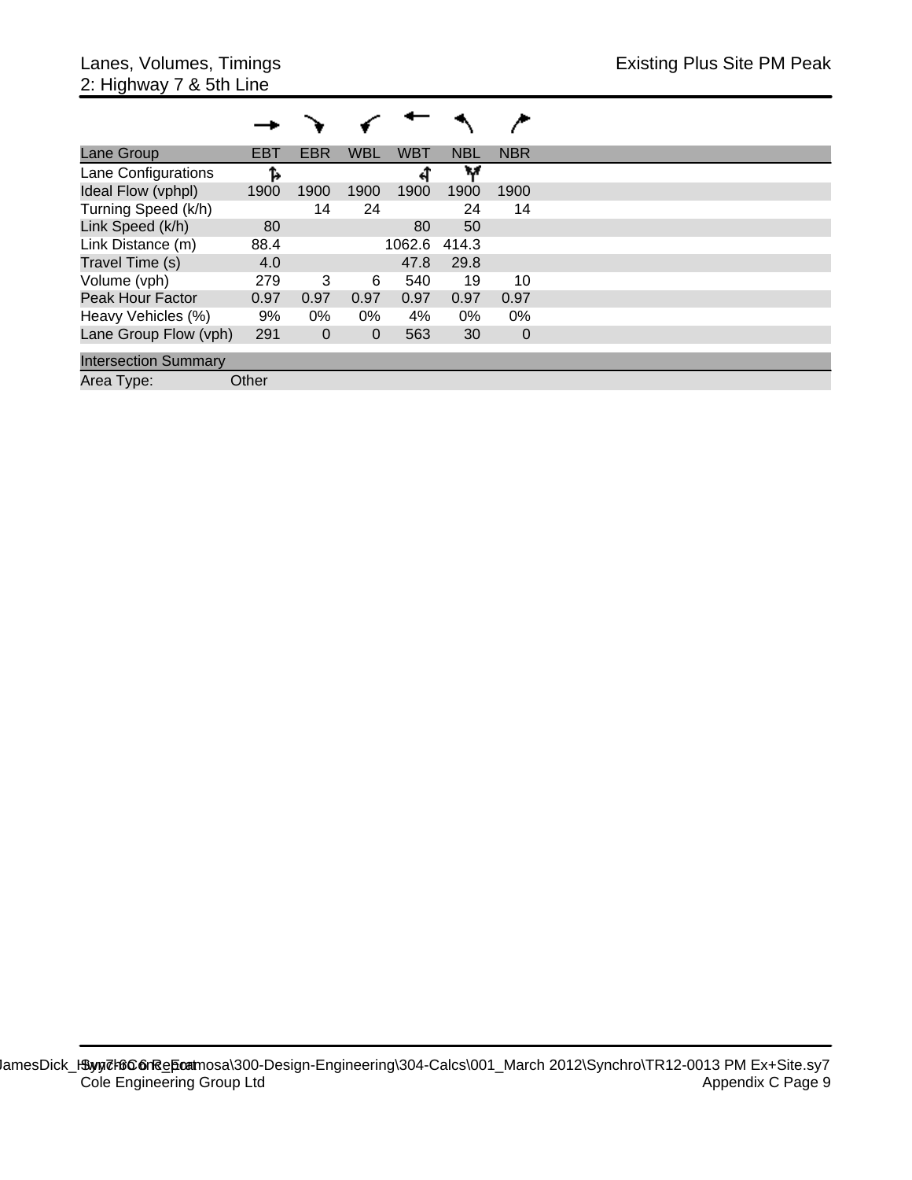Lanes, Volumes, Timings

2: Highway 7 & 5th Line

Existing Plus Site PM Peak

| Lane Group | EBT | EBR | WBL | WBT | NBL | NBR |
|---|---|---|---|---|---|---|
| Lane Configurations | ↱ | | | ↰ | Y | |
| Ideal Flow (vphpl) | 1900 | 1900 | 1900 | 1900 | 1900 | 1900 |
| Turning Speed (k/h) | | 14 | 24 | | 24 | 14 |
| Link Speed (k/h) | 80 | | | 80 | 50 | |
| Link Distance (m) | 88.4 | | | 1062.6 | 414.3 | |
| Travel Time (s) | 4.0 | | | 47.8 | 29.8 | |
| Volume (vph) | 279 | 3 | 6 | 540 | 19 | 10 |
| Peak Hour Factor | 0.97 | 0.97 | 0.97 | 0.97 | 0.97 | 0.97 |
| Heavy Vehicles (%) | 9% | 0% | 0% | 4% | 0% | 0% |
| Lane Group Flow (vph) | 291 | 0 | 0 | 563 | 30 | 0 |

| Intersection Summary | |
|---|---|
| Area Type: | Other |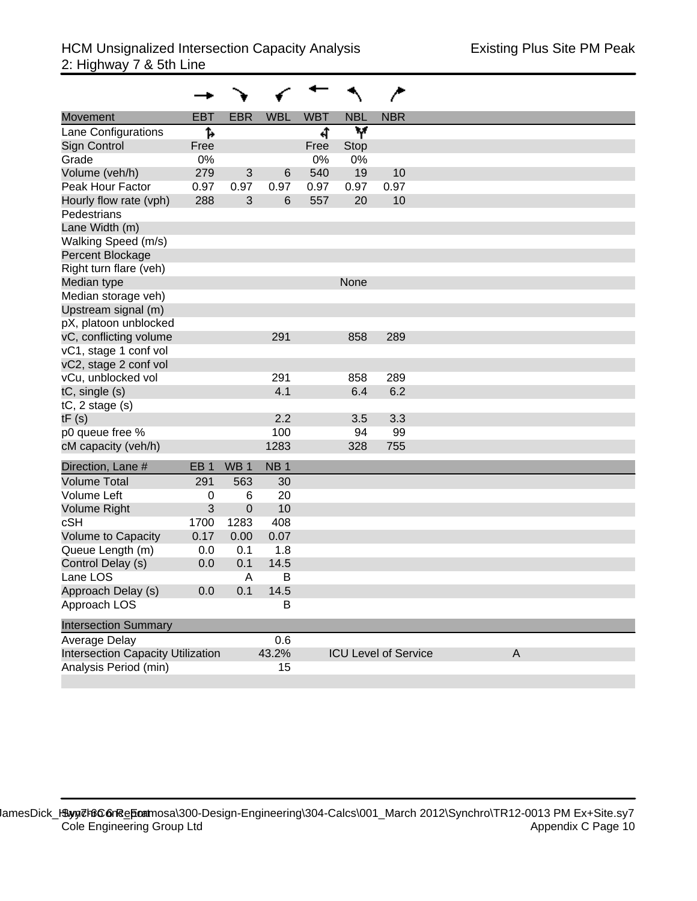# HCM Unsignalized Intersection Capacity Analysis

## 2: Highway 7 & 5th Line

Existing Plus Site PM Peak

| Movement | EBT | EBR | WBL | WBT | NBL | NBR |
|---|---|---|---|---|---|---|
| Lane Configurations | | | | | | |
| Sign Control | Free | | | Free | Stop | |
| Grade | 0% | | | 0% | 0% | |
| Volume (veh/h) | 279 | 3 | 6 | 540 | 19 | 10 |
| Peak Hour Factor | 0.97 | 0.97 | 0.97 | 0.97 | 0.97 | 0.97 |
| Hourly flow rate (vph) | 288 | 3 | 6 | 557 | 20 | 10 |
| Pedestrians | | | | | | |
| Lane Width (m) | | | | | | |
| Walking Speed (m/s) | | | | | | |
| Percent Blockage | | | | | | |
| Right turn flare (veh) | | | | | | |
| Median type | | | | | None | |
| Median storage veh) | | | | | | |
| Upstream signal (m) | | | | | | |
| pX, platoon unblocked | | | | | | |
| vC, conflicting volume | | | 291 | | 858 | 289 |
| vC1, stage 1 conf vol | | | | | | |
| vC2, stage 2 conf vol | | | | | | |
| vCu, unblocked vol | | | 291 | | 858 | 289 |
| tC, single (s) | | | 4.1 | | 6.4 | 6.2 |
| tC, 2 stage (s) | | | | | | |
| tF (s) | | | 2.2 | | 3.5 | 3.3 |
| p0 queue free % | | | 100 | | 94 | 99 |
| cM capacity (veh/h) | | | 1283 | | 328 | 755 |

| Direction, Lane # | EB 1 | WB 1 | NB 1 |
|---|---|---|---|
| Volume Total | 291 | 563 | 30 |
| Volume Left | 0 | 6 | 20 |
| Volume Right | 3 | 0 | 10 |
| cSH | 1700 | 1283 | 408 |
| Volume to Capacity | 0.17 | 0.00 | 0.07 |
| Queue Length (m) | 0.0 | 0.1 | 1.8 |
| Control Delay (s) | 0.0 | 0.1 | 14.5 |
| Lane LOS | | A | B |
| Approach Delay (s) | 0.0 | 0.1 | 14.5 |
| Approach LOS | | | B |

| Intersection Summary | | | |
|---|---|---|---|
| Average Delay | 0.6 | | |
| Intersection Capacity Utilization | 43.2% | ICU Level of Service | A |
| Analysis Period (min) | 15 | | |

JamesDick_Hwy7-6C6nReport_Formosa\300-Design-Engineering\304-Calcs\001_March 2012\Synchro\TR12-0013 PM Ex+Site.sy7
Cole Engineering Group Ltd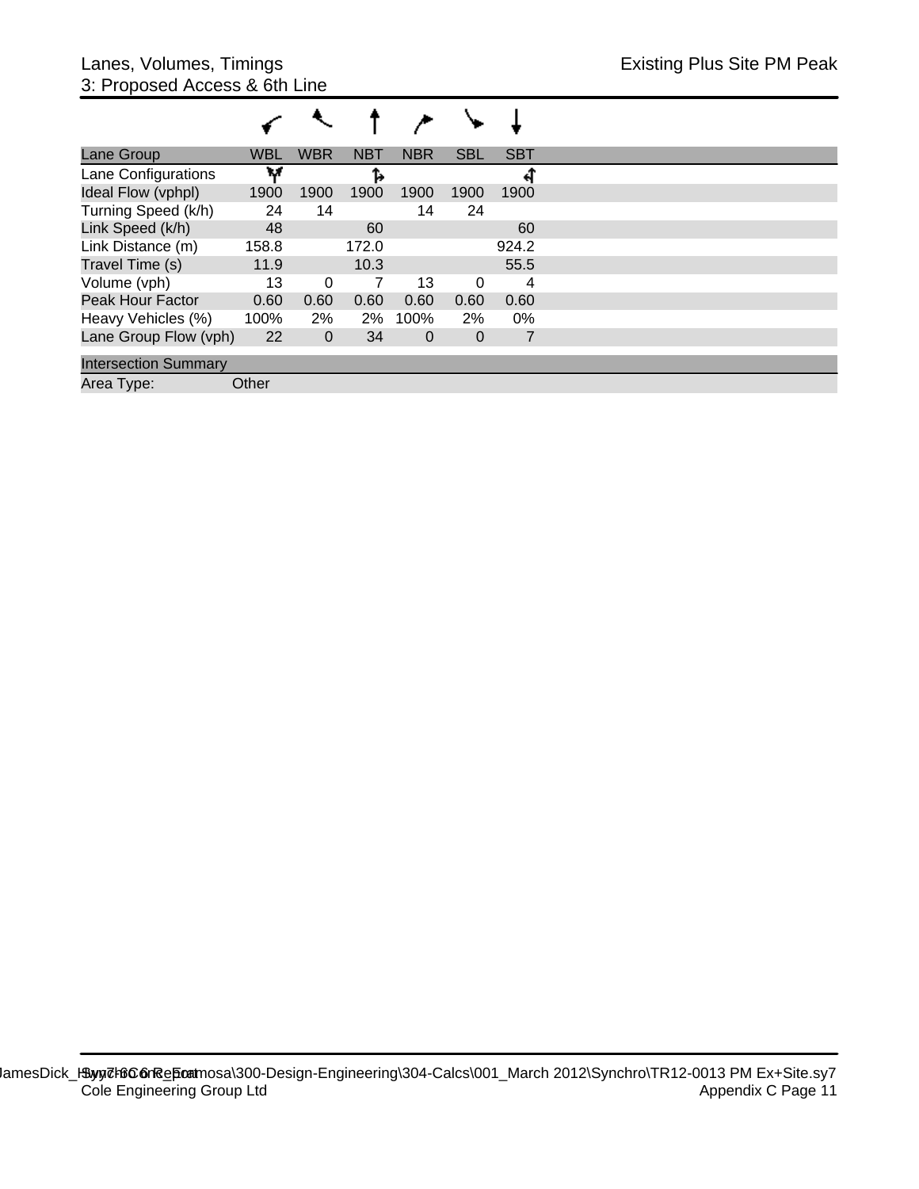Lanes, Volumes, Timings
3: Proposed Access & 6th Line

Existing Plus Site PM Peak

| Lane Group | WBL | WBR | NBT | NBR | SBL | SBT |
|---|---|---|---|---|---|---|
| Lane Configurations | Y | | ↑→ | | | ←↑ |
| Ideal Flow (vphpl) | 1900 | 1900 | 1900 | 1900 | 1900 | 1900 |
| Turning Speed (k/h) | 24 | 14 | | 14 | 24 | |
| Link Speed (k/h) | 48 | | 60 | | | 60 |
| Link Distance (m) | 158.8 | | 172.0 | | | 924.2 |
| Travel Time (s) | 11.9 | | 10.3 | | | 55.5 |
| Volume (vph) | 13 | 0 | 7 | 13 | 0 | 4 |
| Peak Hour Factor | 0.60 | 0.60 | 0.60 | 0.60 | 0.60 | 0.60 |
| Heavy Vehicles (%) | 100% | 2% | 2% | 100% | 2% | 0% |
| Lane Group Flow (vph) | 22 | 0 | 34 | 0 | 0 | 7 |

| Intersection Summary | |
|---|---|
| Area Type: | Other |

JamesDick_Hwy7-6C 6R_Formosa\300-Design-Engineering\304-Calcs\001_March 2012\Synchro\TR12-0013 PM Ex+Site.sy7
Synchro 6 Report
Cole Engineering Group Ltd
Appendix C Page 11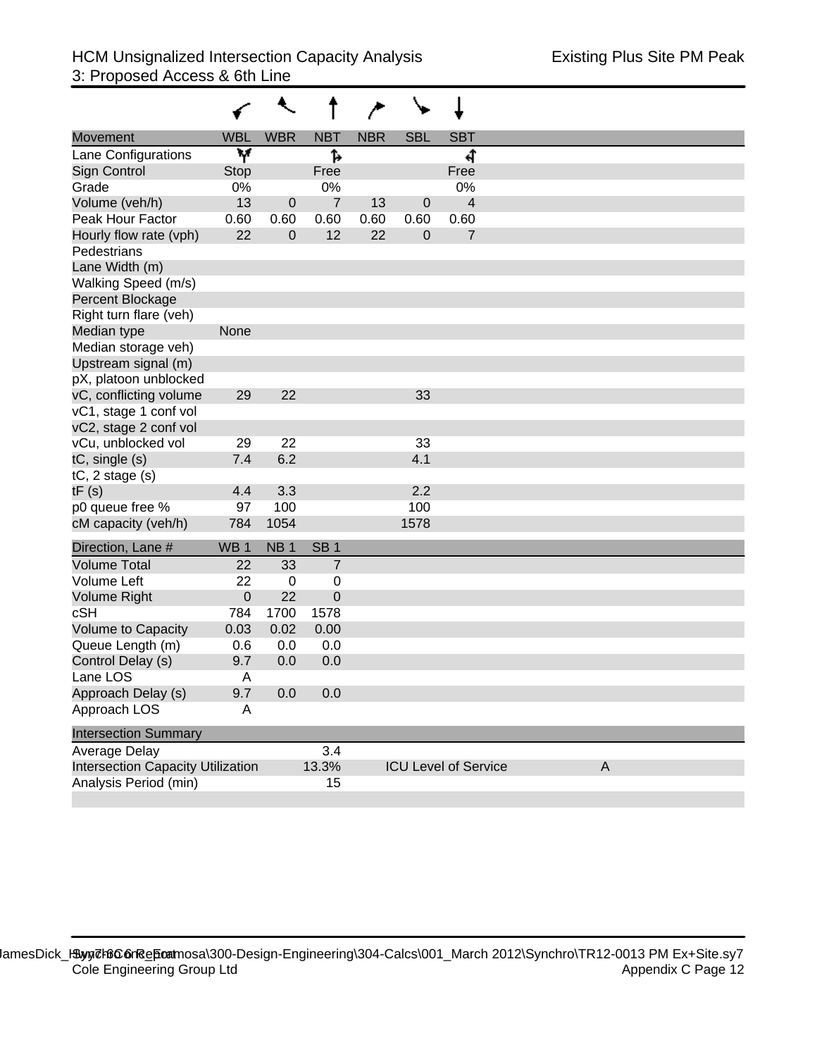# HCM Unsignalized Intersection Capacity Analysis

Existing Plus Site PM Peak

3: Proposed Access & 6th Line

| Movement | WBL | WBR | NBT | NBR | SBL | SBT |
|---|---|---|---|---|---|---|
| Lane Configurations | Y | | ↱ | | | ↰ |
| Sign Control | Stop | | Free | | | Free |
| Grade | 0% | | 0% | | | 0% |
| Volume (veh/h) | 13 | 0 | 7 | 13 | 0 | 4 |
| Peak Hour Factor | 0.60 | 0.60 | 0.60 | 0.60 | 0.60 | 0.60 |
| Hourly flow rate (vph) | 22 | 0 | 12 | 22 | 0 | 7 |
| Pedestrians | | | | | | |
| Lane Width (m) | | | | | | |
| Walking Speed (m/s) | | | | | | |
| Percent Blockage | | | | | | |
| Right turn flare (veh) | | | | | | |
| Median type | None | | | | | |
| Median storage veh) | | | | | | |
| Upstream signal (m) | | | | | | |
| pX, platoon unblocked | | | | | | |
| vC, conflicting volume | 29 | 22 | | | 33 | |
| vC1, stage 1 conf vol | | | | | | |
| vC2, stage 2 conf vol | | | | | | |
| vCu, unblocked vol | 29 | 22 | | | 33 | |
| tC, single (s) | 7.4 | 6.2 | | | 4.1 | |
| tC, 2 stage (s) | | | | | | |
| tF (s) | 4.4 | 3.3 | | | 2.2 | |
| p0 queue free % | 97 | 100 | | | 100 | |
| cM capacity (veh/h) | 784 | 1054 | | | 1578 | |

| Direction, Lane # | WB 1 | NB 1 | SB 1 |
|---|---|---|---|
| Volume Total | 22 | 33 | 7 |
| Volume Left | 22 | 0 | 0 |
| Volume Right | 0 | 22 | 0 |
| cSH | 784 | 1700 | 1578 |
| Volume to Capacity | 0.03 | 0.02 | 0.00 |
| Queue Length (m) | 0.6 | 0.0 | 0.0 |
| Control Delay (s) | 9.7 | 0.0 | 0.0 |
| Lane LOS | A | | |
| Approach Delay (s) | 9.7 | 0.0 | 0.0 |
| Approach LOS | A | | |

| Intersection Summary | | | |
|---|---|---|---|
| Average Delay | 3.4 | | |
| Intersection Capacity Utilization | 13.3% | ICU Level of Service | A |
| Analysis Period (min) | 15 | | |

JamesDick_Hwy7-6Line_Formosa\300-Design-Engineering\304-Calcs\001_March 2012\Synchro\TR12-0013 PM Ex+Site.sy7
Synchro 6 Report
Cole Engineering Group Ltd
Appendix C Page 12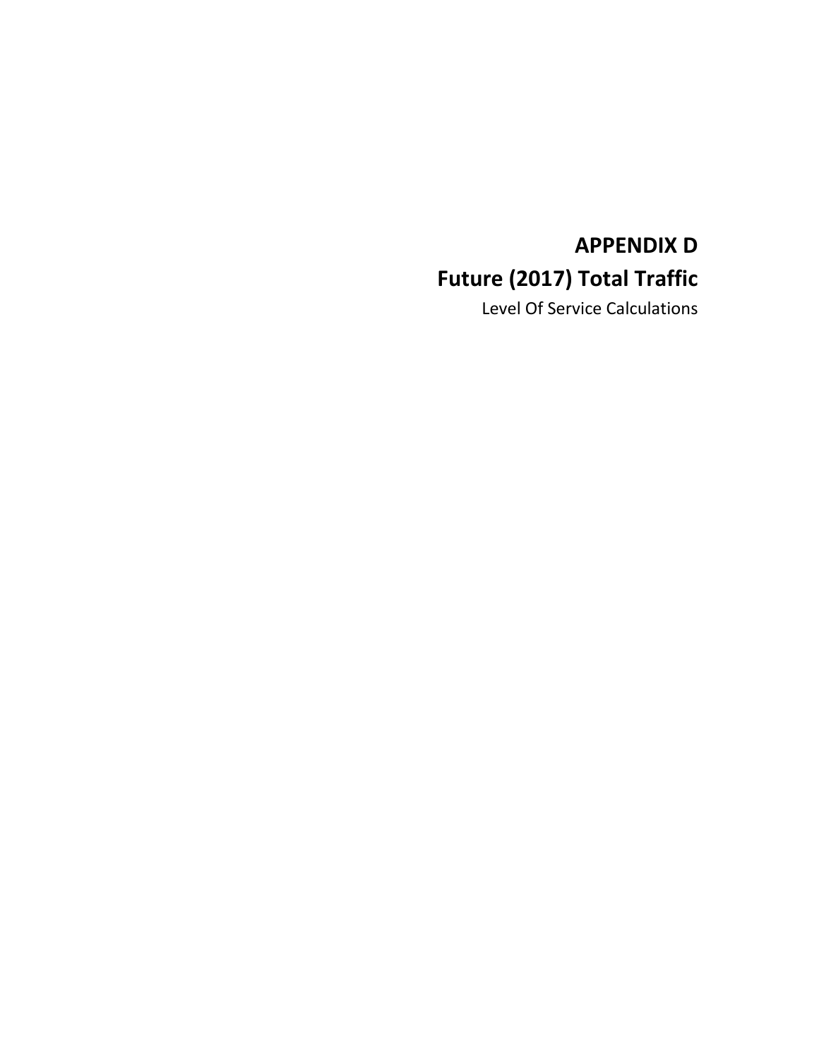# APPENDIX D

## Future (2017) Total Traffic

Level Of Service Calculations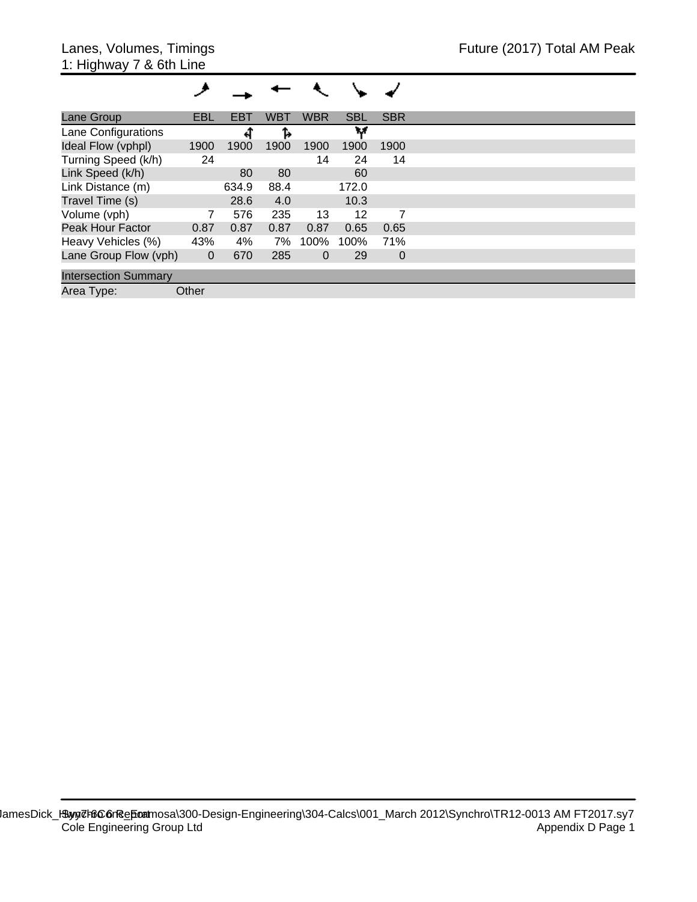# Lanes, Volumes, Timings

## 1: Highway 7 & 6th Line

Future (2017) Total AM Peak

| Lane Group | EBL | EBT | WBT | WBR | SBL | SBR |
|---|---|---|---|---|---|---|
| Lane Configurations | | ↰ | ↱ | | Y | |
| Ideal Flow (vphpl) | 1900 | 1900 | 1900 | 1900 | 1900 | 1900 |
| Turning Speed (k/h) | 24 | | | 14 | 24 | 14 |
| Link Speed (k/h) | | 80 | 80 | | 60 | |
| Link Distance (m) | | 634.9 | 88.4 | | 172.0 | |
| Travel Time (s) | | 28.6 | 4.0 | | 10.3 | |
| Volume (vph) | 7 | 576 | 235 | 13 | 12 | 7 |
| Peak Hour Factor | 0.87 | 0.87 | 0.87 | 0.87 | 0.65 | 0.65 |
| Heavy Vehicles (%) | 43% | 4% | 7% | 100% | 100% | 71% |
| Lane Group Flow (vph) | 0 | 670 | 285 | 0 | 29 | 0 |

| Intersection Summary | |
|---|---|
| Area Type: | Other |

JamesDick_Hwy7-6C6 Formosa\300-Design-Engineering\304-Calcs\001_March 2012\Synchro\TR12-0013 AM FT2017.sy7
Synchro 6 Report
Cole Engineering Group Ltd
Appendix D Page 1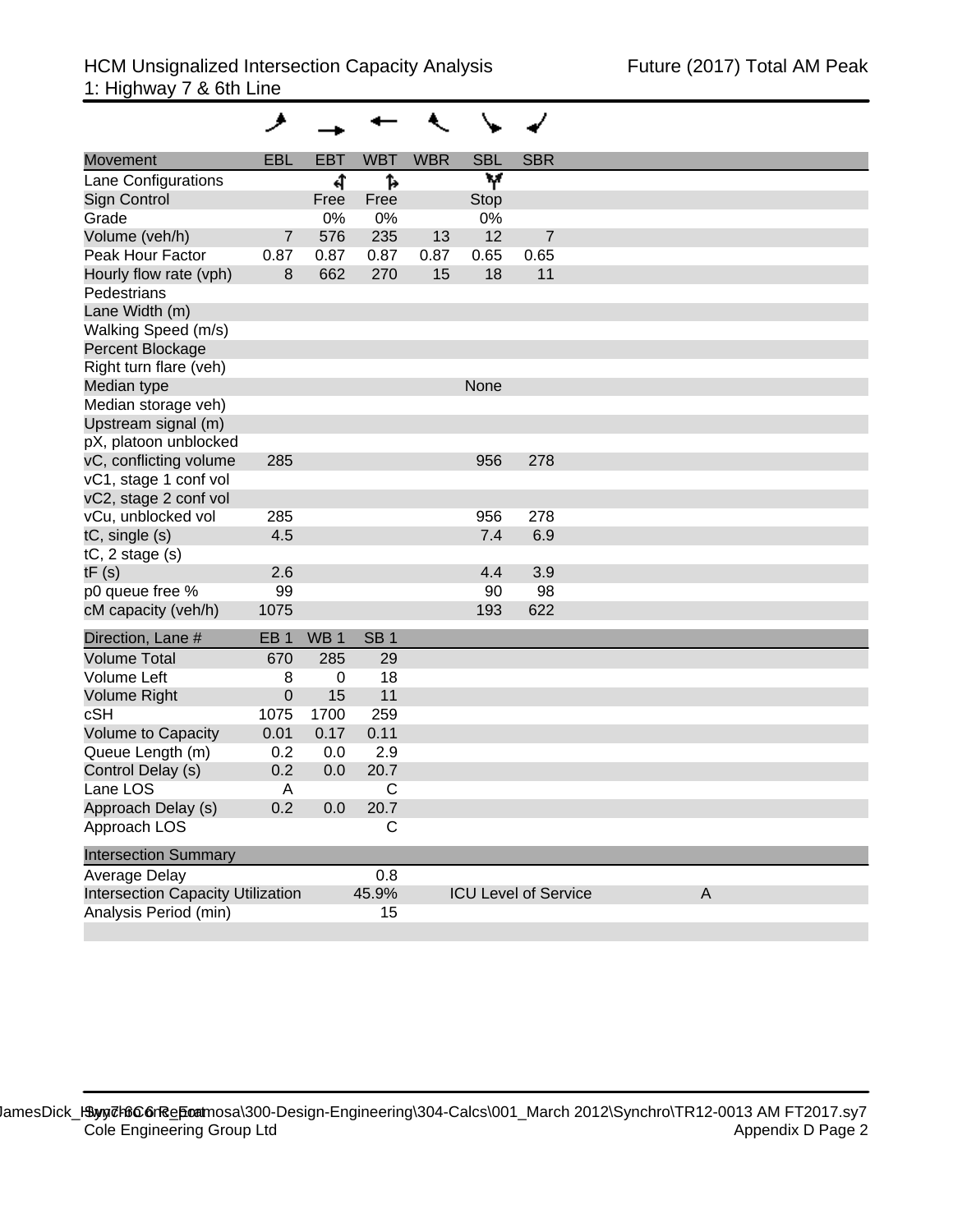# HCM Unsignalized Intersection Capacity Analysis
## 1: Highway 7 & 6th Line

Future (2017) Total AM Peak

| Movement | EBL | EBT | WBT | WBR | SBL | SBR |
|---|---|---|---|---|---|---|
| Lane Configurations | | ↰ | ↱ | | Y | |
| Sign Control | | Free | Free | | Stop | |
| Grade | | 0% | 0% | | 0% | |
| Volume (veh/h) | 7 | 576 | 235 | 13 | 12 | 7 |
| Peak Hour Factor | 0.87 | 0.87 | 0.87 | 0.87 | 0.65 | 0.65 |
| Hourly flow rate (vph) | 8 | 662 | 270 | 15 | 18 | 11 |
| Pedestrians | | | | | | |
| Lane Width (m) | | | | | | |
| Walking Speed (m/s) | | | | | | |
| Percent Blockage | | | | | | |
| Right turn flare (veh) | | | | | | |
| Median type | | | | | None | |
| Median storage veh) | | | | | | |
| Upstream signal (m) | | | | | | |
| pX, platoon unblocked | | | | | | |
| vC, conflicting volume | 285 | | | | 956 | 278 |
| vC1, stage 1 conf vol | | | | | | |
| vC2, stage 2 conf vol | | | | | | |
| vCu, unblocked vol | 285 | | | | 956 | 278 |
| tC, single (s) | 4.5 | | | | 7.4 | 6.9 |
| tC, 2 stage (s) | | | | | | |
| tF (s) | 2.6 | | | | 4.4 | 3.9 |
| p0 queue free % | 99 | | | | 90 | 98 |
| cM capacity (veh/h) | 1075 | | | | 193 | 622 |

| Direction, Lane # | EB 1 | WB 1 | SB 1 |
|---|---|---|---|
| Volume Total | 670 | 285 | 29 |
| Volume Left | 8 | 0 | 18 |
| Volume Right | 0 | 15 | 11 |
| cSH | 1075 | 1700 | 259 |
| Volume to Capacity | 0.01 | 0.17 | 0.11 |
| Queue Length (m) | 0.2 | 0.0 | 2.9 |
| Control Delay (s) | 0.2 | 0.0 | 20.7 |
| Lane LOS | A | | C |
| Approach Delay (s) | 0.2 | 0.0 | 20.7 |
| Approach LOS | | | C |

| Intersection Summary | | | |
|---|---|---|---|
| Average Delay | 0.8 | | |
| Intersection Capacity Utilization | 45.9% | ICU Level of Service | A |
| Analysis Period (min) | 15 | | |

JamesDick_Hwy7-6C6rnEeformosa\300-Design-Engineering\304-Calcs\001_March 2012\Synchro\TR12-0013 AM FT2017.sy7
Cole Engineering Group Ltd — Appendix D Page 2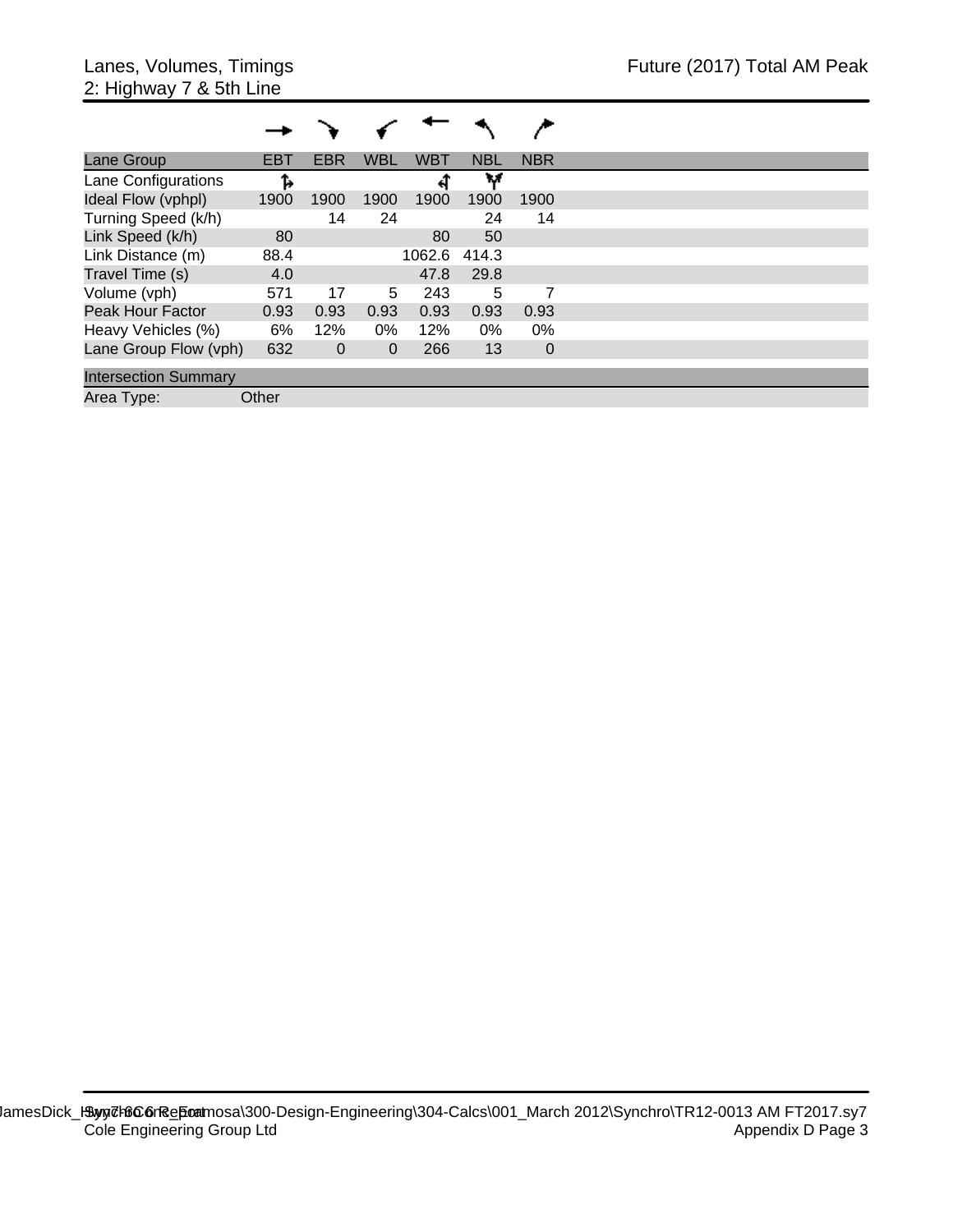Lanes, Volumes, Timings
2: Highway 7 & 5th Line

Future (2017) Total AM Peak

| Lane Group | EBT | EBR | WBL | WBT | NBL | NBR |
|---|---|---|---|---|---|---|
| Lane Configurations | ↰ | | | ↰ | Y | |
| Ideal Flow (vphpl) | 1900 | 1900 | 1900 | 1900 | 1900 | 1900 |
| Turning Speed (k/h) | | 14 | 24 | | 24 | 14 |
| Link Speed (k/h) | 80 | | | 80 | 50 | |
| Link Distance (m) | 88.4 | | | 1062.6 | 414.3 | |
| Travel Time (s) | 4.0 | | | 47.8 | 29.8 | |
| Volume (vph) | 571 | 17 | 5 | 243 | 5 | 7 |
| Peak Hour Factor | 0.93 | 0.93 | 0.93 | 0.93 | 0.93 | 0.93 |
| Heavy Vehicles (%) | 6% | 12% | 0% | 12% | 0% | 0% |
| Lane Group Flow (vph) | 632 | 0 | 0 | 266 | 13 | 0 |

| Intersection Summary | |
|---|---|
| Area Type: | Other |

JamesDick_Hwy7-6C6-Re_Formosa\300-Design-Engineering\304-Calcs\001_March 2012\Synchro\TR12-0013 AM FT2017.sy7
Synchro 6 Report
Cole Engineering Group Ltd
Appendix D Page 3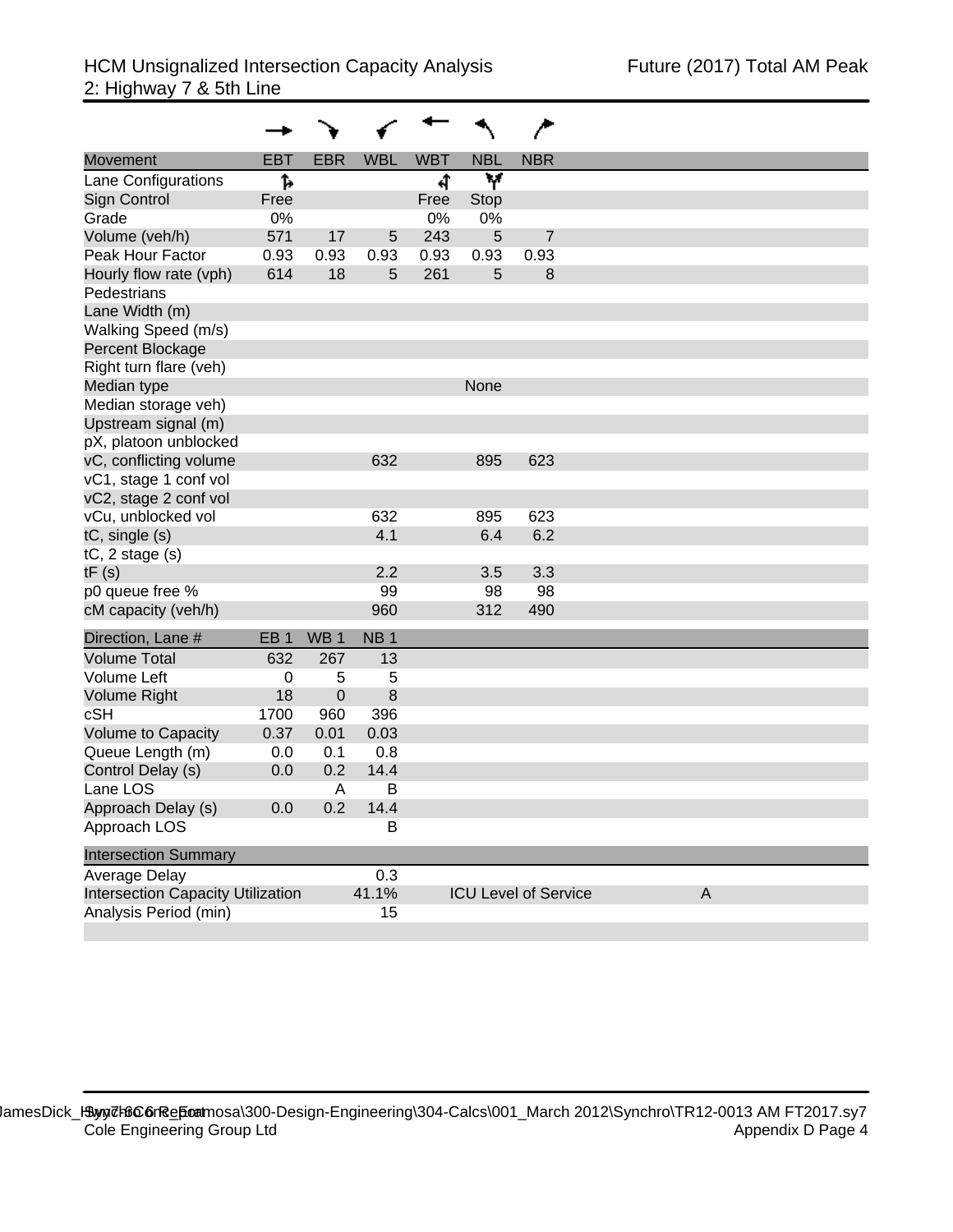# HCM Unsignalized Intersection Capacity Analysis

Future (2017) Total AM Peak

2: Highway 7 & 5th Line

| Movement | EBT | EBR | WBL | WBT | NBL | NBR |
|---|---|---|---|---|---|---|
| Lane Configurations | ↱ | | | ↰ | Y | |
| Sign Control | Free | | | Free | Stop | |
| Grade | 0% | | | 0% | 0% | |
| Volume (veh/h) | 571 | 17 | 5 | 243 | 5 | 7 |
| Peak Hour Factor | 0.93 | 0.93 | 0.93 | 0.93 | 0.93 | 0.93 |
| Hourly flow rate (vph) | 614 | 18 | 5 | 261 | 5 | 8 |
| Pedestrians | | | | | | |
| Lane Width (m) | | | | | | |
| Walking Speed (m/s) | | | | | | |
| Percent Blockage | | | | | | |
| Right turn flare (veh) | | | | | | |
| Median type | | | | | None | |
| Median storage veh) | | | | | | |
| Upstream signal (m) | | | | | | |
| pX, platoon unblocked | | | | | | |
| vC, conflicting volume | | | 632 | | 895 | 623 |
| vC1, stage 1 conf vol | | | | | | |
| vC2, stage 2 conf vol | | | | | | |
| vCu, unblocked vol | | | 632 | | 895 | 623 |
| tC, single (s) | | | 4.1 | | 6.4 | 6.2 |
| tC, 2 stage (s) | | | | | | |
| tF (s) | | | 2.2 | | 3.5 | 3.3 |
| p0 queue free % | | | 99 | | 98 | 98 |
| cM capacity (veh/h) | | | 960 | | 312 | 490 |

| Direction, Lane # | EB 1 | WB 1 | NB 1 |
|---|---|---|---|
| Volume Total | 632 | 267 | 13 |
| Volume Left | 0 | 5 | 5 |
| Volume Right | 18 | 0 | 8 |
| cSH | 1700 | 960 | 396 |
| Volume to Capacity | 0.37 | 0.01 | 0.03 |
| Queue Length (m) | 0.0 | 0.1 | 0.8 |
| Control Delay (s) | 0.0 | 0.2 | 14.4 |
| Lane LOS | | A | B |
| Approach Delay (s) | 0.0 | 0.2 | 14.4 |
| Approach LOS | | | B |

| Intersection Summary | | | |
|---|---|---|---|
| Average Delay | 0.3 | | |
| Intersection Capacity Utilization | 41.1% | ICU Level of Service | A |
| Analysis Period (min) | 15 | | |

JamesDick_Hwy7-6C6rRe_Formosa\300-Design-Engineering\304-Calcs\001_March 2012\Synchro\TR12-0013 AM FT2017.sy7

Cole Engineering Group Ltd

Appendix D Page 4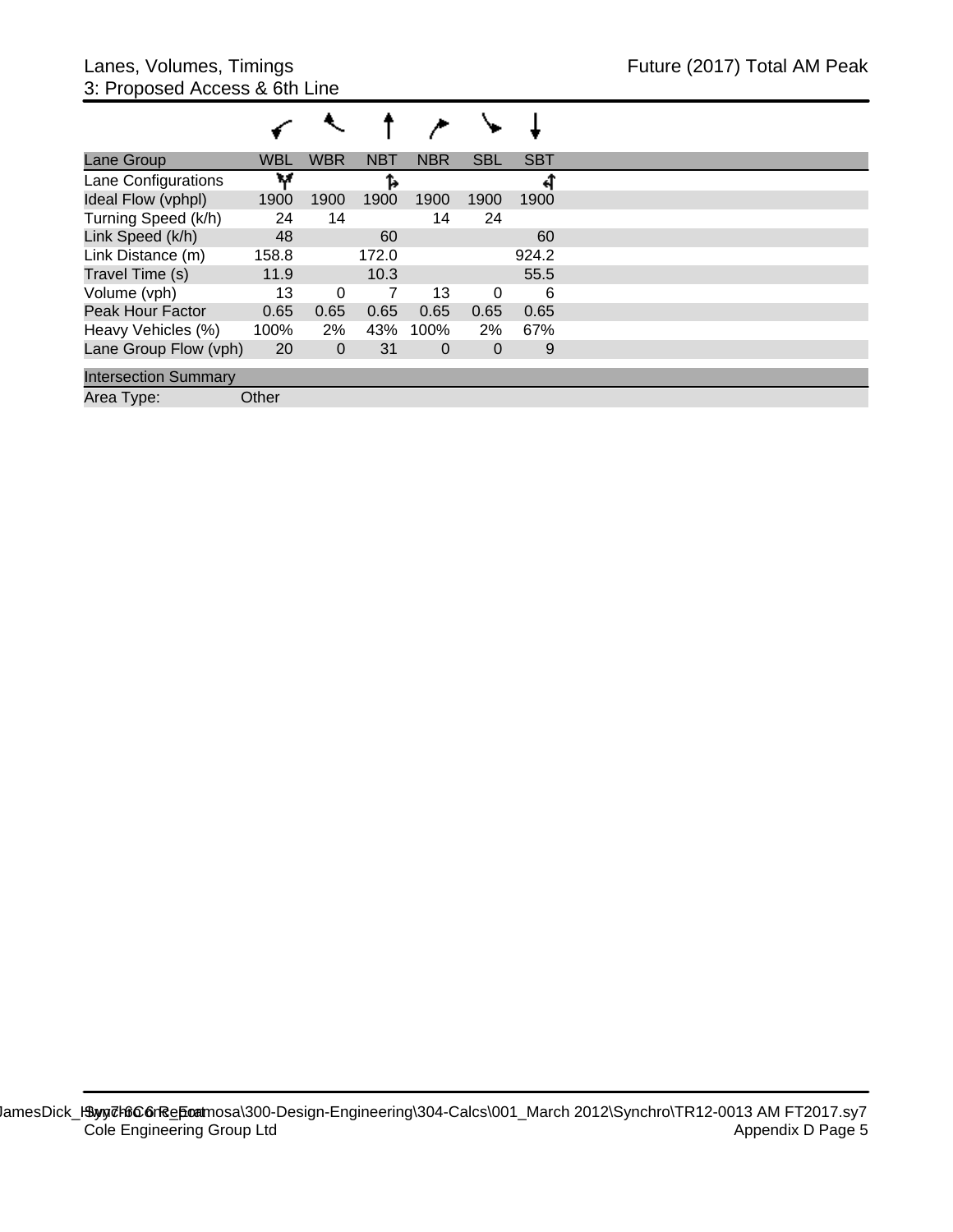Lanes, Volumes, Timings
3: Proposed Access & 6th Line

Future (2017) Total AM Peak

| Lane Group | WBL | WBR | NBT | NBR | SBL | SBT |
|---|---|---|---|---|---|---|
| Lane Configurations | Y | | ↱ | | | ↰ |
| Ideal Flow (vphpl) | 1900 | 1900 | 1900 | 1900 | 1900 | 1900 |
| Turning Speed (k/h) | 24 | 14 | | 14 | 24 | |
| Link Speed (k/h) | 48 | | 60 | | | 60 |
| Link Distance (m) | 158.8 | | 172.0 | | | 924.2 |
| Travel Time (s) | 11.9 | | 10.3 | | | 55.5 |
| Volume (vph) | 13 | 0 | 7 | 13 | 0 | 6 |
| Peak Hour Factor | 0.65 | 0.65 | 0.65 | 0.65 | 0.65 | 0.65 |
| Heavy Vehicles (%) | 100% | 2% | 43% | 100% | 2% | 67% |
| Lane Group Flow (vph) | 20 | 0 | 31 | 0 | 0 | 9 |

| Intersection Summary | |
|---|---|
| Area Type: | Other |

JamesDick_Hwy7-6C6 - Formosa\300-Design-Engineering\304-Calcs\001_March 2012\Synchro\TR12-0013 AM FT2017.sy7
Cole Engineering Group Ltd

Appendix D Page 5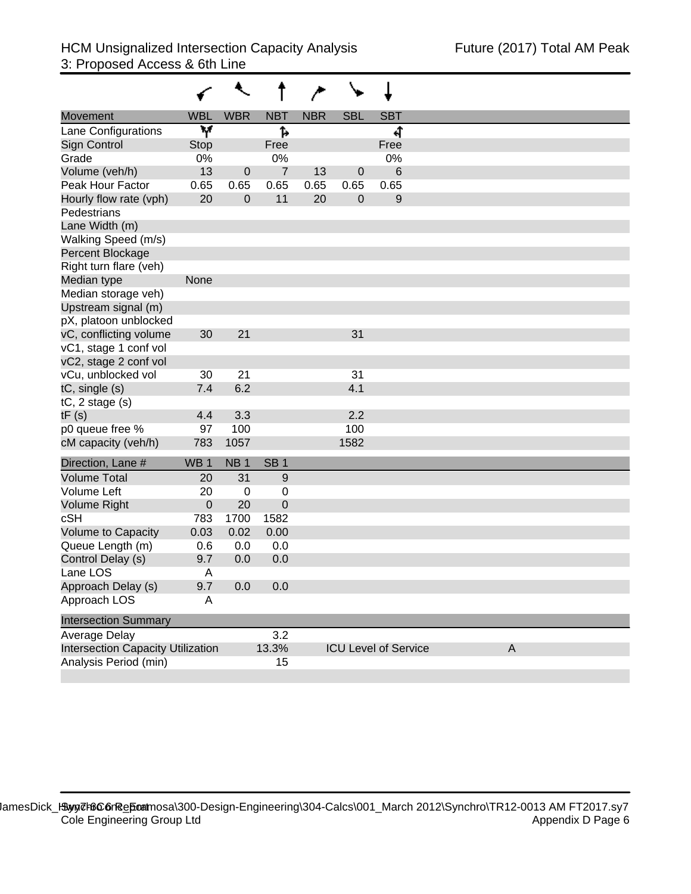# HCM Unsignalized Intersection Capacity Analysis

## 3: Proposed Access & 6th Line

Future (2017) Total AM Peak

| Movement | WBL | WBR | NBT | NBR | SBL | SBT |
|---|---|---|---|---|---|---|
| Lane Configurations | Y | | ↑→ | | | ←↑ |
| Sign Control | Stop | | Free | | | Free |
| Grade | 0% | | 0% | | | 0% |
| Volume (veh/h) | 13 | 0 | 7 | 13 | 0 | 6 |
| Peak Hour Factor | 0.65 | 0.65 | 0.65 | 0.65 | 0.65 | 0.65 |
| Hourly flow rate (vph) | 20 | 0 | 11 | 20 | 0 | 9 |
| Pedestrians | | | | | | |
| Lane Width (m) | | | | | | |
| Walking Speed (m/s) | | | | | | |
| Percent Blockage | | | | | | |
| Right turn flare (veh) | | | | | | |
| Median type | None | | | | | |
| Median storage veh) | | | | | | |
| Upstream signal (m) | | | | | | |
| pX, platoon unblocked | | | | | | |
| vC, conflicting volume | 30 | 21 | | | 31 | |
| vC1, stage 1 conf vol | | | | | | |
| vC2, stage 2 conf vol | | | | | | |
| vCu, unblocked vol | 30 | 21 | | | 31 | |
| tC, single (s) | 7.4 | 6.2 | | | 4.1 | |
| tC, 2 stage (s) | | | | | | |
| tF (s) | 4.4 | 3.3 | | | 2.2 | |
| p0 queue free % | 97 | 100 | | | 100 | |
| cM capacity (veh/h) | 783 | 1057 | | | 1582 | |

| Direction, Lane # | WB 1 | NB 1 | SB 1 |
|---|---|---|---|
| Volume Total | 20 | 31 | 9 |
| Volume Left | 20 | 0 | 0 |
| Volume Right | 0 | 20 | 0 |
| cSH | 783 | 1700 | 1582 |
| Volume to Capacity | 0.03 | 0.02 | 0.00 |
| Queue Length (m) | 0.6 | 0.0 | 0.0 |
| Control Delay (s) | 9.7 | 0.0 | 0.0 |
| Lane LOS | A | | |
| Approach Delay (s) | 9.7 | 0.0 | 0.0 |
| Approach LOS | A | | |

| Intersection Summary | | | |
|---|---|---|---|
| Average Delay | 3.2 | | |
| Intersection Capacity Utilization | 13.3% | ICU Level of Service | A |
| Analysis Period (min) | 15 | | |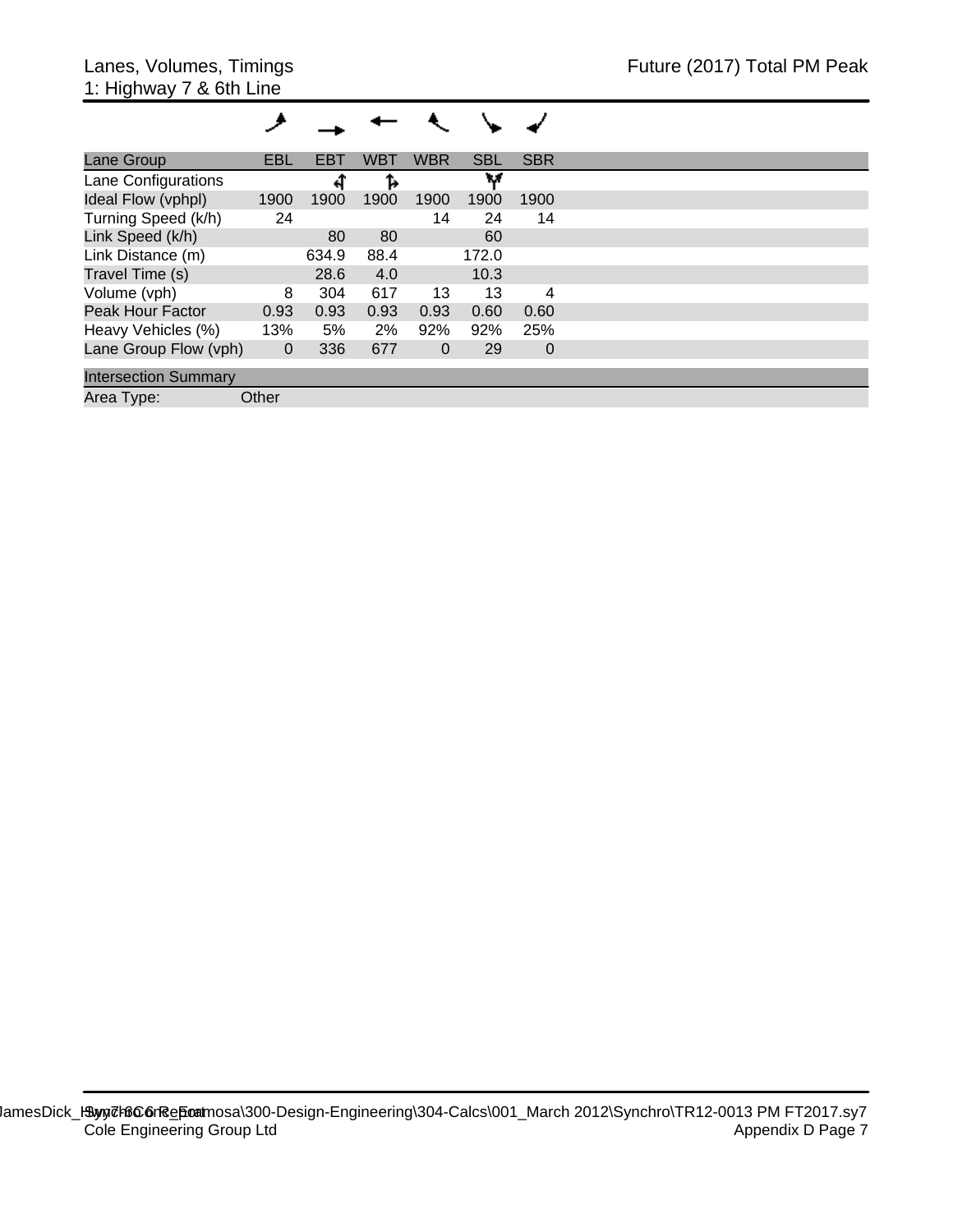Lanes, Volumes, Timings
1: Highway 7 & 6th Line

Future (2017) Total PM Peak

| Lane Group | EBL | EBT | WBT | WBR | SBL | SBR |
|---|---|---|---|---|---|---|
| Lane Configurations | | ↰ | ↱ | | Y | |
| Ideal Flow (vphpl) | 1900 | 1900 | 1900 | 1900 | 1900 | 1900 |
| Turning Speed (k/h) | 24 | | | 14 | 24 | 14 |
| Link Speed (k/h) | | 80 | 80 | | 60 | |
| Link Distance (m) | | 634.9 | 88.4 | | 172.0 | |
| Travel Time (s) | | 28.6 | 4.0 | | 10.3 | |
| Volume (vph) | 8 | 304 | 617 | 13 | 13 | 4 |
| Peak Hour Factor | 0.93 | 0.93 | 0.93 | 0.93 | 0.60 | 0.60 |
| Heavy Vehicles (%) | 13% | 5% | 2% | 92% | 92% | 25% |
| Lane Group Flow (vph) | 0 | 336 | 677 | 0 | 29 | 0 |

| Intersection Summary | |
|---|---|
| Area Type: | Other |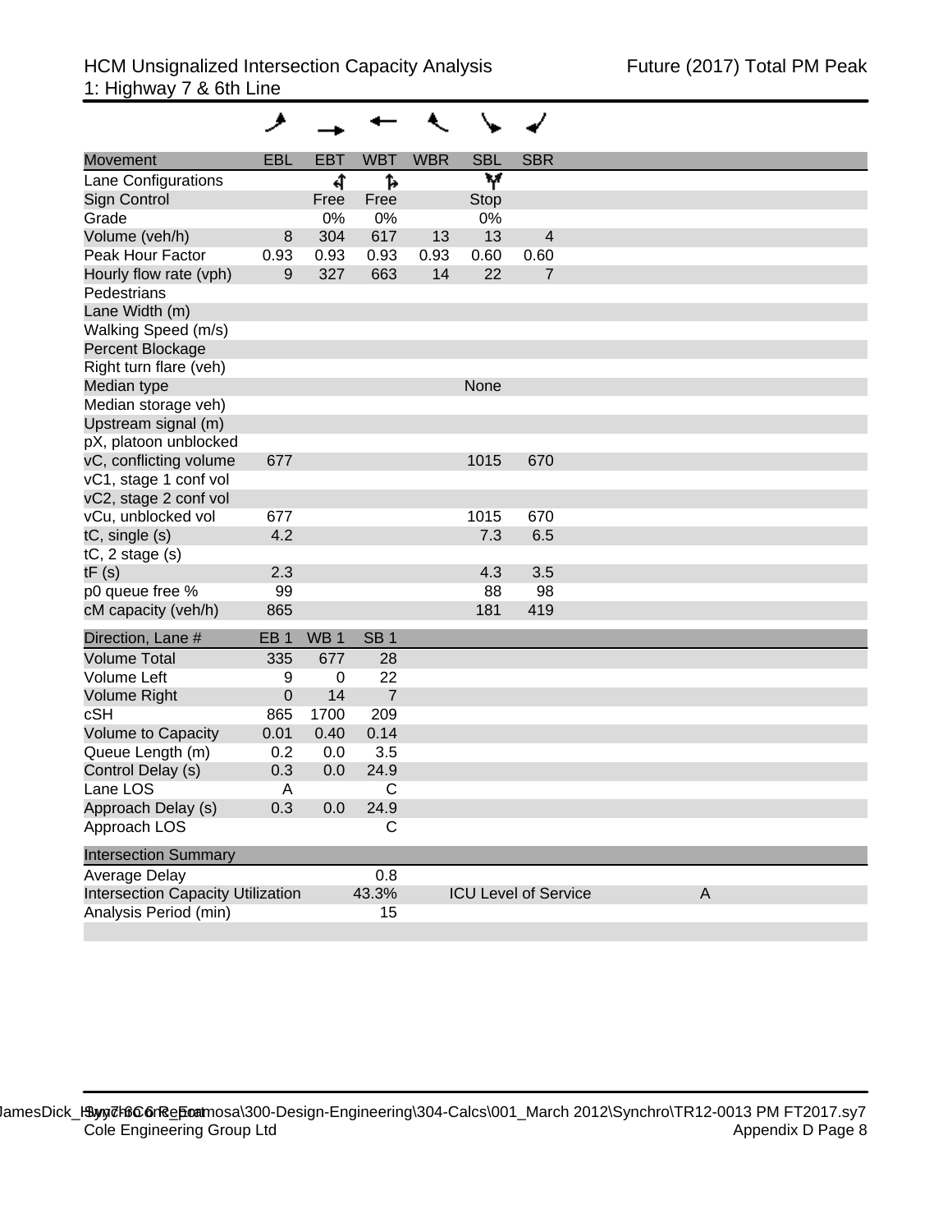# HCM Unsignalized Intersection Capacity Analysis

## 1: Highway 7 & 6th Line

Future (2017) Total PM Peak

| Movement | EBL | EBT | WBT | WBR | SBL | SBR |
|---|---|---|---|---|---|---|
| Lane Configurations | | ↰ | ↱ | | Y | |
| Sign Control | | Free | Free | | Stop | |
| Grade | | 0% | 0% | | 0% | |
| Volume (veh/h) | 8 | 304 | 617 | 13 | 13 | 4 |
| Peak Hour Factor | 0.93 | 0.93 | 0.93 | 0.93 | 0.60 | 0.60 |
| Hourly flow rate (vph) | 9 | 327 | 663 | 14 | 22 | 7 |
| Pedestrians | | | | | | |
| Lane Width (m) | | | | | | |
| Walking Speed (m/s) | | | | | | |
| Percent Blockage | | | | | | |
| Right turn flare (veh) | | | | | | |
| Median type | | | | | None | |
| Median storage veh) | | | | | | |
| Upstream signal (m) | | | | | | |
| pX, platoon unblocked | | | | | | |
| vC, conflicting volume | 677 | | | | 1015 | 670 |
| vC1, stage 1 conf vol | | | | | | |
| vC2, stage 2 conf vol | | | | | | |
| vCu, unblocked vol | 677 | | | | 1015 | 670 |
| tC, single (s) | 4.2 | | | | 7.3 | 6.5 |
| tC, 2 stage (s) | | | | | | |
| tF (s) | 2.3 | | | | 4.3 | 3.5 |
| p0 queue free % | 99 | | | | 88 | 98 |
| cM capacity (veh/h) | 865 | | | | 181 | 419 |

| Direction, Lane # | EB 1 | WB 1 | SB 1 |
|---|---|---|---|
| Volume Total | 335 | 677 | 28 |
| Volume Left | 9 | 0 | 22 |
| Volume Right | 0 | 14 | 7 |
| cSH | 865 | 1700 | 209 |
| Volume to Capacity | 0.01 | 0.40 | 0.14 |
| Queue Length (m) | 0.2 | 0.0 | 3.5 |
| Control Delay (s) | 0.3 | 0.0 | 24.9 |
| Lane LOS | A | | C |
| Approach Delay (s) | 0.3 | 0.0 | 24.9 |
| Approach LOS | | | C |

| Intersection Summary | | | |
|---|---|---|---|
| Average Delay | 0.8 | | |
| Intersection Capacity Utilization | 43.3% | ICU Level of Service | A |
| Analysis Period (min) | 15 | | |

JamesDick_Hwy7-6C6nReport Formosa\300-Design-Engineering\304-Calcs\001_March 2012\Synchro\TR12-0013 PM FT2017.sy7
Cole Engineering Group Ltd

Appendix D Page 8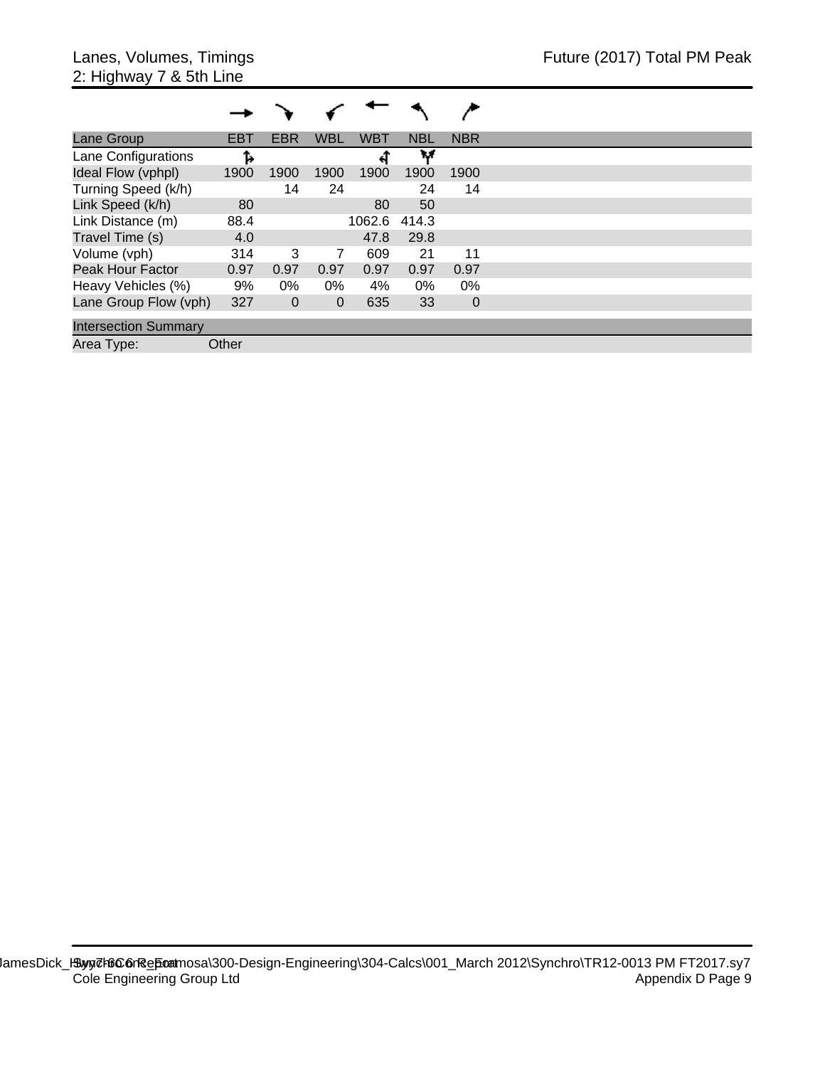Lanes, Volumes, Timings
2: Highway 7 & 5th Line

Future (2017) Total PM Peak

| Lane Group | EBT | EBR | WBL | WBT | NBL | NBR |
|---|---|---|---|---|---|---|
| Lane Configurations | ↱ | | | ↰ | Y | |
| Ideal Flow (vphpl) | 1900 | 1900 | 1900 | 1900 | 1900 | 1900 |
| Turning Speed (k/h) | | 14 | 24 | | 24 | 14 |
| Link Speed (k/h) | 80 | | | 80 | 50 | |
| Link Distance (m) | 88.4 | | | 1062.6 | 414.3 | |
| Travel Time (s) | 4.0 | | | 47.8 | 29.8 | |
| Volume (vph) | 314 | 3 | 7 | 609 | 21 | 11 |
| Peak Hour Factor | 0.97 | 0.97 | 0.97 | 0.97 | 0.97 | 0.97 |
| Heavy Vehicles (%) | 9% | 0% | 0% | 4% | 0% | 0% |
| Lane Group Flow (vph) | 327 | 0 | 0 | 635 | 33 | 0 |

| Intersection Summary | |
|---|---|
| Area Type: | Other |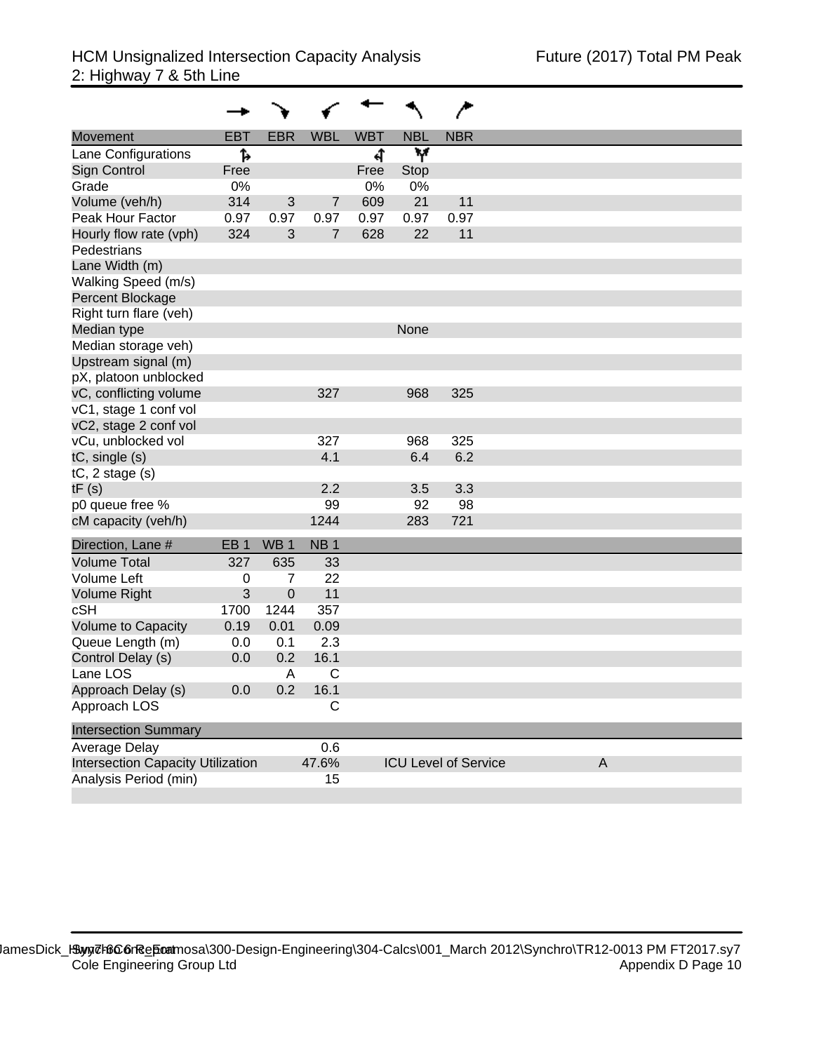# HCM Unsignalized Intersection Capacity Analysis
## 2: Highway 7 & 5th Line

Future (2017) Total PM Peak

| Movement | EBT | EBR | WBL | WBT | NBL | NBR |
|---|---|---|---|---|---|---|
| Lane Configurations | ↱ | | | ↰ | Y | |
| Sign Control | Free | | | Free | Stop | |
| Grade | 0% | | | 0% | 0% | |
| Volume (veh/h) | 314 | 3 | 7 | 609 | 21 | 11 |
| Peak Hour Factor | 0.97 | 0.97 | 0.97 | 0.97 | 0.97 | 0.97 |
| Hourly flow rate (vph) | 324 | 3 | 7 | 628 | 22 | 11 |
| Pedestrians | | | | | | |
| Lane Width (m) | | | | | | |
| Walking Speed (m/s) | | | | | | |
| Percent Blockage | | | | | | |
| Right turn flare (veh) | | | | | | |
| Median type | | | | | None | |
| Median storage veh) | | | | | | |
| Upstream signal (m) | | | | | | |
| pX, platoon unblocked | | | | | | |
| vC, conflicting volume | | | 327 | | 968 | 325 |
| vC1, stage 1 conf vol | | | | | | |
| vC2, stage 2 conf vol | | | | | | |
| vCu, unblocked vol | | | 327 | | 968 | 325 |
| tC, single (s) | | | 4.1 | | 6.4 | 6.2 |
| tC, 2 stage (s) | | | | | | |
| tF (s) | | | 2.2 | | 3.5 | 3.3 |
| p0 queue free % | | | 99 | | 92 | 98 |
| cM capacity (veh/h) | | | 1244 | | 283 | 721 |

| Direction, Lane # | EB 1 | WB 1 | NB 1 |
|---|---|---|---|
| Volume Total | 327 | 635 | 33 |
| Volume Left | 0 | 7 | 22 |
| Volume Right | 3 | 0 | 11 |
| cSH | 1700 | 1244 | 357 |
| Volume to Capacity | 0.19 | 0.01 | 0.09 |
| Queue Length (m) | 0.0 | 0.1 | 2.3 |
| Control Delay (s) | 0.0 | 0.2 | 16.1 |
| Lane LOS | | A | C |
| Approach Delay (s) | 0.0 | 0.2 | 16.1 |
| Approach LOS | | | C |

| Intersection Summary | | | |
|---|---|---|---|
| Average Delay | 0.6 | | |
| Intersection Capacity Utilization | 47.6% | ICU Level of Service | A |
| Analysis Period (min) | 15 | | |

JamesDick_Hwy7-6C6ReFormosa\300-Design-Engineering\304-Calcs\001_March 2012\Synchro\TR12-0013 PM FT2017.sy7
Synchro 6 Report
Cole Engineering Group Ltd
Appendix D Page 10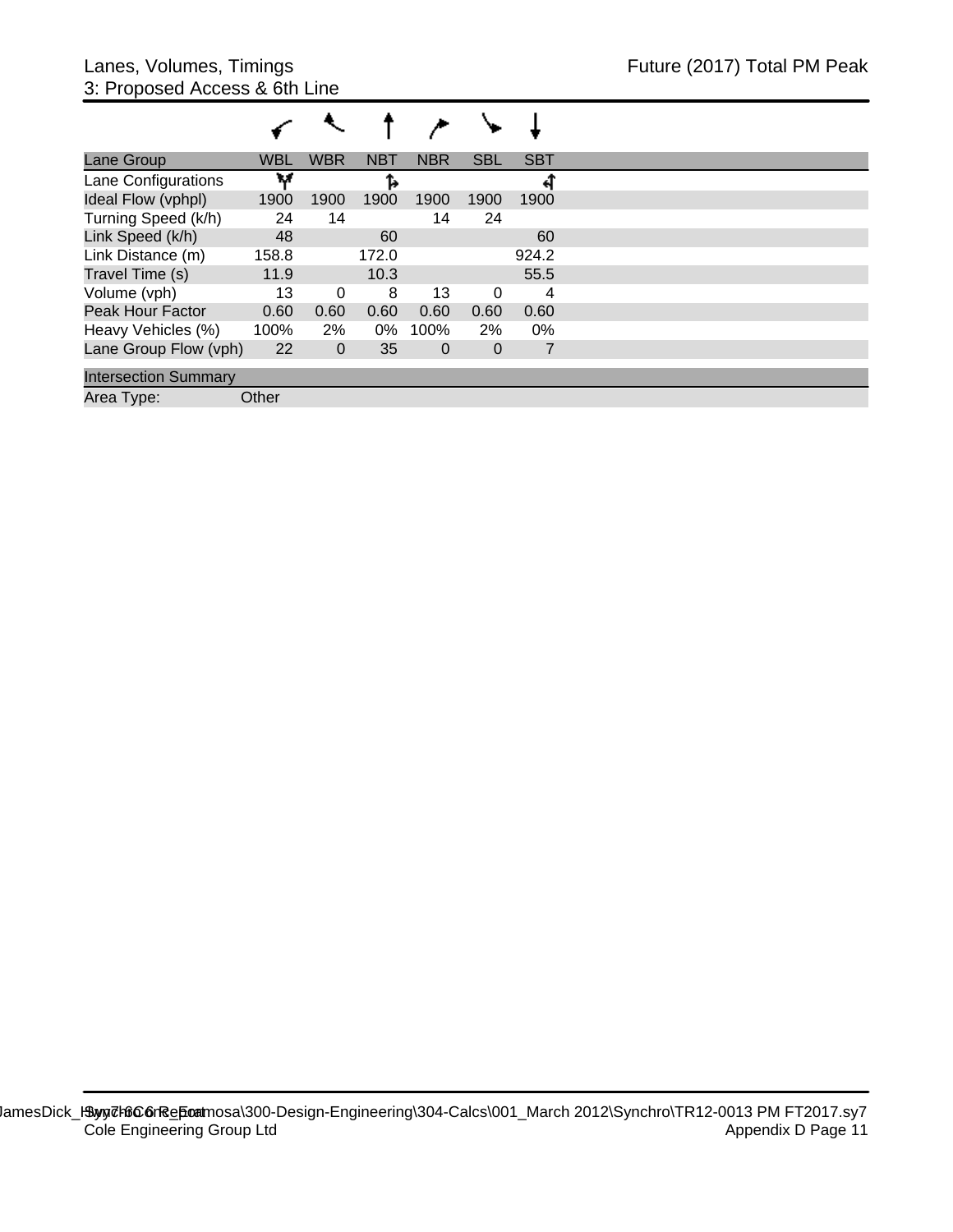Lanes, Volumes, Timings
3: Proposed Access & 6th Line

Future (2017) Total PM Peak

| Lane Group | WBL | WBR | NBT | NBR | SBL | SBT |
|---|---|---|---|---|---|---|
| Lane Configurations | Y | | ↑↱ | | | ↰↑ |
| Ideal Flow (vphpl) | 1900 | 1900 | 1900 | 1900 | 1900 | 1900 |
| Turning Speed (k/h) | 24 | 14 | | 14 | 24 | |
| Link Speed (k/h) | 48 | | 60 | | | 60 |
| Link Distance (m) | 158.8 | | 172.0 | | | 924.2 |
| Travel Time (s) | 11.9 | | 10.3 | | | 55.5 |
| Volume (vph) | 13 | 0 | 8 | 13 | 0 | 4 |
| Peak Hour Factor | 0.60 | 0.60 | 0.60 | 0.60 | 0.60 | 0.60 |
| Heavy Vehicles (%) | 100% | 2% | 0% | 100% | 2% | 0% |
| Lane Group Flow (vph) | 22 | 0 | 35 | 0 | 0 | 7 |

| Intersection Summary | |
|---|---|
| Area Type: | Other |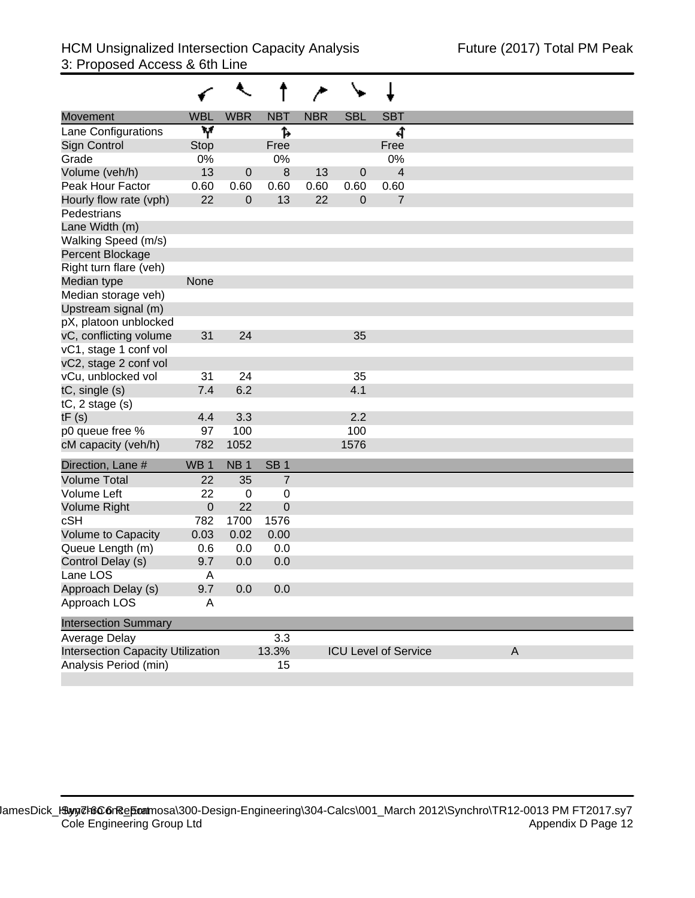# HCM Unsignalized Intersection Capacity Analysis

Future (2017) Total PM Peak

3: Proposed Access & 6th Line

| Movement | WBL | WBR | NBT | NBR | SBL | SBT |
|---|---|---|---|---|---|---|
| Lane Configurations | Y | | ↱ | | | ↰ |
| Sign Control | Stop | | Free | | | Free |
| Grade | 0% | | 0% | | | 0% |
| Volume (veh/h) | 13 | 0 | 8 | 13 | 0 | 4 |
| Peak Hour Factor | 0.60 | 0.60 | 0.60 | 0.60 | 0.60 | 0.60 |
| Hourly flow rate (vph) | 22 | 0 | 13 | 22 | 0 | 7 |
| Pedestrians | | | | | | |
| Lane Width (m) | | | | | | |
| Walking Speed (m/s) | | | | | | |
| Percent Blockage | | | | | | |
| Right turn flare (veh) | | | | | | |
| Median type | None | | | | | |
| Median storage veh) | | | | | | |
| Upstream signal (m) | | | | | | |
| pX, platoon unblocked | | | | | | |
| vC, conflicting volume | 31 | 24 | | | 35 | |
| vC1, stage 1 conf vol | | | | | | |
| vC2, stage 2 conf vol | | | | | | |
| vCu, unblocked vol | 31 | 24 | | | 35 | |
| tC, single (s) | 7.4 | 6.2 | | | 4.1 | |
| tC, 2 stage (s) | | | | | | |
| tF (s) | 4.4 | 3.3 | | | 2.2 | |
| p0 queue free % | 97 | 100 | | | 100 | |
| cM capacity (veh/h) | 782 | 1052 | | | 1576 | |

| Direction, Lane # | WB 1 | NB 1 | SB 1 |
|---|---|---|---|
| Volume Total | 22 | 35 | 7 |
| Volume Left | 22 | 0 | 0 |
| Volume Right | 0 | 22 | 0 |
| cSH | 782 | 1700 | 1576 |
| Volume to Capacity | 0.03 | 0.02 | 0.00 |
| Queue Length (m) | 0.6 | 0.0 | 0.0 |
| Control Delay (s) | 9.7 | 0.0 | 0.0 |
| Lane LOS | A | | |
| Approach Delay (s) | 9.7 | 0.0 | 0.0 |
| Approach LOS | A | | |

| Intersection Summary | | | |
|---|---|---|---|
| Average Delay | 3.3 | | |
| Intersection Capacity Utilization | 13.3% | ICU Level of Service | A |
| Analysis Period (min) | 15 | | |

JamesDick_Hwy7-6C6rnReport Formosa\300-Design-Engineering\304-Calcs\001_March 2012\Synchro\TR12-0013 PM FT2017.sy7

Cole Engineering Group Ltd

Appendix D Page 12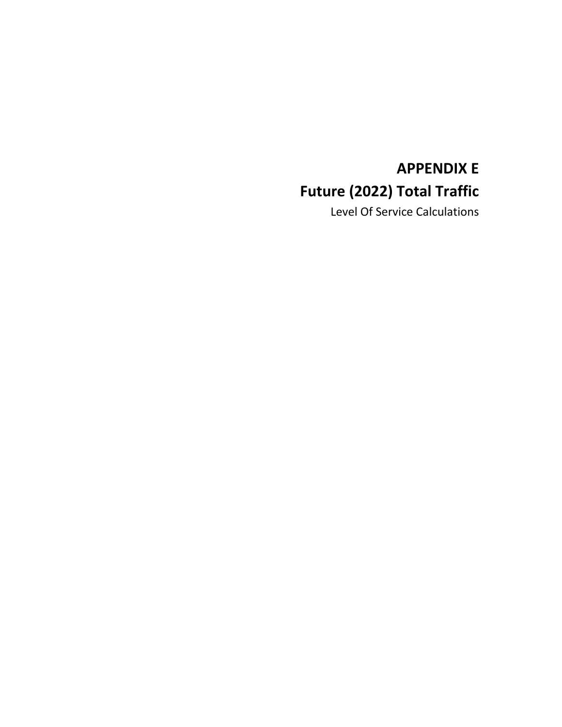# APPENDIX E

## Future (2022) Total Traffic

Level Of Service Calculations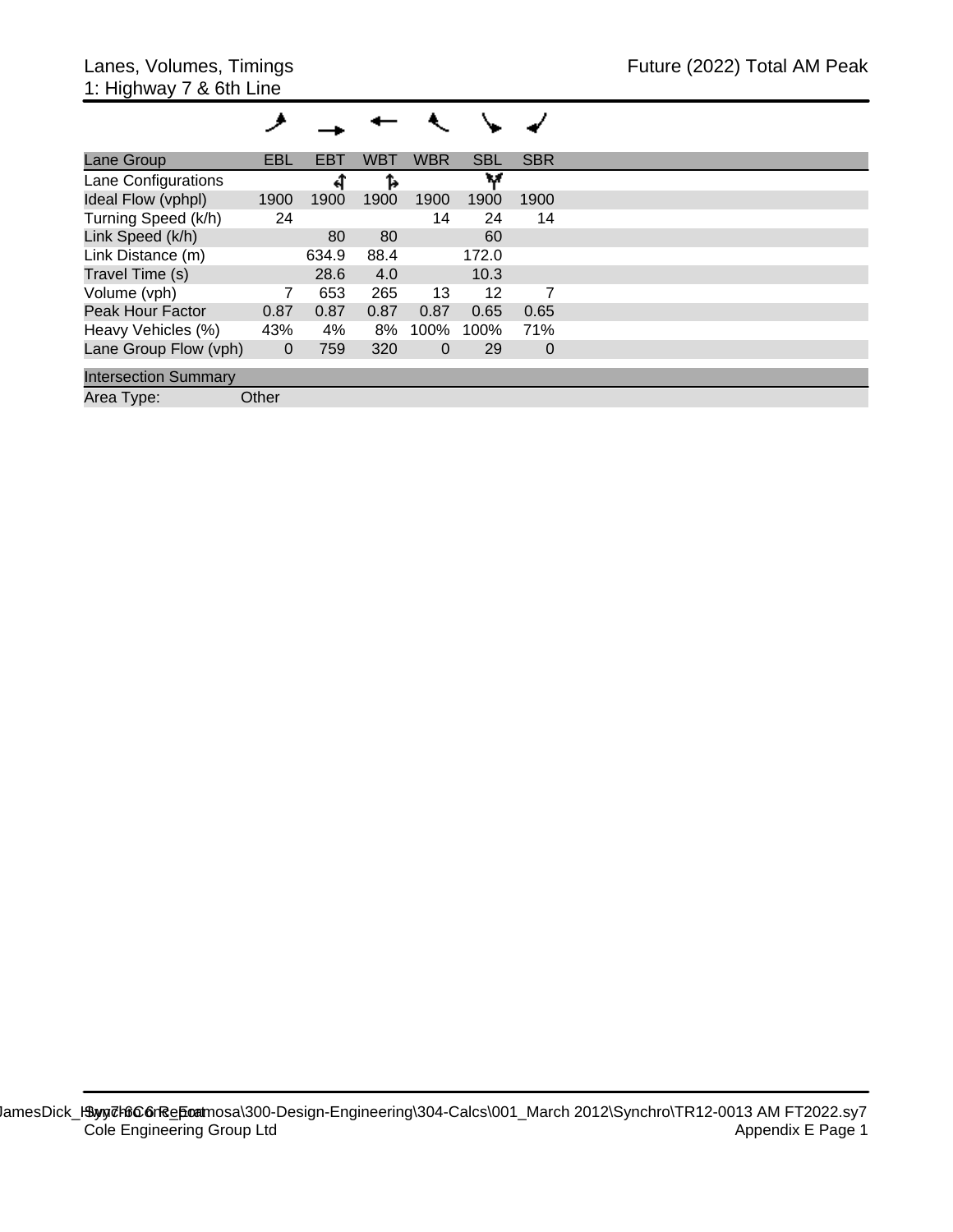Lanes, Volumes, Timings
1: Highway 7 & 6th Line

Future (2022) Total AM Peak

| Lane Group | EBL | EBT | WBT | WBR | SBL | SBR |
|---|---|---|---|---|---|---|
| Lane Configurations | | ↰ | ↱ | | Y | |
| Ideal Flow (vphpl) | 1900 | 1900 | 1900 | 1900 | 1900 | 1900 |
| Turning Speed (k/h) | 24 | | | 14 | 24 | 14 |
| Link Speed (k/h) | | 80 | 80 | | 60 | |
| Link Distance (m) | | 634.9 | 88.4 | | 172.0 | |
| Travel Time (s) | | 28.6 | 4.0 | | 10.3 | |
| Volume (vph) | 7 | 653 | 265 | 13 | 12 | 7 |
| Peak Hour Factor | 0.87 | 0.87 | 0.87 | 0.87 | 0.65 | 0.65 |
| Heavy Vehicles (%) | 43% | 4% | 8% | 100% | 100% | 71% |
| Lane Group Flow (vph) | 0 | 759 | 320 | 0 | 29 | 0 |

| Intersection Summary | |
|---|---|
| Area Type: | Other |

JamesDick_Hwy7-6C6rReFormosa\300-Design-Engineering\304-Calcs\001_March 2012\Synchro\TR12-0013 AM FT2022.sy7
Cole Engineering Group Ltd

Appendix E Page 1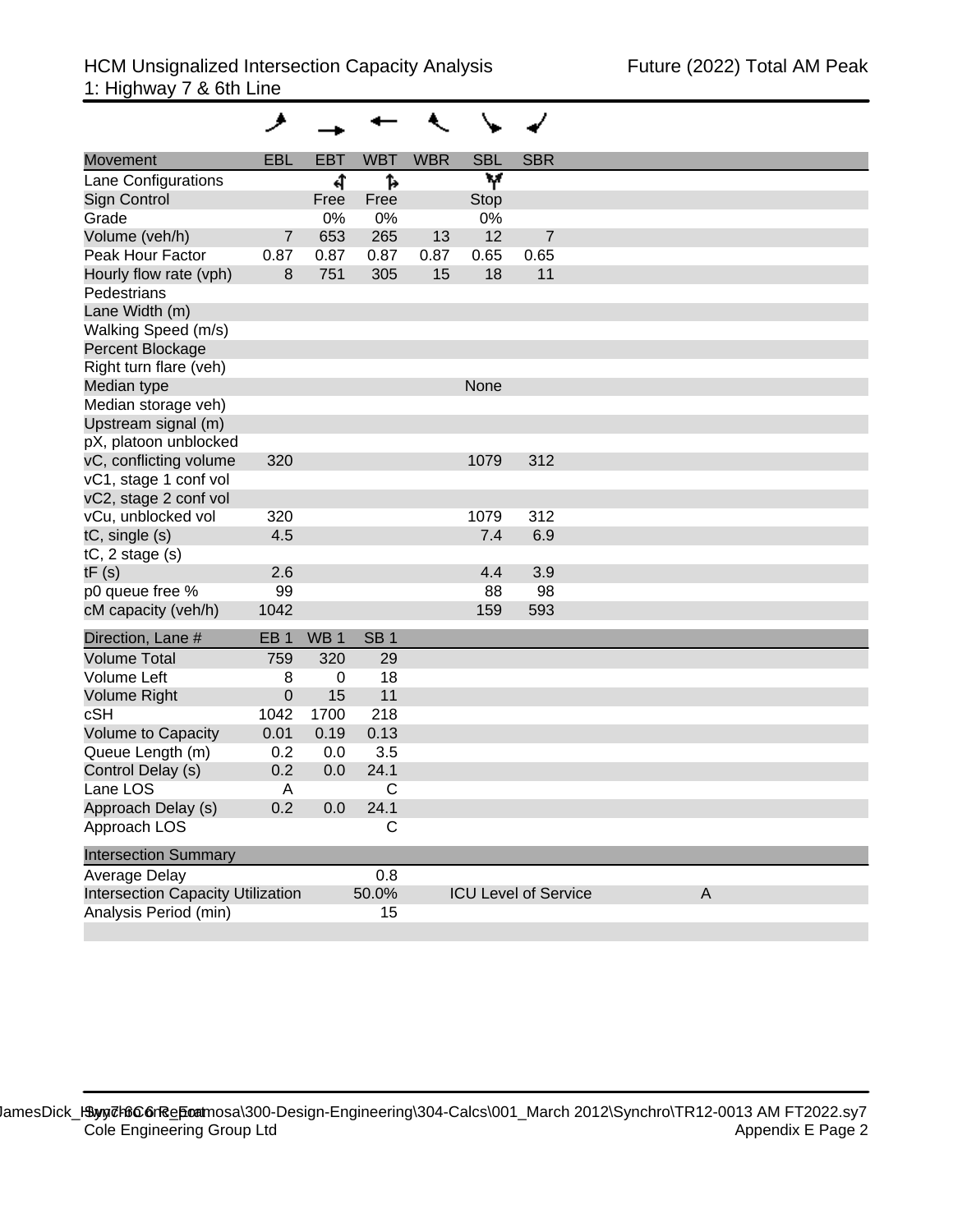# HCM Unsignalized Intersection Capacity Analysis

Future (2022) Total AM Peak

1: Highway 7 & 6th Line

| Movement | EBL | EBT | WBT | WBR | SBL | SBR |
|---|---|---|---|---|---|---|
| Lane Configurations | | | | | | |
| Sign Control | | Free | Free | | Stop | |
| Grade | | 0% | 0% | | 0% | |
| Volume (veh/h) | 7 | 653 | 265 | 13 | 12 | 7 |
| Peak Hour Factor | 0.87 | 0.87 | 0.87 | 0.87 | 0.65 | 0.65 |
| Hourly flow rate (vph) | 8 | 751 | 305 | 15 | 18 | 11 |
| Pedestrians | | | | | | |
| Lane Width (m) | | | | | | |
| Walking Speed (m/s) | | | | | | |
| Percent Blockage | | | | | | |
| Right turn flare (veh) | | | | | | |
| Median type | | | | | None | |
| Median storage veh) | | | | | | |
| Upstream signal (m) | | | | | | |
| pX, platoon unblocked | | | | | | |
| vC, conflicting volume | 320 | | | | 1079 | 312 |
| vC1, stage 1 conf vol | | | | | | |
| vC2, stage 2 conf vol | | | | | | |
| vCu, unblocked vol | 320 | | | | 1079 | 312 |
| tC, single (s) | 4.5 | | | | 7.4 | 6.9 |
| tC, 2 stage (s) | | | | | | |
| tF (s) | 2.6 | | | | 4.4 | 3.9 |
| p0 queue free % | 99 | | | | 88 | 98 |
| cM capacity (veh/h) | 1042 | | | | 159 | 593 |

| Direction, Lane # | EB 1 | WB 1 | SB 1 |
|---|---|---|---|
| Volume Total | 759 | 320 | 29 |
| Volume Left | 8 | 0 | 18 |
| Volume Right | 0 | 15 | 11 |
| cSH | 1042 | 1700 | 218 |
| Volume to Capacity | 0.01 | 0.19 | 0.13 |
| Queue Length (m) | 0.2 | 0.0 | 3.5 |
| Control Delay (s) | 0.2 | 0.0 | 24.1 |
| Lane LOS | A | | C |
| Approach Delay (s) | 0.2 | 0.0 | 24.1 |
| Approach LOS | | | C |

| Intersection Summary | | | |
|---|---|---|---|
| Average Delay | 0.8 | | |
| Intersection Capacity Utilization | 50.0% | ICU Level of Service | A |
| Analysis Period (min) | 15 | | |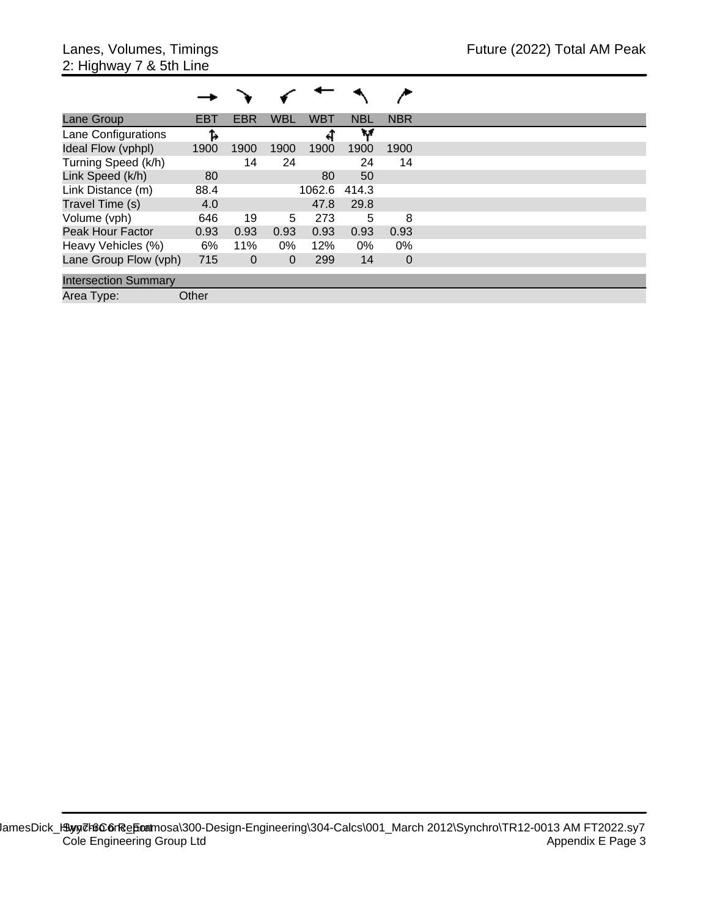Lanes, Volumes, Timings
2: Highway 7 & 5th Line

Future (2022) Total AM Peak

| Lane Group | EBT | EBR | WBL | WBT | NBL | NBR |
|---|---|---|---|---|---|---|
| Lane Configurations | ↱ | | | ↰ | ↖↗ | |
| Ideal Flow (vphpl) | 1900 | 1900 | 1900 | 1900 | 1900 | 1900 |
| Turning Speed (k/h) | | 14 | 24 | | 24 | 14 |
| Link Speed (k/h) | 80 | | | 80 | 50 | |
| Link Distance (m) | 88.4 | | | 1062.6 | 414.3 | |
| Travel Time (s) | 4.0 | | | 47.8 | 29.8 | |
| Volume (vph) | 646 | 19 | 5 | 273 | 5 | 8 |
| Peak Hour Factor | 0.93 | 0.93 | 0.93 | 0.93 | 0.93 | 0.93 |
| Heavy Vehicles (%) | 6% | 11% | 0% | 12% | 0% | 0% |
| Lane Group Flow (vph) | 715 | 0 | 0 | 299 | 14 | 0 |

| Intersection Summary | |
|---|---|
| Area Type: | Other |

JamesDick_Hwy7-6C6rReport Formosa\300-Design-Engineering\304-Calcs\001_March 2012\Synchro\TR12-0013 AM FT2022.sy7
Cole Engineering Group Ltd

Appendix E Page 3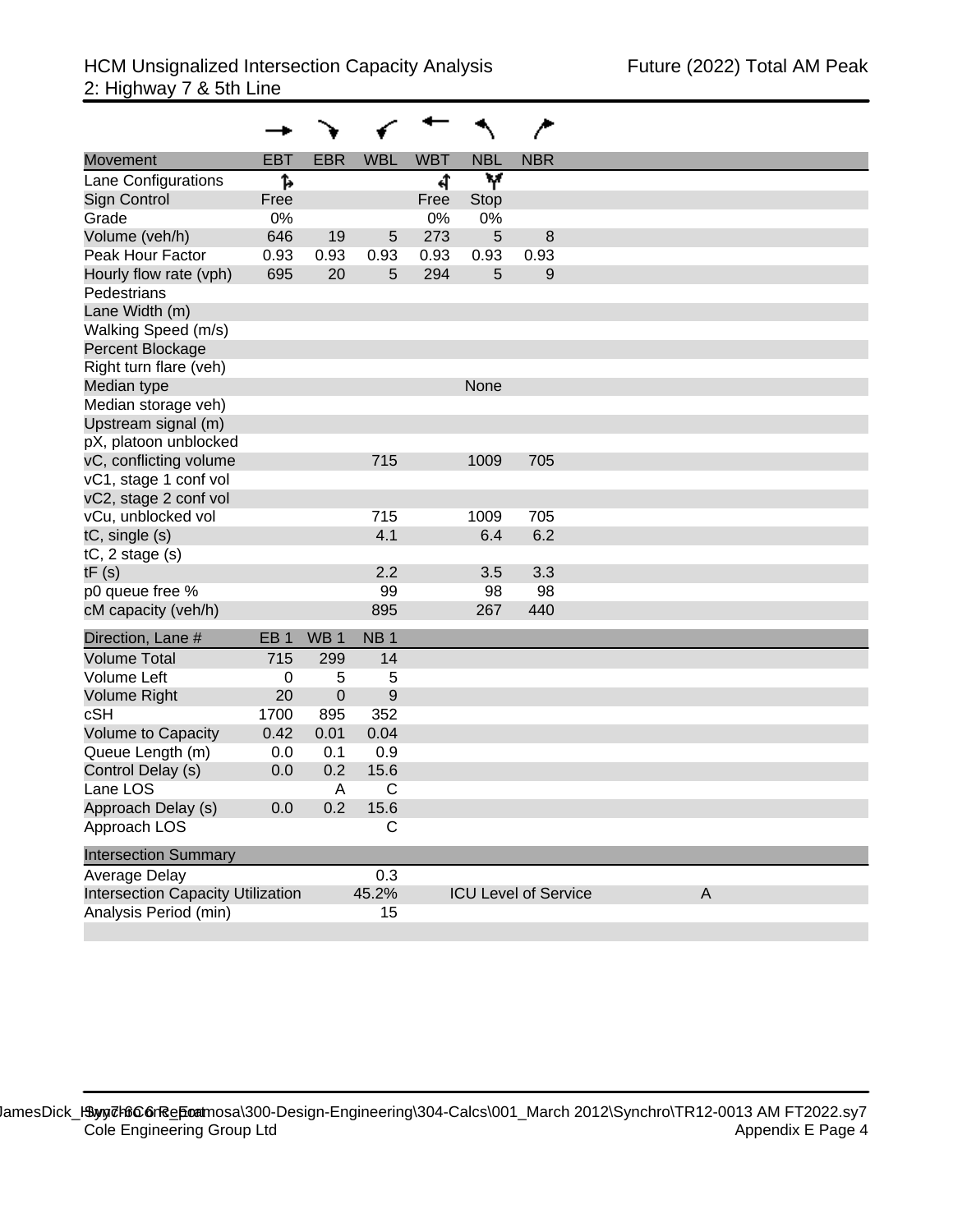HCM Unsignalized Intersection Capacity Analysis — Future (2022) Total AM Peak

2: Highway 7 & 5th Line

| Movement | EBT | EBR | WBL | WBT | NBL | NBR |
|---|---|---|---|---|---|---|
| Lane Configurations | |  |  |  | |  |
| Sign Control | Free | | | Free | Stop | |
| Grade | 0% | | | 0% | 0% | |
| Volume (veh/h) | 646 | 19 | 5 | 273 | 5 | 8 |
| Peak Hour Factor | 0.93 | 0.93 | 0.93 | 0.93 | 0.93 | 0.93 |
| Hourly flow rate (vph) | 695 | 20 | 5 | 294 | 5 | 9 |
| Pedestrians | | | | | | |
| Lane Width (m) | | | | | | |
| Walking Speed (m/s) | | | | | | |
| Percent Blockage | | | | | | |
| Right turn flare (veh) | | | | | | |
| Median type | | | | | None | |
| Median storage veh) | | | | | | |
| Upstream signal (m) | | | | | | |
| pX, platoon unblocked | | | | | | |
| vC, conflicting volume | | | 715 | | 1009 | 705 |
| vC1, stage 1 conf vol | | | | | | |
| vC2, stage 2 conf vol | | | | | | |
| vCu, unblocked vol | | | 715 | | 1009 | 705 |
| tC, single (s) | | | 4.1 | | 6.4 | 6.2 |
| tC, 2 stage (s) | | | | | | |
| tF (s) | | | 2.2 | | 3.5 | 3.3 |
| p0 queue free % | | | 99 | | 98 | 98 |
| cM capacity (veh/h) | | | 895 | | 267 | 440 |

| Direction, Lane # | EB 1 | WB 1 | NB 1 |
|---|---|---|---|
| Volume Total | 715 | 299 | 14 |
| Volume Left | 0 | 5 | 5 |
| Volume Right | 20 | 0 | 9 |
| cSH | 1700 | 895 | 352 |
| Volume to Capacity | 0.42 | 0.01 | 0.04 |
| Queue Length (m) | 0.0 | 0.1 | 0.9 |
| Control Delay (s) | 0.0 | 0.2 | 15.6 |
| Lane LOS | | A | C |
| Approach Delay (s) | 0.0 | 0.2 | 15.6 |
| Approach LOS | | | C |

| Intersection Summary | | | |
|---|---|---|---|
| Average Delay | 0.3 | | |
| Intersection Capacity Utilization | 45.2% | ICU Level of Service | A |
| Analysis Period (min) | 15 | | |

JamesDick_Hwy7-6C6nRe_Formosa\300-Design-Engineering\304-Calcs\001_March 2012\Synchro\TR12-0013 AM FT2022.sy7
Cole Engineering Group Ltd — Appendix E Page 4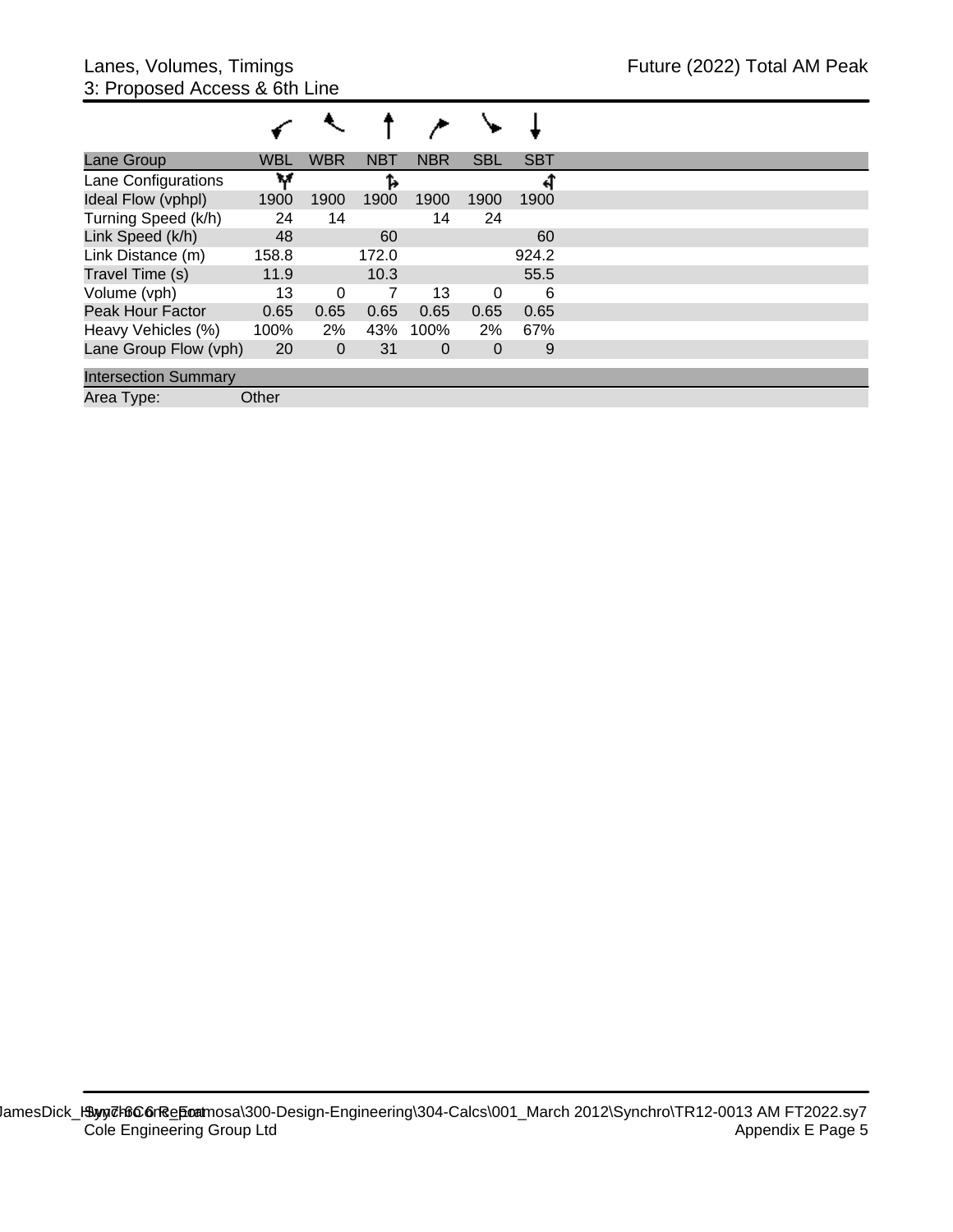# Lanes, Volumes, Timings

## 3: Proposed Access & 6th Line

Future (2022) Total AM Peak

| Lane Group | WBL | WBR | NBT | NBR | SBL | SBT |
|---|---|---|---|---|---|---|
| Lane Configurations | Y | | ↱ | | | ↰ |
| Ideal Flow (vphpl) | 1900 | 1900 | 1900 | 1900 | 1900 | 1900 |
| Turning Speed (k/h) | 24 | 14 | | 14 | 24 | |
| Link Speed (k/h) | 48 | | 60 | | | 60 |
| Link Distance (m) | 158.8 | | 172.0 | | | 924.2 |
| Travel Time (s) | 11.9 | | 10.3 | | | 55.5 |
| Volume (vph) | 13 | 0 | 7 | 13 | 0 | 6 |
| Peak Hour Factor | 0.65 | 0.65 | 0.65 | 0.65 | 0.65 | 0.65 |
| Heavy Vehicles (%) | 100% | 2% | 43% | 100% | 2% | 67% |
| Lane Group Flow (vph) | 20 | 0 | 31 | 0 | 0 | 9 |

| Intersection Summary | |
|---|---|
| Area Type: | Other |

JamesDick_Hwy7-6C6 Formosa\300-Design-Engineering\304-Calcs\001_March 2012\Synchro\TR12-0013 AM FT2022.sy7 Synchro 6 Report
Cole Engineering Group Ltd — Appendix E Page 5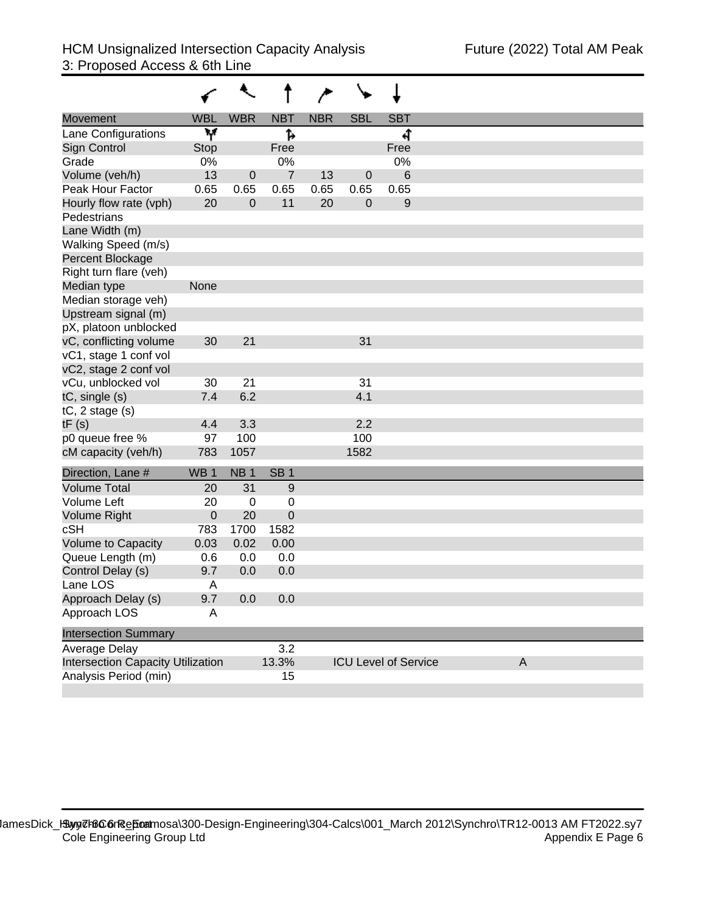# HCM Unsignalized Intersection Capacity Analysis

Future (2022) Total AM Peak

3: Proposed Access & 6th Line

| Movement | WBL | WBR | NBT | NBR | SBL | SBT |
|---|---|---|---|---|---|---|
| Lane Configurations | Y | | ↳ | | | ↰ |
| Sign Control | Stop | | Free | | | Free |
| Grade | 0% | | 0% | | | 0% |
| Volume (veh/h) | 13 | 0 | 7 | 13 | 0 | 6 |
| Peak Hour Factor | 0.65 | 0.65 | 0.65 | 0.65 | 0.65 | 0.65 |
| Hourly flow rate (vph) | 20 | 0 | 11 | 20 | 0 | 9 |
| Pedestrians | | | | | | |
| Lane Width (m) | | | | | | |
| Walking Speed (m/s) | | | | | | |
| Percent Blockage | | | | | | |
| Right turn flare (veh) | | | | | | |
| Median type | None | | | | | |
| Median storage veh) | | | | | | |
| Upstream signal (m) | | | | | | |
| pX, platoon unblocked | | | | | | |
| vC, conflicting volume | 30 | 21 | | | 31 | |
| vC1, stage 1 conf vol | | | | | | |
| vC2, stage 2 conf vol | | | | | | |
| vCu, unblocked vol | 30 | 21 | | | 31 | |
| tC, single (s) | 7.4 | 6.2 | | | 4.1 | |
| tC, 2 stage (s) | | | | | | |
| tF (s) | 4.4 | 3.3 | | | 2.2 | |
| p0 queue free % | 97 | 100 | | | 100 | |
| cM capacity (veh/h) | 783 | 1057 | | | 1582 | |

| Direction, Lane # | WB 1 | NB 1 | SB 1 |
|---|---|---|---|
| Volume Total | 20 | 31 | 9 |
| Volume Left | 20 | 0 | 0 |
| Volume Right | 0 | 20 | 0 |
| cSH | 783 | 1700 | 1582 |
| Volume to Capacity | 0.03 | 0.02 | 0.00 |
| Queue Length (m) | 0.6 | 0.0 | 0.0 |
| Control Delay (s) | 9.7 | 0.0 | 0.0 |
| Lane LOS | A | | |
| Approach Delay (s) | 9.7 | 0.0 | 0.0 |
| Approach LOS | A | | |

| Intersection Summary | | | |
|---|---|---|---|
| Average Delay | 3.2 | | |
| Intersection Capacity Utilization | 13.3% | ICU Level of Service | A |
| Analysis Period (min) | 15 | | |

JamesDick_Hwy7-6C6re_Formosa\300-Design-Engineering\304-Calcs\001_March 2012\Synchro\TR12-0013 AM FT2022.sy7
Synchro 6 Report
Cole Engineering Group Ltd
Appendix E Page 6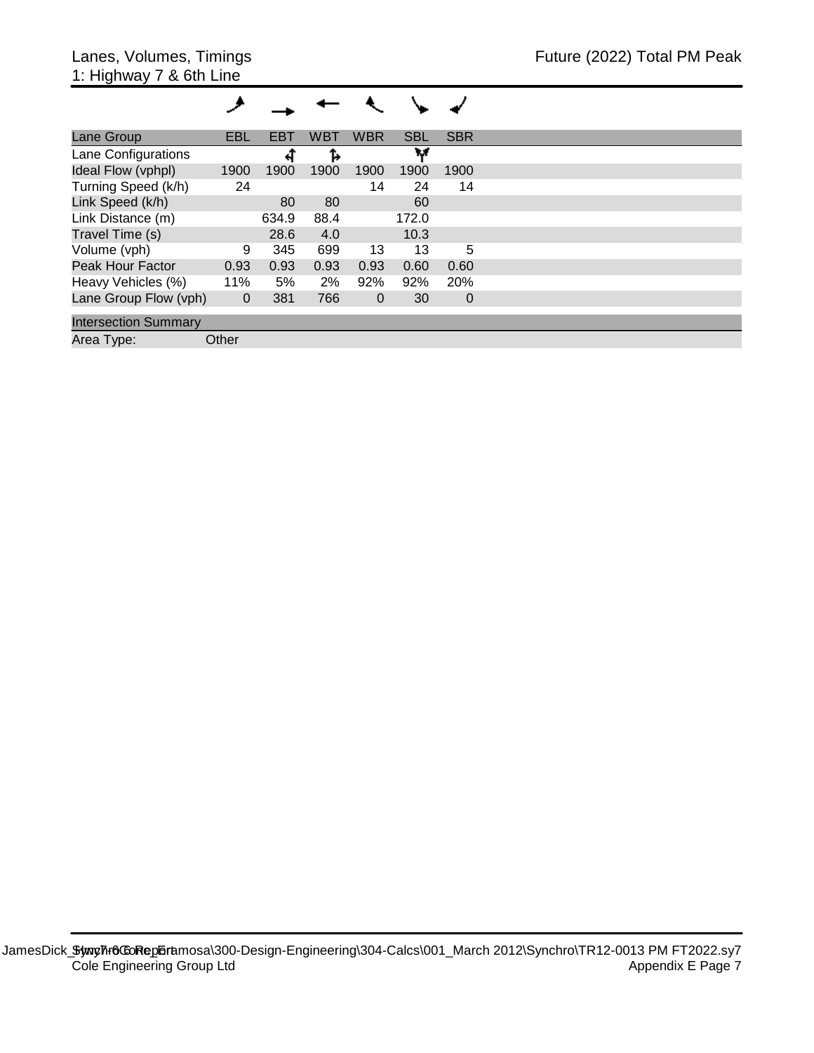Lanes, Volumes, Timings
1: Highway 7 & 6th Line

Future (2022) Total PM Peak

| Lane Group | EBL | EBT | WBT | WBR | SBL | SBR |
|---|---|---|---|---|---|---|
| Lane Configurations | | ↰ | ↱ | | Y | |
| Ideal Flow (vphpl) | 1900 | 1900 | 1900 | 1900 | 1900 | 1900 |
| Turning Speed (k/h) | 24 | | | 14 | 24 | 14 |
| Link Speed (k/h) | | 80 | 80 | | 60 | |
| Link Distance (m) | | 634.9 | 88.4 | | 172.0 | |
| Travel Time (s) | | 28.6 | 4.0 | | 10.3 | |
| Volume (vph) | 9 | 345 | 699 | 13 | 13 | 5 |
| Peak Hour Factor | 0.93 | 0.93 | 0.93 | 0.93 | 0.60 | 0.60 |
| Heavy Vehicles (%) | 11% | 5% | 2% | 92% | 92% | 20% |
| Lane Group Flow (vph) | 0 | 381 | 766 | 0 | 30 | 0 |

| Intersection Summary | |
|---|---|
| Area Type: | Other |

JamesDick_Hwy7-6Line_Eramosa\300-Design-Engineering\304-Calcs\001_March 2012\Synchro\TR12-0013 PM FT2022.sy7
Cole Engineering Group Ltd

Appendix E Page 7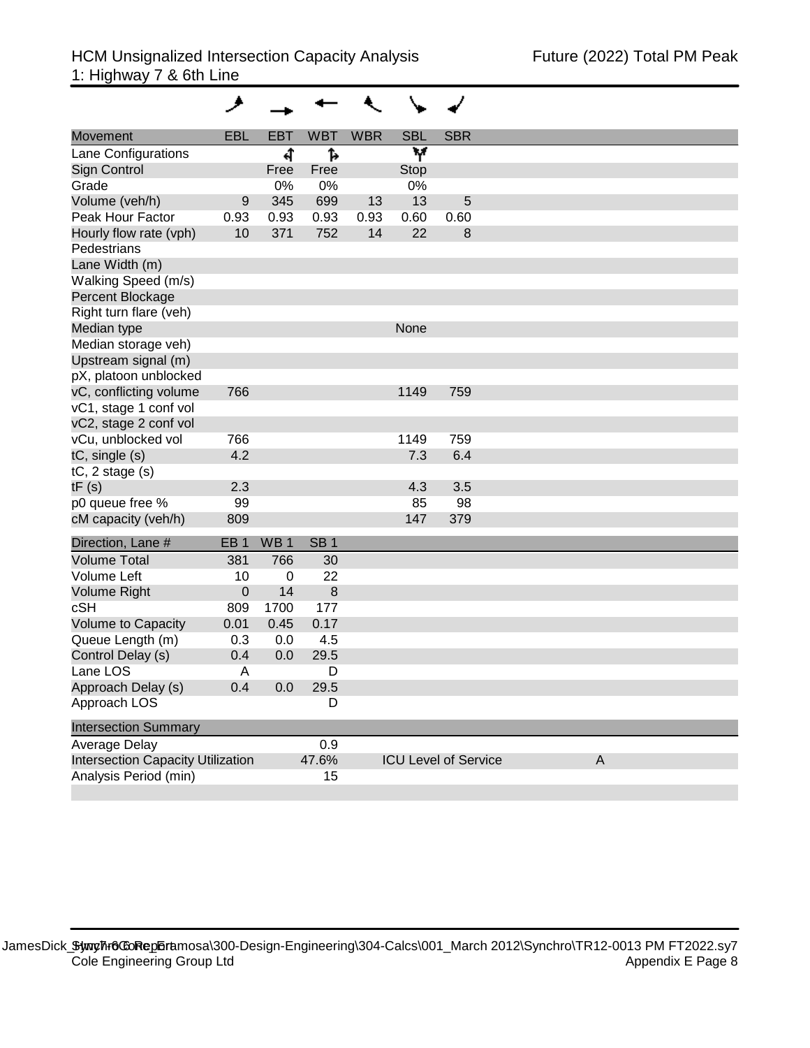# HCM Unsignalized Intersection Capacity Analysis

## 1: Highway 7 & 6th Line

Future (2022) Total PM Peak

| Movement | EBL | EBT | WBT | WBR | SBL | SBR |
|---|---|---|---|---|---|---|
| Lane Configurations | | ↰ | ↱ | | Y | |
| Sign Control | | Free | Free | | Stop | |
| Grade | | 0% | 0% | | 0% | |
| Volume (veh/h) | 9 | 345 | 699 | 13 | 13 | 5 |
| Peak Hour Factor | 0.93 | 0.93 | 0.93 | 0.93 | 0.60 | 0.60 |
| Hourly flow rate (vph) | 10 | 371 | 752 | 14 | 22 | 8 |
| Pedestrians | | | | | | |
| Lane Width (m) | | | | | | |
| Walking Speed (m/s) | | | | | | |
| Percent Blockage | | | | | | |
| Right turn flare (veh) | | | | | | |
| Median type | | | | | None | |
| Median storage veh) | | | | | | |
| Upstream signal (m) | | | | | | |
| pX, platoon unblocked | | | | | | |
| vC, conflicting volume | 766 | | | | 1149 | 759 |
| vC1, stage 1 conf vol | | | | | | |
| vC2, stage 2 conf vol | | | | | | |
| vCu, unblocked vol | 766 | | | | 1149 | 759 |
| tC, single (s) | 4.2 | | | | 7.3 | 6.4 |
| tC, 2 stage (s) | | | | | | |
| tF (s) | 2.3 | | | | 4.3 | 3.5 |
| p0 queue free % | 99 | | | | 85 | 98 |
| cM capacity (veh/h) | 809 | | | | 147 | 379 |

| Direction, Lane # | EB 1 | WB 1 | SB 1 |
|---|---|---|---|
| Volume Total | 381 | 766 | 30 |
| Volume Left | 10 | 0 | 22 |
| Volume Right | 0 | 14 | 8 |
| cSH | 809 | 1700 | 177 |
| Volume to Capacity | 0.01 | 0.45 | 0.17 |
| Queue Length (m) | 0.3 | 0.0 | 4.5 |
| Control Delay (s) | 0.4 | 0.0 | 29.5 |
| Lane LOS | A | | D |
| Approach Delay (s) | 0.4 | 0.0 | 29.5 |
| Approach LOS | | | D |

| Intersection Summary | | | |
|---|---|---|---|
| Average Delay | 0.9 | | |
| Intersection Capacity Utilization | 47.6% | ICU Level of Service | A |
| Analysis Period (min) | 15 | | |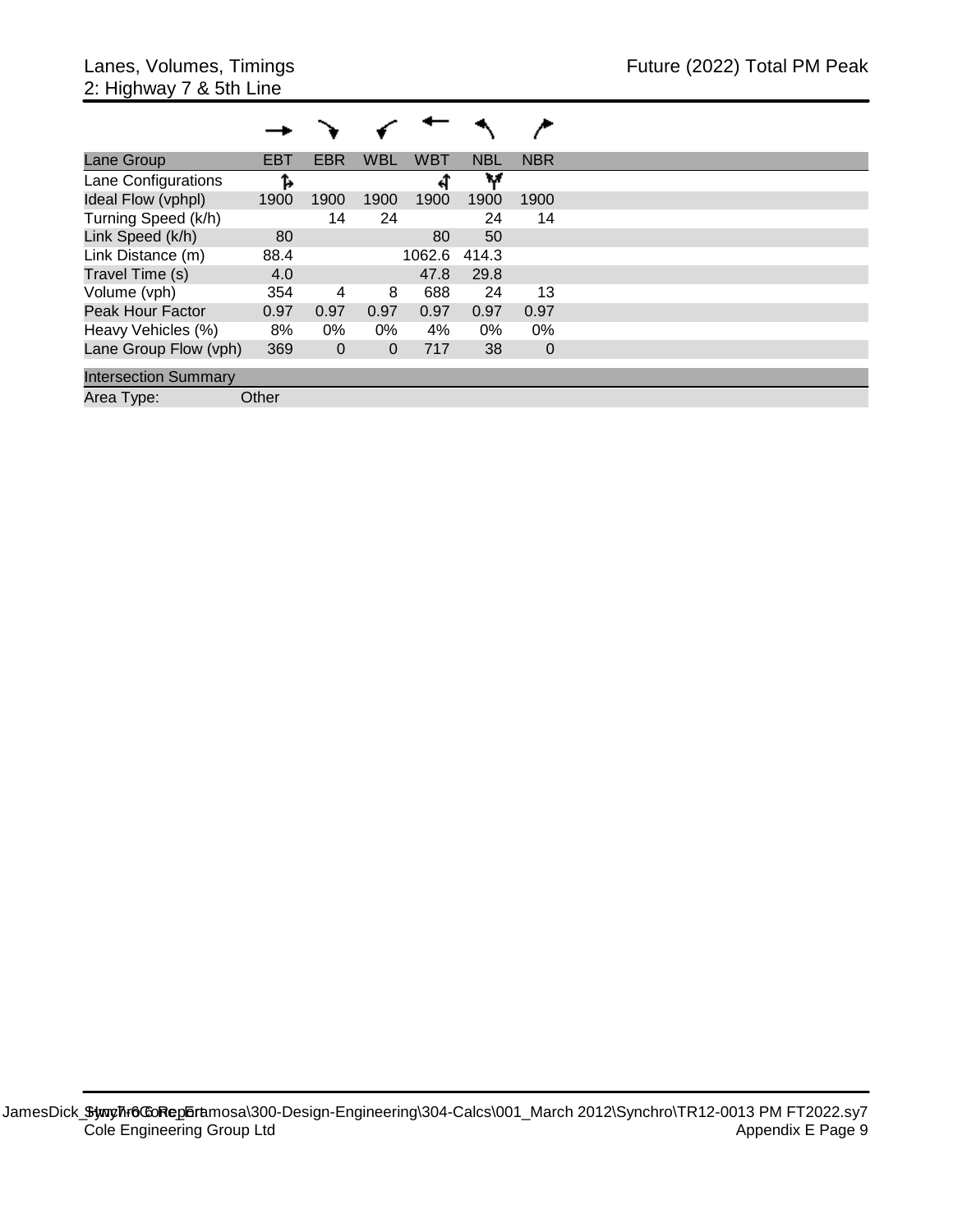Lanes, Volumes, Timings
2: Highway 7 & 5th Line

Future (2022) Total PM Peak

| Lane Group | EBT | EBR | WBL | WBT | NBL | NBR |
|---|---|---|---|---|---|---|
| Lane Configurations | ↱ | | | ↰ | Y | |
| Ideal Flow (vphpl) | 1900 | 1900 | 1900 | 1900 | 1900 | 1900 |
| Turning Speed (k/h) | | 14 | 24 | | 24 | 14 |
| Link Speed (k/h) | 80 | | | 80 | 50 | |
| Link Distance (m) | 88.4 | | | 1062.6 | 414.3 | |
| Travel Time (s) | 4.0 | | | 47.8 | 29.8 | |
| Volume (vph) | 354 | 4 | 8 | 688 | 24 | 13 |
| Peak Hour Factor | 0.97 | 0.97 | 0.97 | 0.97 | 0.97 | 0.97 |
| Heavy Vehicles (%) | 8% | 0% | 0% | 4% | 0% | 0% |
| Lane Group Flow (vph) | 369 | 0 | 0 | 717 | 38 | 0 |

| Intersection Summary | |
|---|---|
| Area Type: | Other |

JamesDick_Hwy7-6Concept\Eramosa\300-Design-Engineering\304-Calcs\001_March 2012\Synchro\TR12-0013 PM FT2022.sy7
Cole Engineering Group Ltd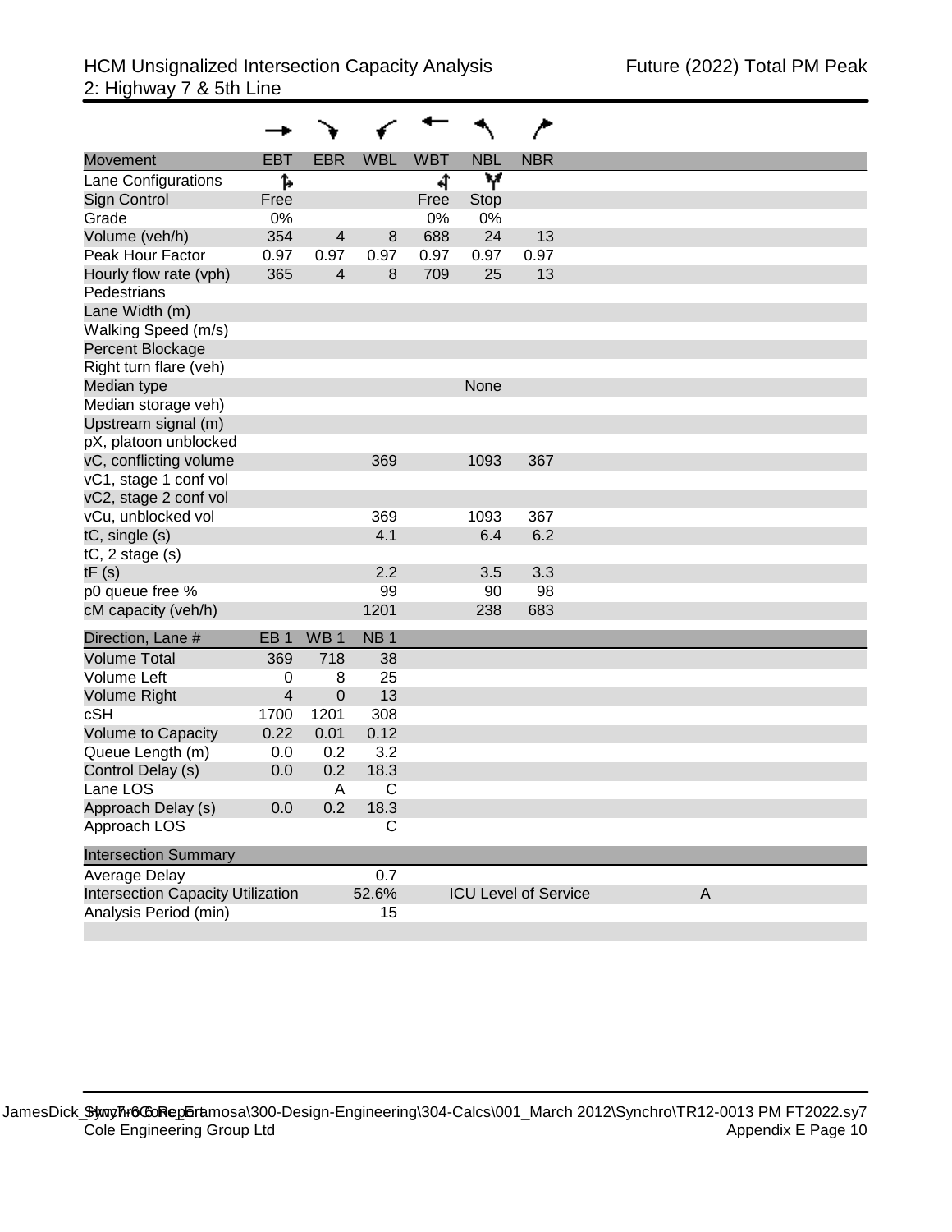# HCM Unsignalized Intersection Capacity Analysis
## 2: Highway 7 & 5th Line

Future (2022) Total PM Peak

| Movement | EBT | EBR | WBL | WBT | NBL | NBR |
|---|---|---|---|---|---|---|
| Lane Configurations | ↱ | | | ↰ | Y | |
| Sign Control | Free | | | Free | Stop | |
| Grade | 0% | | | 0% | 0% | |
| Volume (veh/h) | 354 | 4 | 8 | 688 | 24 | 13 |
| Peak Hour Factor | 0.97 | 0.97 | 0.97 | 0.97 | 0.97 | 0.97 |
| Hourly flow rate (vph) | 365 | 4 | 8 | 709 | 25 | 13 |
| Pedestrians | | | | | | |
| Lane Width (m) | | | | | | |
| Walking Speed (m/s) | | | | | | |
| Percent Blockage | | | | | | |
| Right turn flare (veh) | | | | | | |
| Median type | | | | | None | |
| Median storage veh) | | | | | | |
| Upstream signal (m) | | | | | | |
| pX, platoon unblocked | | | | | | |
| vC, conflicting volume | | | 369 | | 1093 | 367 |
| vC1, stage 1 conf vol | | | | | | |
| vC2, stage 2 conf vol | | | | | | |
| vCu, unblocked vol | | | 369 | | 1093 | 367 |
| tC, single (s) | | | 4.1 | | 6.4 | 6.2 |
| tC, 2 stage (s) | | | | | | |
| tF (s) | | | 2.2 | | 3.5 | 3.3 |
| p0 queue free % | | | 99 | | 90 | 98 |
| cM capacity (veh/h) | | | 1201 | | 238 | 683 |

| Direction, Lane # | EB 1 | WB 1 | NB 1 |
|---|---|---|---|
| Volume Total | 369 | 718 | 38 |
| Volume Left | 0 | 8 | 25 |
| Volume Right | 4 | 0 | 13 |
| cSH | 1700 | 1201 | 308 |
| Volume to Capacity | 0.22 | 0.01 | 0.12 |
| Queue Length (m) | 0.0 | 0.2 | 3.2 |
| Control Delay (s) | 0.0 | 0.2 | 18.3 |
| Lane LOS | | A | C |
| Approach Delay (s) | 0.0 | 0.2 | 18.3 |
| Approach LOS | | | C |

| Intersection Summary | | | |
|---|---|---|---|
| Average Delay | 0.7 | | |
| Intersection Capacity Utilization | 52.6% | ICU Level of Service | A |
| Analysis Period (min) | 15 | | |

JamesDick_Hwy7-6ConcEramosa\300-Design-Engineering\304-Calcs\001_March 2012\Synchro\TR12-0013 PM FT2022.sy7
Cole Engineering Group Ltd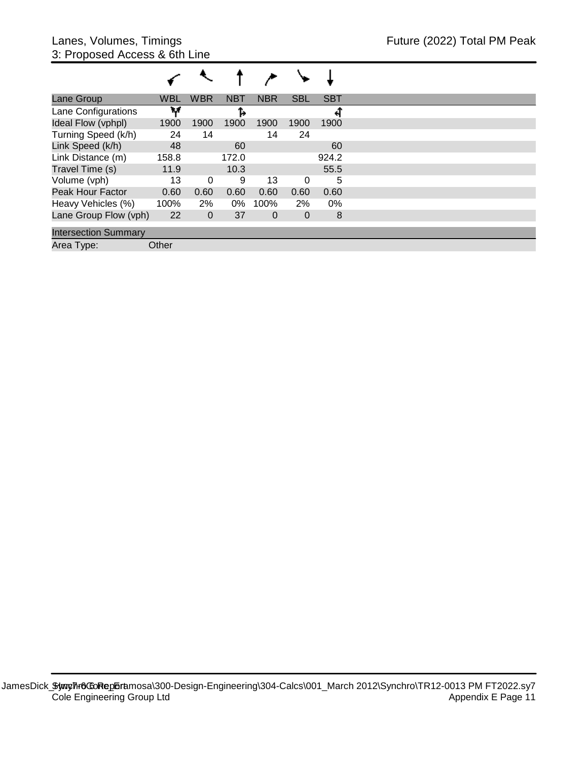Lanes, Volumes, Timings
3: Proposed Access & 6th Line

Future (2022) Total PM Peak

| Lane Group | WBL | WBR | NBT | NBR | SBL | SBT |
|---|---|---|---|---|---|---|
| Lane Configurations | Y | | ↱ | | | ↰ |
| Ideal Flow (vphpl) | 1900 | 1900 | 1900 | 1900 | 1900 | 1900 |
| Turning Speed (k/h) | 24 | 14 | | 14 | 24 | |
| Link Speed (k/h) | 48 | | 60 | | | 60 |
| Link Distance (m) | 158.8 | | 172.0 | | | 924.2 |
| Travel Time (s) | 11.9 | | 10.3 | | | 55.5 |
| Volume (vph) | 13 | 0 | 9 | 13 | 0 | 5 |
| Peak Hour Factor | 0.60 | 0.60 | 0.60 | 0.60 | 0.60 | 0.60 |
| Heavy Vehicles (%) | 100% | 2% | 0% | 100% | 2% | 0% |
| Lane Group Flow (vph) | 22 | 0 | 37 | 0 | 0 | 8 |

| Intersection Summary | |
|---|---|
| Area Type: | Other |

JamesDick_Hwy7-6C Report_Eramosa\300-Design-Engineering\304-Calcs\001_March 2012\Synchro\TR12-0013 PM FT2022.sy7
Cole Engineering Group Ltd
Appendix E Page 11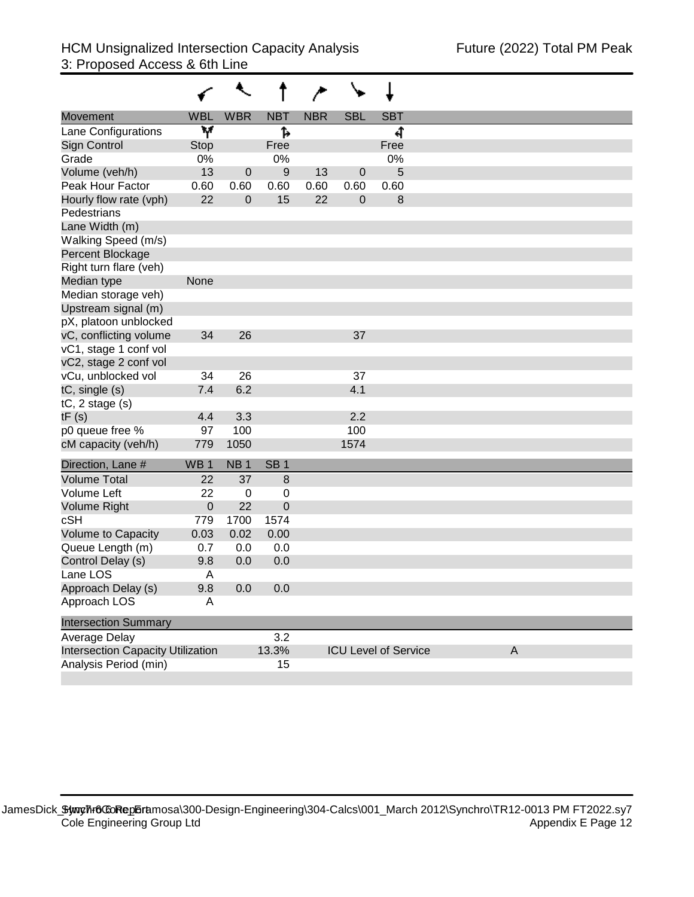HCM Unsignalized Intersection Capacity Analysis

3: Proposed Access & 6th Line

Future (2022) Total PM Peak

| Movement | WBL | WBR | NBT | NBR | SBL | SBT |
|---|---|---|---|---|---|---|
| Lane Configurations | | | | | | |
| Sign Control | Stop | | Free | | | Free |
| Grade | 0% | | 0% | | | 0% |
| Volume (veh/h) | 13 | 0 | 9 | 13 | 0 | 5 |
| Peak Hour Factor | 0.60 | 0.60 | 0.60 | 0.60 | 0.60 | 0.60 |
| Hourly flow rate (vph) | 22 | 0 | 15 | 22 | 0 | 8 |
| Pedestrians | | | | | | |
| Lane Width (m) | | | | | | |
| Walking Speed (m/s) | | | | | | |
| Percent Blockage | | | | | | |
| Right turn flare (veh) | | | | | | |
| Median type | None | | | | | |
| Median storage veh) | | | | | | |
| Upstream signal (m) | | | | | | |
| pX, platoon unblocked | | | | | | |
| vC, conflicting volume | 34 | 26 | | | 37 | |
| vC1, stage 1 conf vol | | | | | | |
| vC2, stage 2 conf vol | | | | | | |
| vCu, unblocked vol | 34 | 26 | | | 37 | |
| tC, single (s) | 7.4 | 6.2 | | | 4.1 | |
| tC, 2 stage (s) | | | | | | |
| tF (s) | 4.4 | 3.3 | | | 2.2 | |
| p0 queue free % | 97 | 100 | | | 100 | |
| cM capacity (veh/h) | 779 | 1050 | | | 1574 | |

| Direction, Lane # | WB 1 | NB 1 | SB 1 |
|---|---|---|---|
| Volume Total | 22 | 37 | 8 |
| Volume Left | 22 | 0 | 0 |
| Volume Right | 0 | 22 | 0 |
| cSH | 779 | 1700 | 1574 |
| Volume to Capacity | 0.03 | 0.02 | 0.00 |
| Queue Length (m) | 0.7 | 0.0 | 0.0 |
| Control Delay (s) | 9.8 | 0.0 | 0.0 |
| Lane LOS | A | | |
| Approach Delay (s) | 9.8 | 0.0 | 0.0 |
| Approach LOS | A | | |

| Intersection Summary | | | |
|---|---|---|---|
| Average Delay | 3.2 | | |
| Intersection Capacity Utilization | 13.3% | ICU Level of Service | A |
| Analysis Period (min) | 15 | | |

JamesDick_Hwy7-6Line_Eramosa\300-Design-Engineering\304-Calcs\001_March 2012\Synchro\TR12-0013 PM FT2022.sy7
Cole Engineering Group Ltd

Appendix E Page 12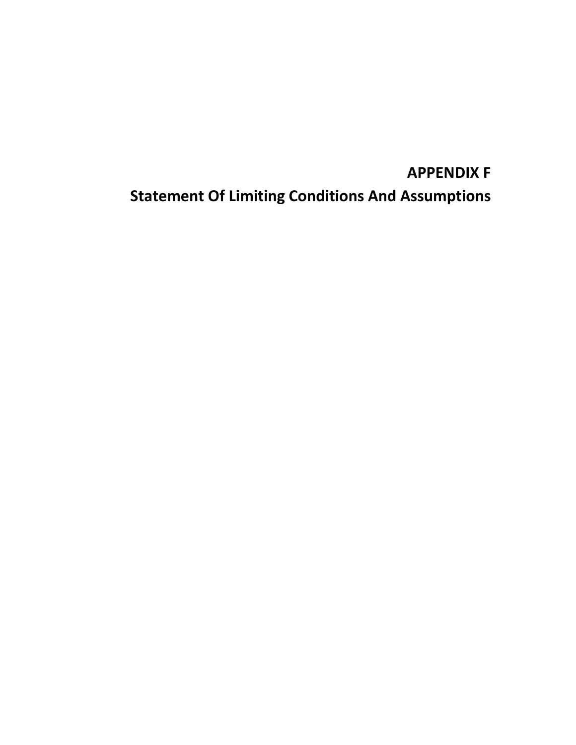# APPENDIX F

## Statement Of Limiting Conditions And Assumptions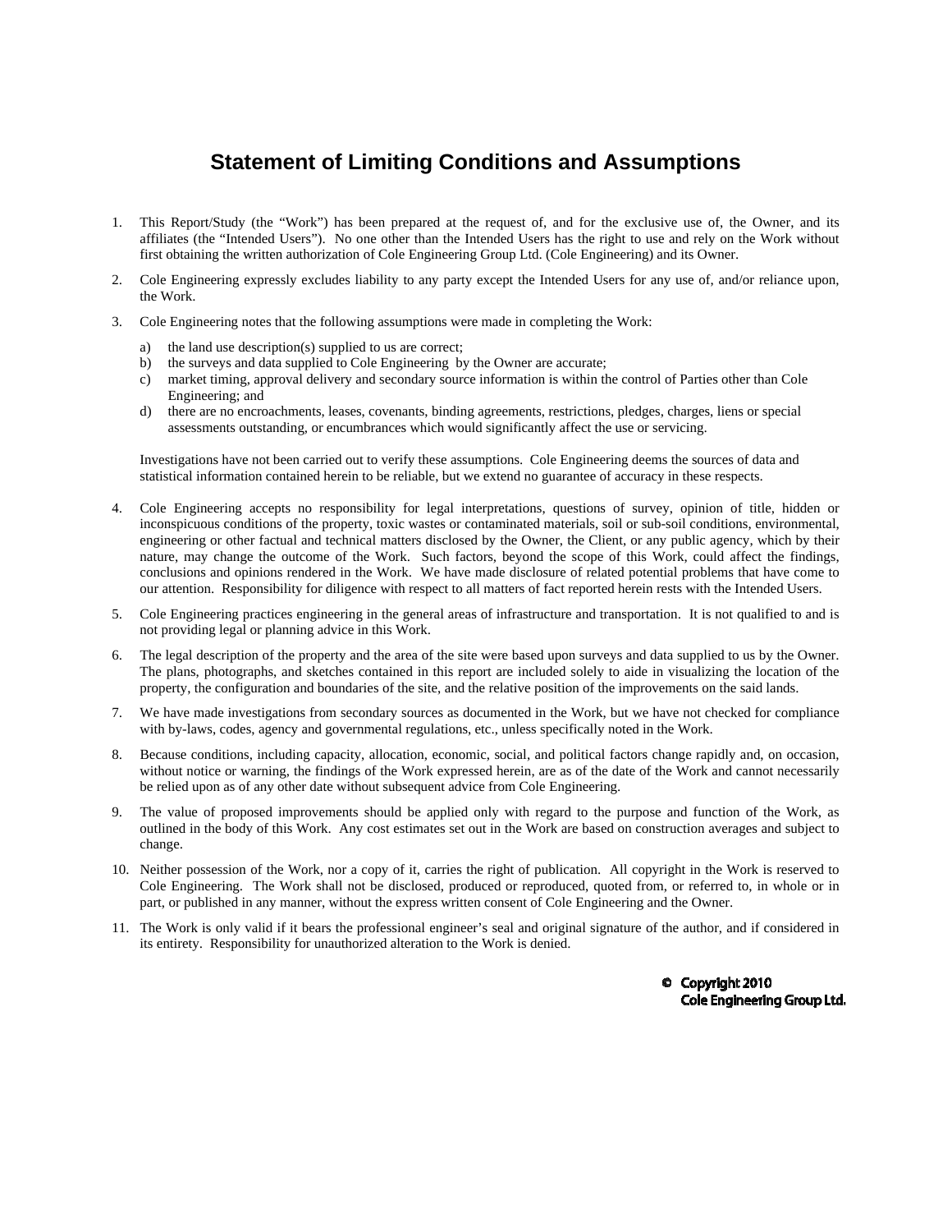# Statement of Limiting Conditions and Assumptions

1. This Report/Study (the "Work") has been prepared at the request of, and for the exclusive use of, the Owner, and its affiliates (the "Intended Users"). No one other than the Intended Users has the right to use and rely on the Work without first obtaining the written authorization of Cole Engineering Group Ltd. (Cole Engineering) and its Owner.

2. Cole Engineering expressly excludes liability to any party except the Intended Users for any use of, and/or reliance upon, the Work.

3. Cole Engineering notes that the following assumptions were made in completing the Work:

   a) the land use description(s) supplied to us are correct;
   b) the surveys and data supplied to Cole Engineering by the Owner are accurate;
   c) market timing, approval delivery and secondary source information is within the control of Parties other than Cole Engineering; and
   d) there are no encroachments, leases, covenants, binding agreements, restrictions, pledges, charges, liens or special assessments outstanding, or encumbrances which would significantly affect the use or servicing.

   Investigations have not been carried out to verify these assumptions. Cole Engineering deems the sources of data and statistical information contained herein to be reliable, but we extend no guarantee of accuracy in these respects.

4. Cole Engineering accepts no responsibility for legal interpretations, questions of survey, opinion of title, hidden or inconspicuous conditions of the property, toxic wastes or contaminated materials, soil or sub-soil conditions, environmental, engineering or other factual and technical matters disclosed by the Owner, the Client, or any public agency, which by their nature, may change the outcome of the Work. Such factors, beyond the scope of this Work, could affect the findings, conclusions and opinions rendered in the Work. We have made disclosure of related potential problems that have come to our attention. Responsibility for diligence with respect to all matters of fact reported herein rests with the Intended Users.

5. Cole Engineering practices engineering in the general areas of infrastructure and transportation. It is not qualified to and is not providing legal or planning advice in this Work.

6. The legal description of the property and the area of the site were based upon surveys and data supplied to us by the Owner. The plans, photographs, and sketches contained in this report are included solely to aide in visualizing the location of the property, the configuration and boundaries of the site, and the relative position of the improvements on the said lands.

7. We have made investigations from secondary sources as documented in the Work, but we have not checked for compliance with by-laws, codes, agency and governmental regulations, etc., unless specifically noted in the Work.

8. Because conditions, including capacity, allocation, economic, social, and political factors change rapidly and, on occasion, without notice or warning, the findings of the Work expressed herein, are as of the date of the Work and cannot necessarily be relied upon as of any other date without subsequent advice from Cole Engineering.

9. The value of proposed improvements should be applied only with regard to the purpose and function of the Work, as outlined in the body of this Work. Any cost estimates set out in the Work are based on construction averages and subject to change.

10. Neither possession of the Work, nor a copy of it, carries the right of publication. All copyright in the Work is reserved to Cole Engineering. The Work shall not be disclosed, produced or reproduced, quoted from, or referred to, in whole or in part, or published in any manner, without the express written consent of Cole Engineering and the Owner.

11. The Work is only valid if it bears the professional engineer's seal and original signature of the author, and if considered in its entirety. Responsibility for unauthorized alteration to the Work is denied.

© Copyright 2010
Cole Engineering Group Ltd.